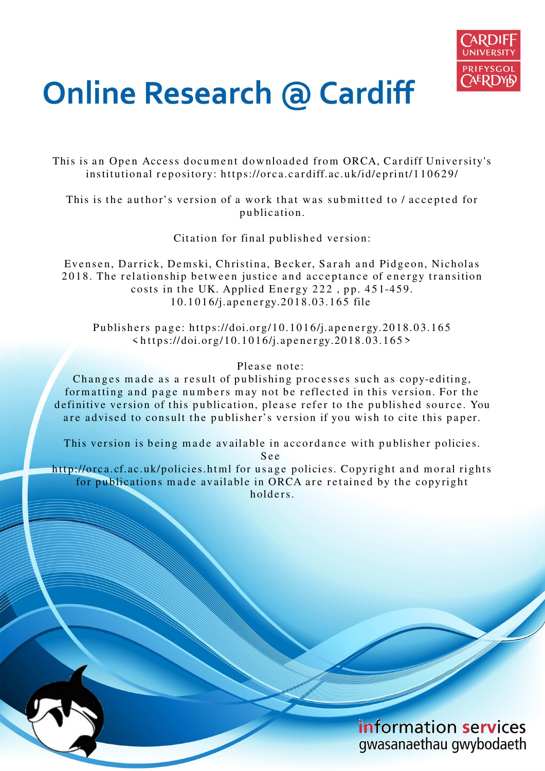# Online Research @ Cardiff

This is an Open Access document downloaded from ORCA, Cardiff University's institutional repository: https://orca.cardiff.ac.uk/id/eprint/110629/

This is the author's version of a work that was submitted to / accepted for publication.

Citation for final published version:

Evensen, Darrick, Demski, Christina, Becker, Sarah and Pidgeon, Nicholas 2018. The relationship between justice and acceptance of energy transition costs in the UK. Applied Energy 222 , pp. 451-459. 10.1016/j.apenergy.2018.03.165 file

Publishers page: https://doi.org/10.1016/j.apenergy.2018.03.165 <https://doi.org/10.1016/j.apenergy.2018.03.165>

Please note:
Changes made as a result of publishing processes such as copy-editing, formatting and page numbers may not be reflected in this version. For the definitive version of this publication, please refer to the published source. You are advised to consult the publisher's version if you wish to cite this paper.

This version is being made available in accordance with publisher policies. See http://orca.cf.ac.uk/policies.html for usage policies. Copyright and moral rights for publications made available in ORCA are retained by the copyright holders.

information services
gwasanaethau gwybodaeth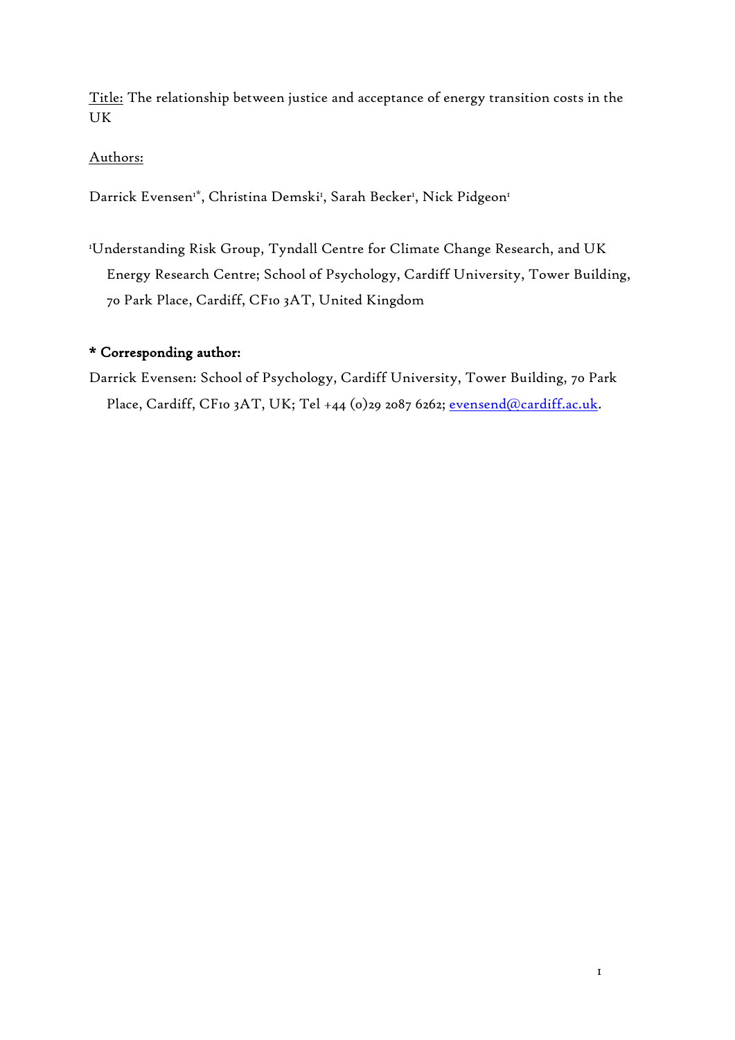Title: The relationship between justice and acceptance of energy transition costs in the UK

Authors:

Darrick Evensen[1*], Christina Demski[1], Sarah Becker[1], Nick Pidgeon[1]

[1]Understanding Risk Group, Tyndall Centre for Climate Change Research, and UK Energy Research Centre; School of Psychology, Cardiff University, Tower Building, 70 Park Place, Cardiff, CF10 3AT, United Kingdom

**\* Corresponding author:**

Darrick Evensen: School of Psychology, Cardiff University, Tower Building, 70 Park Place, Cardiff, CF10 3AT, UK; Tel +44 (0)29 2087 6262; evensend@cardiff.ac.uk.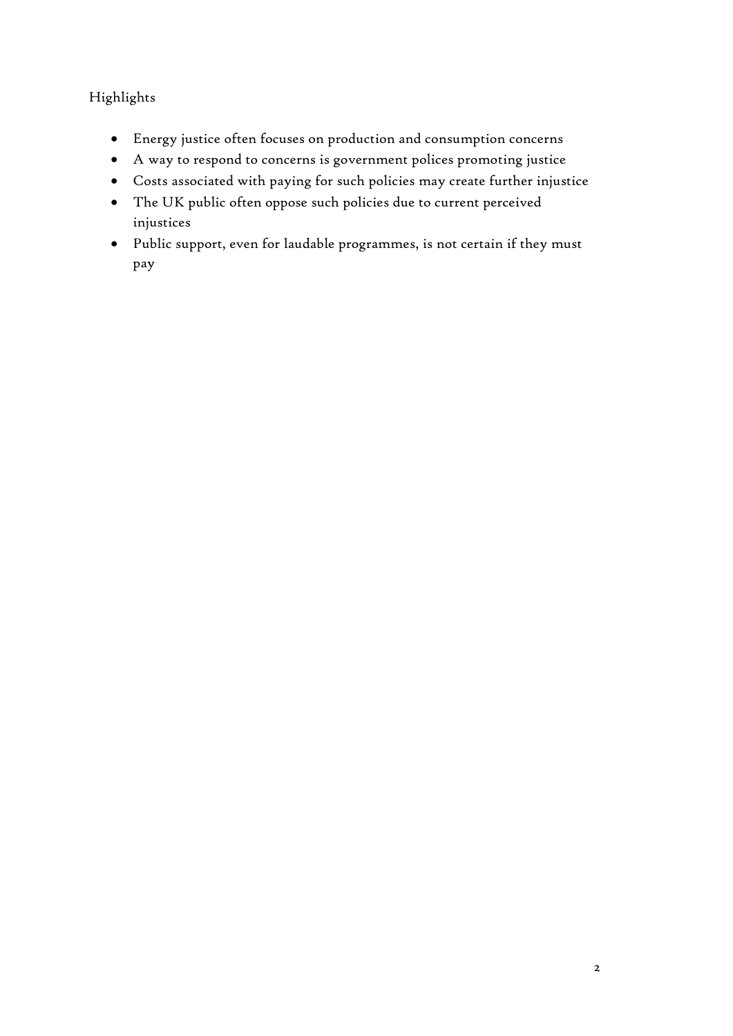Highlights

- Energy justice often focuses on production and consumption concerns
- A way to respond to concerns is government polices promoting justice
- Costs associated with paying for such policies may create further injustice
- The UK public often oppose such policies due to current perceived injustices
- Public support, even for laudable programmes, is not certain if they must pay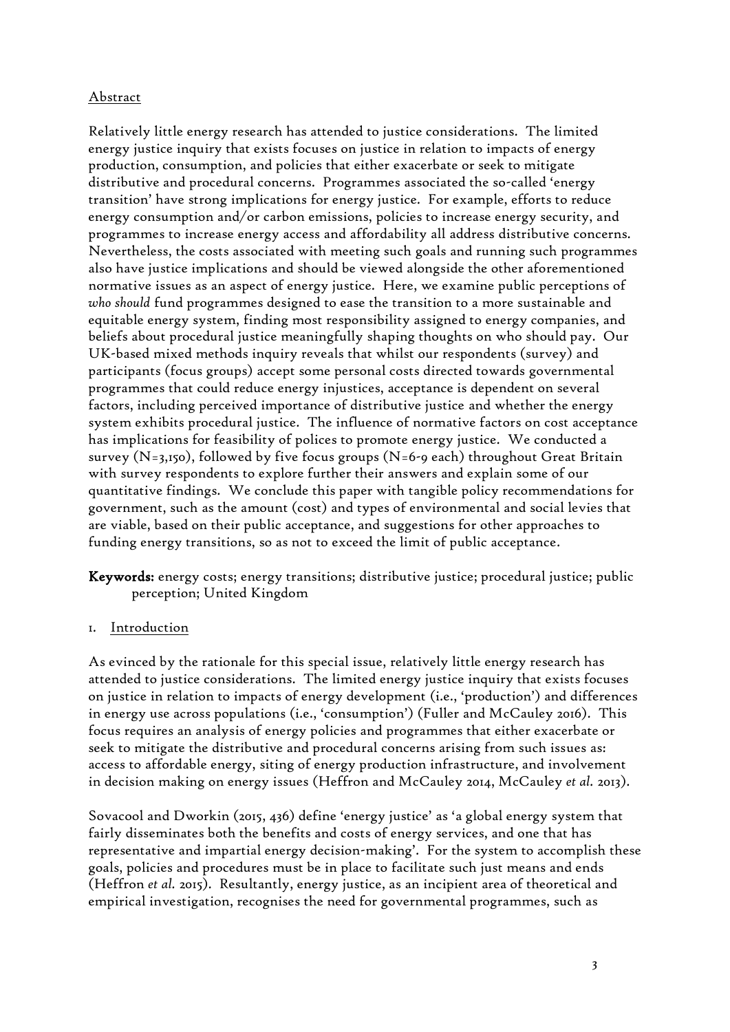## Abstract

Relatively little energy research has attended to justice considerations. The limited energy justice inquiry that exists focuses on justice in relation to impacts of energy production, consumption, and policies that either exacerbate or seek to mitigate distributive and procedural concerns. Programmes associated the so-called 'energy transition' have strong implications for energy justice. For example, efforts to reduce energy consumption and/or carbon emissions, policies to increase energy security, and programmes to increase energy access and affordability all address distributive concerns. Nevertheless, the costs associated with meeting such goals and running such programmes also have justice implications and should be viewed alongside the other aforementioned normative issues as an aspect of energy justice. Here, we examine public perceptions of *who should* fund programmes designed to ease the transition to a more sustainable and equitable energy system, finding most responsibility assigned to energy companies, and beliefs about procedural justice meaningfully shaping thoughts on who should pay. Our UK-based mixed methods inquiry reveals that whilst our respondents (survey) and participants (focus groups) accept some personal costs directed towards governmental programmes that could reduce energy injustices, acceptance is dependent on several factors, including perceived importance of distributive justice and whether the energy system exhibits procedural justice. The influence of normative factors on cost acceptance has implications for feasibility of polices to promote energy justice. We conducted a survey (N=3,150), followed by five focus groups (N=6-9 each) throughout Great Britain with survey respondents to explore further their answers and explain some of our quantitative findings. We conclude this paper with tangible policy recommendations for government, such as the amount (cost) and types of environmental and social levies that are viable, based on their public acceptance, and suggestions for other approaches to funding energy transitions, so as not to exceed the limit of public acceptance.

**Keywords:** energy costs; energy transitions; distributive justice; procedural justice; public perception; United Kingdom

## 1. Introduction

As evinced by the rationale for this special issue, relatively little energy research has attended to justice considerations. The limited energy justice inquiry that exists focuses on justice in relation to impacts of energy development (i.e., 'production') and differences in energy use across populations (i.e., 'consumption') (Fuller and McCauley 2016). This focus requires an analysis of energy policies and programmes that either exacerbate or seek to mitigate the distributive and procedural concerns arising from such issues as: access to affordable energy, siting of energy production infrastructure, and involvement in decision making on energy issues (Heffron and McCauley 2014, McCauley *et al.* 2013).

Sovacool and Dworkin (2015, 436) define 'energy justice' as 'a global energy system that fairly disseminates both the benefits and costs of energy services, and one that has representative and impartial energy decision-making'. For the system to accomplish these goals, policies and procedures must be in place to facilitate such just means and ends (Heffron *et al.* 2015). Resultantly, energy justice, as an incipient area of theoretical and empirical investigation, recognises the need for governmental programmes, such as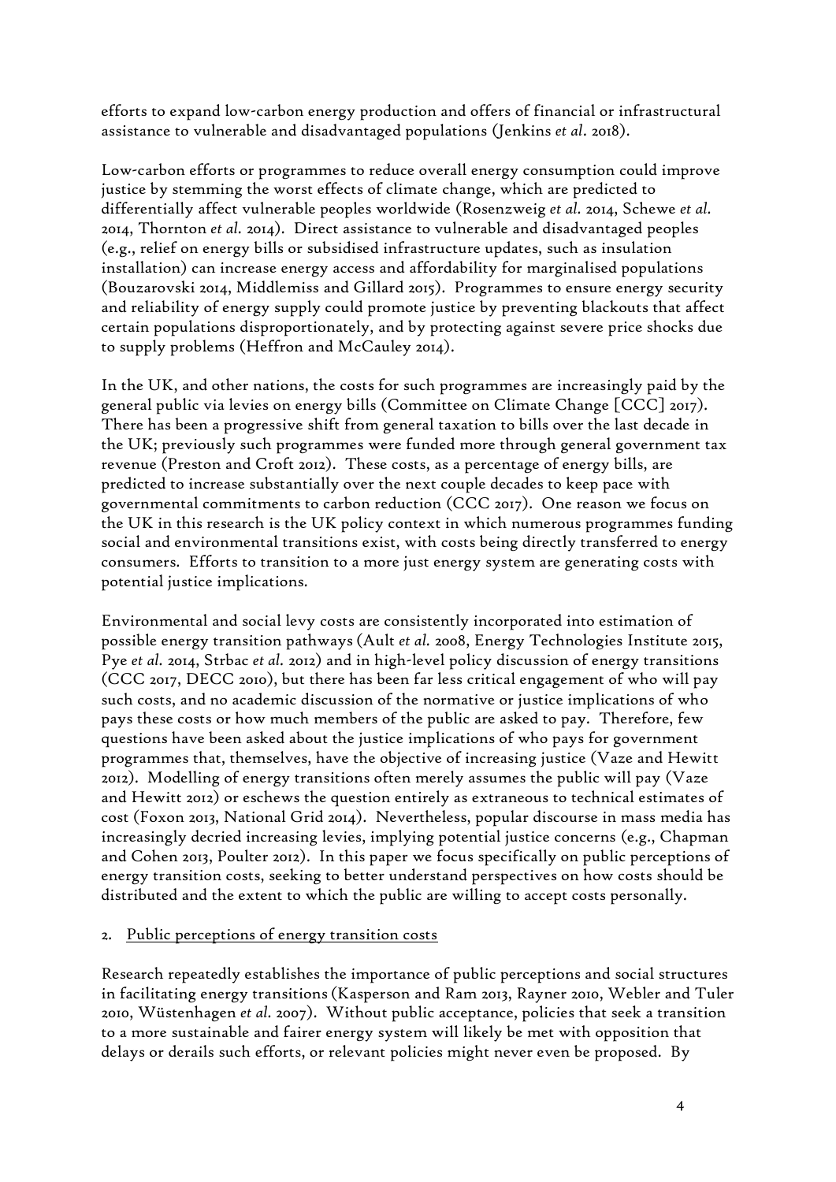efforts to expand low-carbon energy production and offers of financial or infrastructural assistance to vulnerable and disadvantaged populations (Jenkins *et al*. 2018).

Low-carbon efforts or programmes to reduce overall energy consumption could improve justice by stemming the worst effects of climate change, which are predicted to differentially affect vulnerable peoples worldwide (Rosenzweig *et al*. 2014, Schewe *et al*. 2014, Thornton *et al*. 2014). Direct assistance to vulnerable and disadvantaged peoples (e.g., relief on energy bills or subsidised infrastructure updates, such as insulation installation) can increase energy access and affordability for marginalised populations (Bouzarovski 2014, Middlemiss and Gillard 2015). Programmes to ensure energy security and reliability of energy supply could promote justice by preventing blackouts that affect certain populations disproportionately, and by protecting against severe price shocks due to supply problems (Heffron and McCauley 2014).

In the UK, and other nations, the costs for such programmes are increasingly paid by the general public via levies on energy bills (Committee on Climate Change [CCC] 2017). There has been a progressive shift from general taxation to bills over the last decade in the UK; previously such programmes were funded more through general government tax revenue (Preston and Croft 2012). These costs, as a percentage of energy bills, are predicted to increase substantially over the next couple decades to keep pace with governmental commitments to carbon reduction (CCC 2017). One reason we focus on the UK in this research is the UK policy context in which numerous programmes funding social and environmental transitions exist, with costs being directly transferred to energy consumers. Efforts to transition to a more just energy system are generating costs with potential justice implications.

Environmental and social levy costs are consistently incorporated into estimation of possible energy transition pathways (Ault *et al*. 2008, Energy Technologies Institute 2015, Pye *et al*. 2014, Strbac *et al*. 2012) and in high-level policy discussion of energy transitions (CCC 2017, DECC 2010), but there has been far less critical engagement of who will pay such costs, and no academic discussion of the normative or justice implications of who pays these costs or how much members of the public are asked to pay. Therefore, few questions have been asked about the justice implications of who pays for government programmes that, themselves, have the objective of increasing justice (Vaze and Hewitt 2012). Modelling of energy transitions often merely assumes the public will pay (Vaze and Hewitt 2012) or eschews the question entirely as extraneous to technical estimates of cost (Foxon 2013, National Grid 2014). Nevertheless, popular discourse in mass media has increasingly decried increasing levies, implying potential justice concerns (e.g., Chapman and Cohen 2013, Poulter 2012). In this paper we focus specifically on public perceptions of energy transition costs, seeking to better understand perspectives on how costs should be distributed and the extent to which the public are willing to accept costs personally.

## 2. Public perceptions of energy transition costs

Research repeatedly establishes the importance of public perceptions and social structures in facilitating energy transitions (Kasperson and Ram 2013, Rayner 2010, Webler and Tuler 2010, Wüstenhagen *et al*. 2007). Without public acceptance, policies that seek a transition to a more sustainable and fairer energy system will likely be met with opposition that delays or derails such efforts, or relevant policies might never even be proposed. By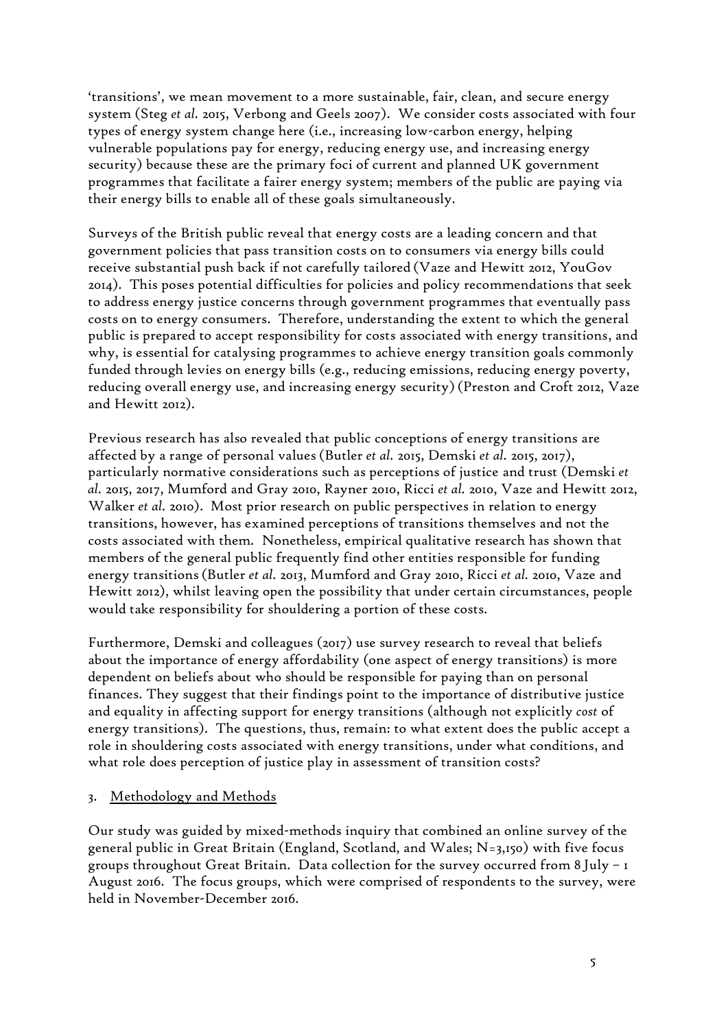'transitions', we mean movement to a more sustainable, fair, clean, and secure energy system (Steg *et al.* 2015, Verbong and Geels 2007). We consider costs associated with four types of energy system change here (i.e., increasing low-carbon energy, helping vulnerable populations pay for energy, reducing energy use, and increasing energy security) because these are the primary foci of current and planned UK government programmes that facilitate a fairer energy system; members of the public are paying via their energy bills to enable all of these goals simultaneously.

Surveys of the British public reveal that energy costs are a leading concern and that government policies that pass transition costs on to consumers via energy bills could receive substantial push back if not carefully tailored (Vaze and Hewitt 2012, YouGov 2014). This poses potential difficulties for policies and policy recommendations that seek to address energy justice concerns through government programmes that eventually pass costs on to energy consumers. Therefore, understanding the extent to which the general public is prepared to accept responsibility for costs associated with energy transitions, and why, is essential for catalysing programmes to achieve energy transition goals commonly funded through levies on energy bills (e.g., reducing emissions, reducing energy poverty, reducing overall energy use, and increasing energy security) (Preston and Croft 2012, Vaze and Hewitt 2012).

Previous research has also revealed that public conceptions of energy transitions are affected by a range of personal values (Butler *et al.* 2015, Demski *et al.* 2015, 2017), particularly normative considerations such as perceptions of justice and trust (Demski *et al.* 2015, 2017, Mumford and Gray 2010, Rayner 2010, Ricci *et al.* 2010, Vaze and Hewitt 2012, Walker *et al.* 2010). Most prior research on public perspectives in relation to energy transitions, however, has examined perceptions of transitions themselves and not the costs associated with them. Nonetheless, empirical qualitative research has shown that members of the general public frequently find other entities responsible for funding energy transitions (Butler *et al.* 2013, Mumford and Gray 2010, Ricci *et al.* 2010, Vaze and Hewitt 2012), whilst leaving open the possibility that under certain circumstances, people would take responsibility for shouldering a portion of these costs.

Furthermore, Demski and colleagues (2017) use survey research to reveal that beliefs about the importance of energy affordability (one aspect of energy transitions) is more dependent on beliefs about who should be responsible for paying than on personal finances. They suggest that their findings point to the importance of distributive justice and equality in affecting support for energy transitions (although not explicitly *cost* of energy transitions). The questions, thus, remain: to what extent does the public accept a role in shouldering costs associated with energy transitions, under what conditions, and what role does perception of justice play in assessment of transition costs?

## 3. Methodology and Methods

Our study was guided by mixed-methods inquiry that combined an online survey of the general public in Great Britain (England, Scotland, and Wales; N=3,150) with five focus groups throughout Great Britain. Data collection for the survey occurred from 8 July – 1 August 2016. The focus groups, which were comprised of respondents to the survey, were held in November-December 2016.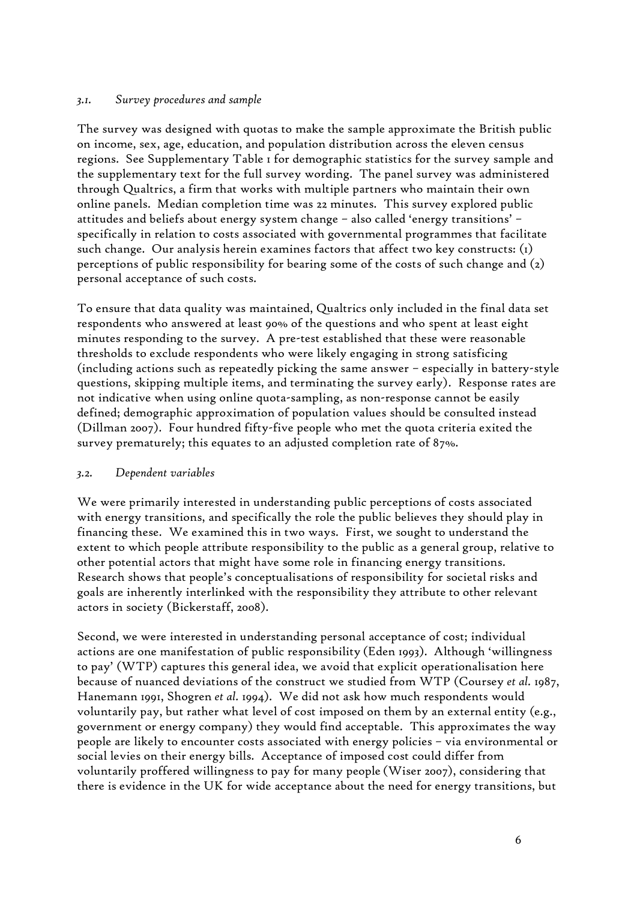### *3.1. Survey procedures and sample*

The survey was designed with quotas to make the sample approximate the British public on income, sex, age, education, and population distribution across the eleven census regions. See Supplementary Table 1 for demographic statistics for the survey sample and the supplementary text for the full survey wording. The panel survey was administered through Qualtrics, a firm that works with multiple partners who maintain their own online panels. Median completion time was 22 minutes. This survey explored public attitudes and beliefs about energy system change – also called 'energy transitions' – specifically in relation to costs associated with governmental programmes that facilitate such change. Our analysis herein examines factors that affect two key constructs: (1) perceptions of public responsibility for bearing some of the costs of such change and (2) personal acceptance of such costs.

To ensure that data quality was maintained, Qualtrics only included in the final data set respondents who answered at least 90% of the questions and who spent at least eight minutes responding to the survey. A pre-test established that these were reasonable thresholds to exclude respondents who were likely engaging in strong satisficing (including actions such as repeatedly picking the same answer – especially in battery-style questions, skipping multiple items, and terminating the survey early). Response rates are not indicative when using online quota-sampling, as non-response cannot be easily defined; demographic approximation of population values should be consulted instead (Dillman 2007). Four hundred fifty-five people who met the quota criteria exited the survey prematurely; this equates to an adjusted completion rate of 87%.

### *3.2. Dependent variables*

We were primarily interested in understanding public perceptions of costs associated with energy transitions, and specifically the role the public believes they should play in financing these. We examined this in two ways. First, we sought to understand the extent to which people attribute responsibility to the public as a general group, relative to other potential actors that might have some role in financing energy transitions. Research shows that people's conceptualisations of responsibility for societal risks and goals are inherently interlinked with the responsibility they attribute to other relevant actors in society (Bickerstaff, 2008).

Second, we were interested in understanding personal acceptance of cost; individual actions are one manifestation of public responsibility (Eden 1993). Although 'willingness to pay' (WTP) captures this general idea, we avoid that explicit operationalisation here because of nuanced deviations of the construct we studied from WTP (Coursey *et al.* 1987, Hanemann 1991, Shogren *et al.* 1994). We did not ask how much respondents would voluntarily pay, but rather what level of cost imposed on them by an external entity (e.g., government or energy company) they would find acceptable. This approximates the way people are likely to encounter costs associated with energy policies – via environmental or social levies on their energy bills. Acceptance of imposed cost could differ from voluntarily proffered willingness to pay for many people (Wiser 2007), considering that there is evidence in the UK for wide acceptance about the need for energy transitions, but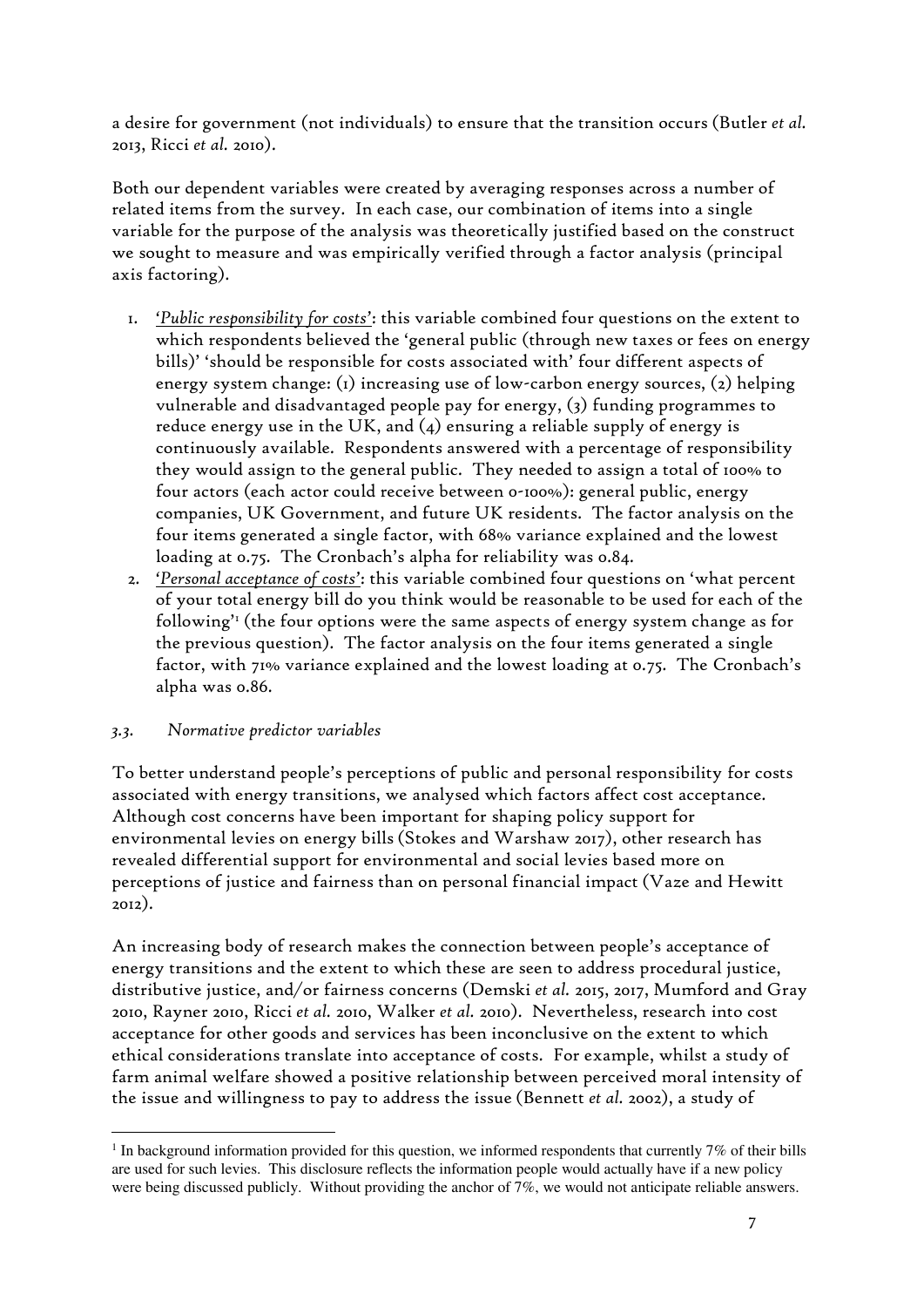a desire for government (not individuals) to ensure that the transition occurs (Butler *et al.* 2013, Ricci *et al.* 2010).

Both our dependent variables were created by averaging responses across a number of related items from the survey. In each case, our combination of items into a single variable for the purpose of the analysis was theoretically justified based on the construct we sought to measure and was empirically verified through a factor analysis (principal axis factoring).

1. *'Public responsibility for costs'*: this variable combined four questions on the extent to which respondents believed the 'general public (through new taxes or fees on energy bills)' 'should be responsible for costs associated with' four different aspects of energy system change: (1) increasing use of low-carbon energy sources, (2) helping vulnerable and disadvantaged people pay for energy, (3) funding programmes to reduce energy use in the UK, and (4) ensuring a reliable supply of energy is continuously available. Respondents answered with a percentage of responsibility they would assign to the general public. They needed to assign a total of 100% to four actors (each actor could receive between 0-100%): general public, energy companies, UK Government, and future UK residents. The factor analysis on the four items generated a single factor, with 68% variance explained and the lowest loading at 0.75. The Cronbach's alpha for reliability was 0.84.
2. *'Personal acceptance of costs'*: this variable combined four questions on 'what percent of your total energy bill do you think would be reasonable to be used for each of the following'[1] (the four options were the same aspects of energy system change as for the previous question). The factor analysis on the four items generated a single factor, with 71% variance explained and the lowest loading at 0.75. The Cronbach's alpha was 0.86.

### *3.3. Normative predictor variables*

To better understand people's perceptions of public and personal responsibility for costs associated with energy transitions, we analysed which factors affect cost acceptance. Although cost concerns have been important for shaping policy support for environmental levies on energy bills (Stokes and Warshaw 2017), other research has revealed differential support for environmental and social levies based more on perceptions of justice and fairness than on personal financial impact (Vaze and Hewitt 2012).

An increasing body of research makes the connection between people's acceptance of energy transitions and the extent to which these are seen to address procedural justice, distributive justice, and/or fairness concerns (Demski *et al.* 2015, 2017, Mumford and Gray 2010, Rayner 2010, Ricci *et al.* 2010, Walker *et al.* 2010). Nevertheless, research into cost acceptance for other goods and services has been inconclusive on the extent to which ethical considerations translate into acceptance of costs. For example, whilst a study of farm animal welfare showed a positive relationship between perceived moral intensity of the issue and willingness to pay to address the issue (Bennett *et al.* 2002), a study of

[1] In background information provided for this question, we informed respondents that currently 7% of their bills are used for such levies. This disclosure reflects the information people would actually have if a new policy were being discussed publicly. Without providing the anchor of 7%, we would not anticipate reliable answers.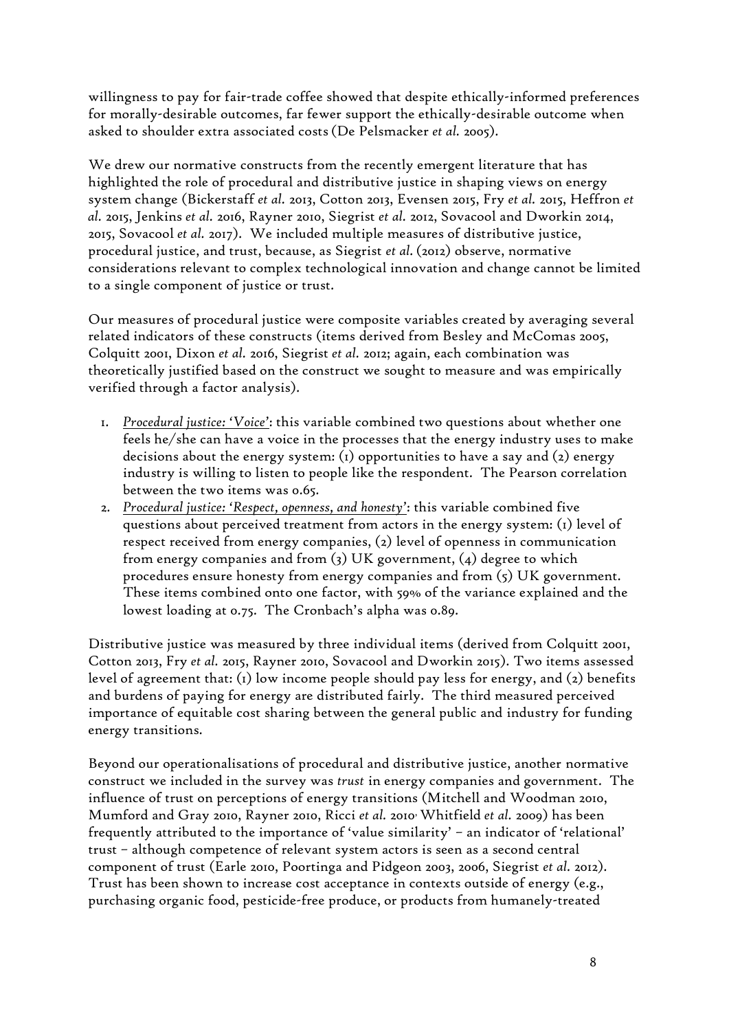willingness to pay for fair-trade coffee showed that despite ethically-informed preferences for morally-desirable outcomes, far fewer support the ethically-desirable outcome when asked to shoulder extra associated costs (De Pelsmacker *et al.* 2005).

We drew our normative constructs from the recently emergent literature that has highlighted the role of procedural and distributive justice in shaping views on energy system change (Bickerstaff *et al.* 2013, Cotton 2013, Evensen 2015, Fry *et al.* 2015, Heffron *et al.* 2015, Jenkins *et al.* 2016, Rayner 2010, Siegrist *et al.* 2012, Sovacool and Dworkin 2014, 2015, Sovacool *et al.* 2017). We included multiple measures of distributive justice, procedural justice, and trust, because, as Siegrist *et al.* (2012) observe, normative considerations relevant to complex technological innovation and change cannot be limited to a single component of justice or trust.

Our measures of procedural justice were composite variables created by averaging several related indicators of these constructs (items derived from Besley and McComas 2005, Colquitt 2001, Dixon *et al.* 2016, Siegrist *et al.* 2012; again, each combination was theoretically justified based on the construct we sought to measure and was empirically verified through a factor analysis).

1. *Procedural justice: 'Voice'*: this variable combined two questions about whether one feels he/she can have a voice in the processes that the energy industry uses to make decisions about the energy system: (1) opportunities to have a say and (2) energy industry is willing to listen to people like the respondent. The Pearson correlation between the two items was 0.65.
2. *Procedural justice: 'Respect, openness, and honesty'*: this variable combined five questions about perceived treatment from actors in the energy system: (1) level of respect received from energy companies, (2) level of openness in communication from energy companies and from (3) UK government, (4) degree to which procedures ensure honesty from energy companies and from (5) UK government. These items combined onto one factor, with 59% of the variance explained and the lowest loading at 0.75. The Cronbach's alpha was 0.89.

Distributive justice was measured by three individual items (derived from Colquitt 2001, Cotton 2013, Fry *et al.* 2015, Rayner 2010, Sovacool and Dworkin 2015). Two items assessed level of agreement that: (1) low income people should pay less for energy, and (2) benefits and burdens of paying for energy are distributed fairly. The third measured perceived importance of equitable cost sharing between the general public and industry for funding energy transitions.

Beyond our operationalisations of procedural and distributive justice, another normative construct we included in the survey was *trust* in energy companies and government. The influence of trust on perceptions of energy transitions (Mitchell and Woodman 2010, Mumford and Gray 2010, Rayner 2010, Ricci *et al.* 2010, Whitfield *et al.* 2009) has been frequently attributed to the importance of 'value similarity' – an indicator of 'relational' trust – although competence of relevant system actors is seen as a second central component of trust (Earle 2010, Poortinga and Pidgeon 2003, 2006, Siegrist *et al.* 2012). Trust has been shown to increase cost acceptance in contexts outside of energy (e.g., purchasing organic food, pesticide-free produce, or products from humanely-treated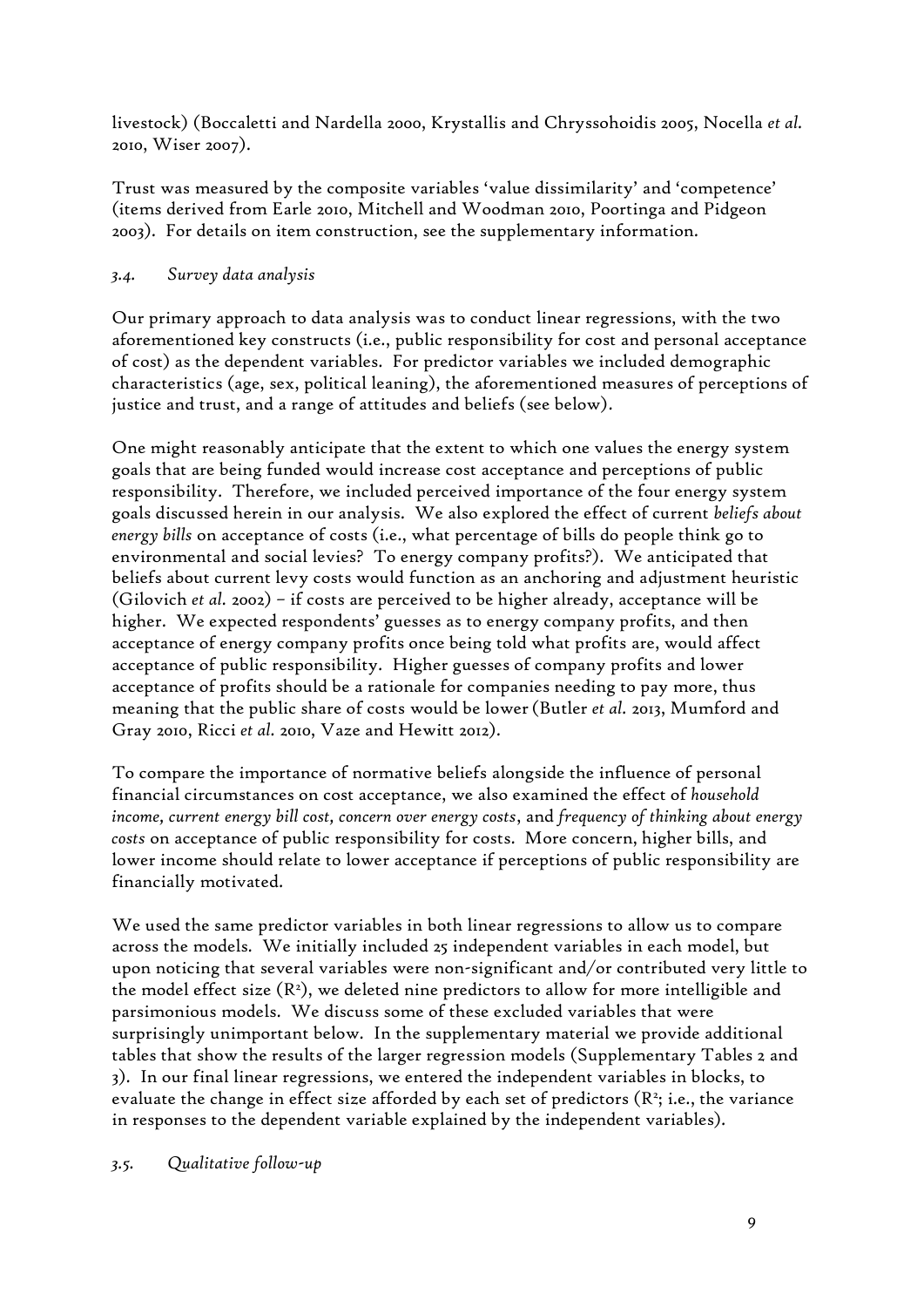livestock) (Boccaletti and Nardella 2000, Krystallis and Chryssohoidis 2005, Nocella *et al.* 2010, Wiser 2007).

Trust was measured by the composite variables 'value dissimilarity' and 'competence' (items derived from Earle 2010, Mitchell and Woodman 2010, Poortinga and Pidgeon 2003). For details on item construction, see the supplementary information.

### *3.4. Survey data analysis*

Our primary approach to data analysis was to conduct linear regressions, with the two aforementioned key constructs (i.e., public responsibility for cost and personal acceptance of cost) as the dependent variables. For predictor variables we included demographic characteristics (age, sex, political leaning), the aforementioned measures of perceptions of justice and trust, and a range of attitudes and beliefs (see below).

One might reasonably anticipate that the extent to which one values the energy system goals that are being funded would increase cost acceptance and perceptions of public responsibility. Therefore, we included perceived importance of the four energy system goals discussed herein in our analysis. We also explored the effect of current *beliefs about energy bills* on acceptance of costs (i.e., what percentage of bills do people think go to environmental and social levies? To energy company profits?). We anticipated that beliefs about current levy costs would function as an anchoring and adjustment heuristic (Gilovich *et al.* 2002) – if costs are perceived to be higher already, acceptance will be higher. We expected respondents' guesses as to energy company profits, and then acceptance of energy company profits once being told what profits are, would affect acceptance of public responsibility. Higher guesses of company profits and lower acceptance of profits should be a rationale for companies needing to pay more, thus meaning that the public share of costs would be lower (Butler *et al.* 2013, Mumford and Gray 2010, Ricci *et al.* 2010, Vaze and Hewitt 2012).

To compare the importance of normative beliefs alongside the influence of personal financial circumstances on cost acceptance, we also examined the effect of *household income, current energy bill cost, concern over energy costs*, and *frequency of thinking about energy costs* on acceptance of public responsibility for costs. More concern, higher bills, and lower income should relate to lower acceptance if perceptions of public responsibility are financially motivated.

We used the same predictor variables in both linear regressions to allow us to compare across the models. We initially included 25 independent variables in each model, but upon noticing that several variables were non-significant and/or contributed very little to the model effect size ($R^2$), we deleted nine predictors to allow for more intelligible and parsimonious models. We discuss some of these excluded variables that were surprisingly unimportant below. In the supplementary material we provide additional tables that show the results of the larger regression models (Supplementary Tables 2 and 3). In our final linear regressions, we entered the independent variables in blocks, to evaluate the change in effect size afforded by each set of predictors ($R^2$; i.e., the variance in responses to the dependent variable explained by the independent variables).

### *3.5. Qualitative follow-up*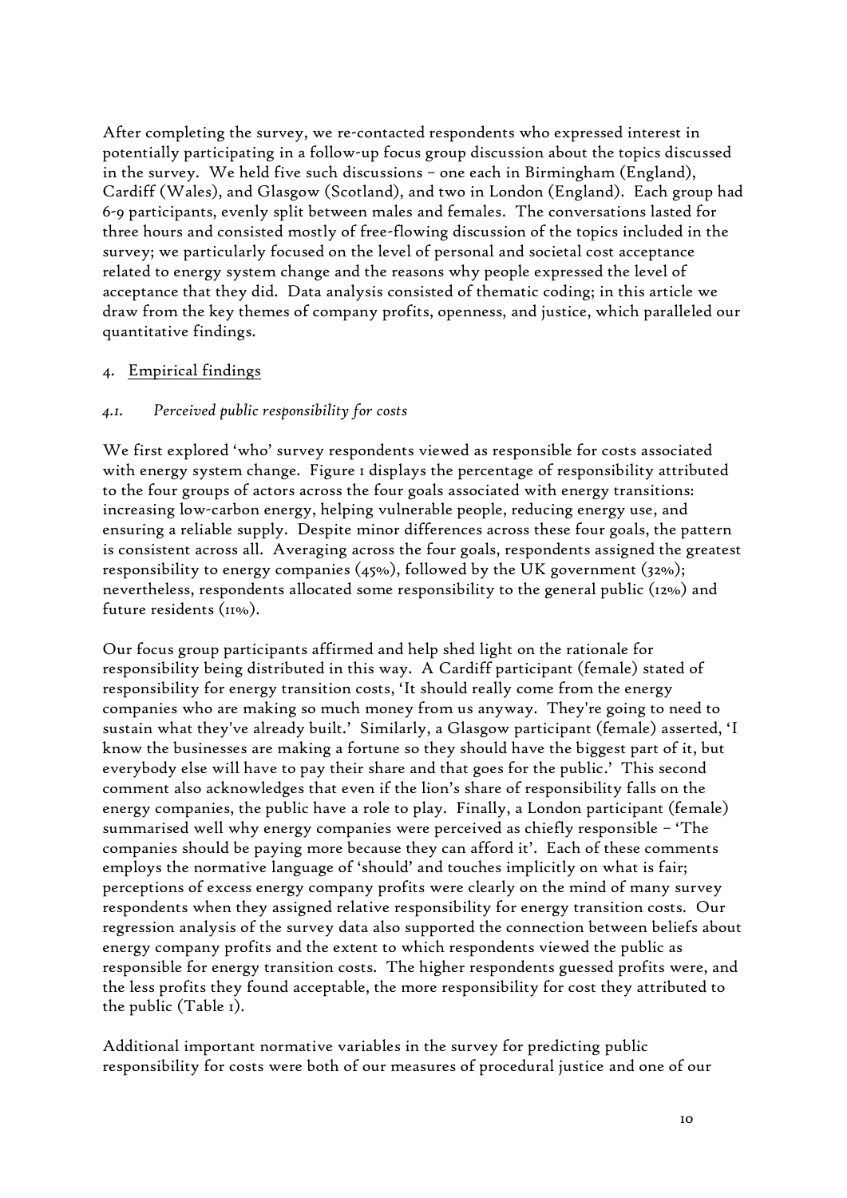After completing the survey, we re-contacted respondents who expressed interest in potentially participating in a follow-up focus group discussion about the topics discussed in the survey. We held five such discussions – one each in Birmingham (England), Cardiff (Wales), and Glasgow (Scotland), and two in London (England). Each group had 6-9 participants, evenly split between males and females. The conversations lasted for three hours and consisted mostly of free-flowing discussion of the topics included in the survey; we particularly focused on the level of personal and societal cost acceptance related to energy system change and the reasons why people expressed the level of acceptance that they did. Data analysis consisted of thematic coding; in this article we draw from the key themes of company profits, openness, and justice, which paralleled our quantitative findings.

## 4. Empirical findings

### *4.1. Perceived public responsibility for costs*

We first explored 'who' survey respondents viewed as responsible for costs associated with energy system change. Figure 1 displays the percentage of responsibility attributed to the four groups of actors across the four goals associated with energy transitions: increasing low-carbon energy, helping vulnerable people, reducing energy use, and ensuring a reliable supply. Despite minor differences across these four goals, the pattern is consistent across all. Averaging across the four goals, respondents assigned the greatest responsibility to energy companies (45%), followed by the UK government (32%); nevertheless, respondents allocated some responsibility to the general public (12%) and future residents (11%).

Our focus group participants affirmed and help shed light on the rationale for responsibility being distributed in this way. A Cardiff participant (female) stated of responsibility for energy transition costs, 'It should really come from the energy companies who are making so much money from us anyway. They're going to need to sustain what they've already built.' Similarly, a Glasgow participant (female) asserted, 'I know the businesses are making a fortune so they should have the biggest part of it, but everybody else will have to pay their share and that goes for the public.' This second comment also acknowledges that even if the lion's share of responsibility falls on the energy companies, the public have a role to play. Finally, a London participant (female) summarised well why energy companies were perceived as chiefly responsible – 'The companies should be paying more because they can afford it'. Each of these comments employs the normative language of 'should' and touches implicitly on what is fair; perceptions of excess energy company profits were clearly on the mind of many survey respondents when they assigned relative responsibility for energy transition costs. Our regression analysis of the survey data also supported the connection between beliefs about energy company profits and the extent to which respondents viewed the public as responsible for energy transition costs. The higher respondents guessed profits were, and the less profits they found acceptable, the more responsibility for cost they attributed to the public (Table 1).

Additional important normative variables in the survey for predicting public responsibility for costs were both of our measures of procedural justice and one of our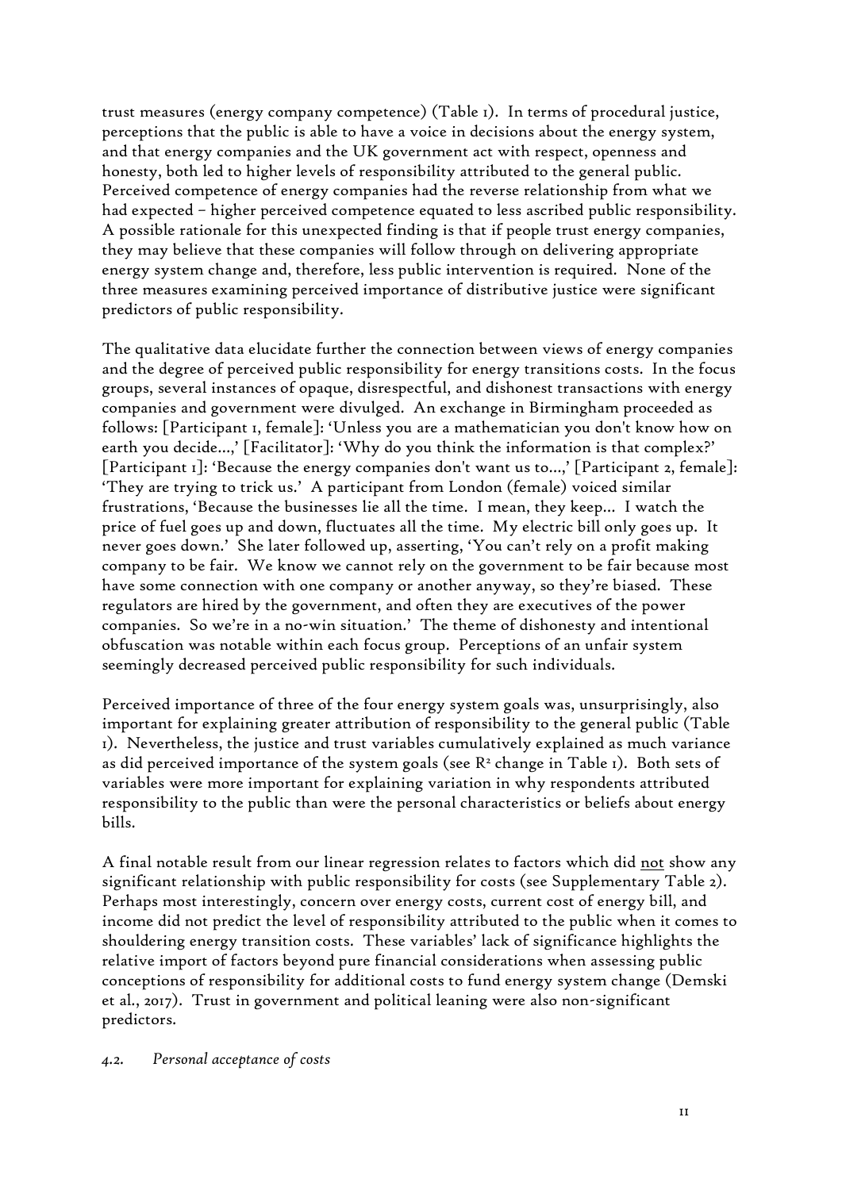trust measures (energy company competence) (Table 1). In terms of procedural justice, perceptions that the public is able to have a voice in decisions about the energy system, and that energy companies and the UK government act with respect, openness and honesty, both led to higher levels of responsibility attributed to the general public. Perceived competence of energy companies had the reverse relationship from what we had expected – higher perceived competence equated to less ascribed public responsibility. A possible rationale for this unexpected finding is that if people trust energy companies, they may believe that these companies will follow through on delivering appropriate energy system change and, therefore, less public intervention is required. None of the three measures examining perceived importance of distributive justice were significant predictors of public responsibility.

The qualitative data elucidate further the connection between views of energy companies and the degree of perceived public responsibility for energy transitions costs. In the focus groups, several instances of opaque, disrespectful, and dishonest transactions with energy companies and government were divulged. An exchange in Birmingham proceeded as follows: [Participant 1, female]: 'Unless you are a mathematician you don't know how on earth you decide…,' [Facilitator]: 'Why do you think the information is that complex?' [Participant 1]: 'Because the energy companies don't want us to…,' [Participant 2, female]: 'They are trying to trick us.' A participant from London (female) voiced similar frustrations, 'Because the businesses lie all the time. I mean, they keep… I watch the price of fuel goes up and down, fluctuates all the time. My electric bill only goes up. It never goes down.' She later followed up, asserting, 'You can't rely on a profit making company to be fair. We know we cannot rely on the government to be fair because most have some connection with one company or another anyway, so they're biased. These regulators are hired by the government, and often they are executives of the power companies. So we're in a no-win situation.' The theme of dishonesty and intentional obfuscation was notable within each focus group. Perceptions of an unfair system seemingly decreased perceived public responsibility for such individuals.

Perceived importance of three of the four energy system goals was, unsurprisingly, also important for explaining greater attribution of responsibility to the general public (Table 1). Nevertheless, the justice and trust variables cumulatively explained as much variance as did perceived importance of the system goals (see $R^2$ change in Table 1). Both sets of variables were more important for explaining variation in why respondents attributed responsibility to the public than were the personal characteristics or beliefs about energy bills.

A final notable result from our linear regression relates to factors which did <u>not</u> show any significant relationship with public responsibility for costs (see Supplementary Table 2). Perhaps most interestingly, concern over energy costs, current cost of energy bill, and income did not predict the level of responsibility attributed to the public when it comes to shouldering energy transition costs. These variables' lack of significance highlights the relative import of factors beyond pure financial considerations when assessing public conceptions of responsibility for additional costs to fund energy system change (Demski et al., 2017). Trust in government and political leaning were also non-significant predictors.

### *4.2. Personal acceptance of costs*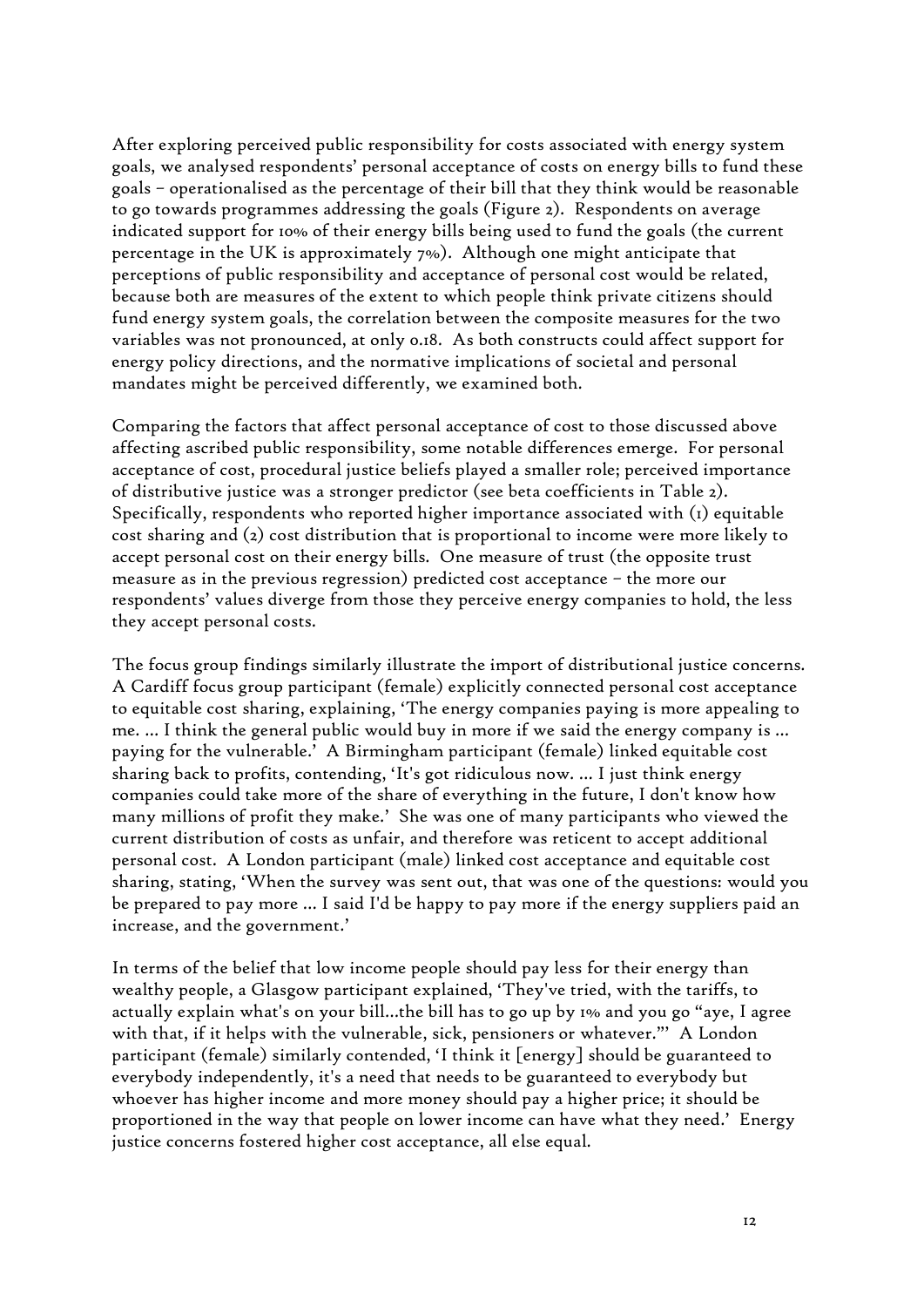After exploring perceived public responsibility for costs associated with energy system goals, we analysed respondents' personal acceptance of costs on energy bills to fund these goals – operationalised as the percentage of their bill that they think would be reasonable to go towards programmes addressing the goals (Figure 2). Respondents on average indicated support for 10% of their energy bills being used to fund the goals (the current percentage in the UK is approximately 7%). Although one might anticipate that perceptions of public responsibility and acceptance of personal cost would be related, because both are measures of the extent to which people think private citizens should fund energy system goals, the correlation between the composite measures for the two variables was not pronounced, at only 0.18. As both constructs could affect support for energy policy directions, and the normative implications of societal and personal mandates might be perceived differently, we examined both.

Comparing the factors that affect personal acceptance of cost to those discussed above affecting ascribed public responsibility, some notable differences emerge. For personal acceptance of cost, procedural justice beliefs played a smaller role; perceived importance of distributive justice was a stronger predictor (see beta coefficients in Table 2). Specifically, respondents who reported higher importance associated with (1) equitable cost sharing and (2) cost distribution that is proportional to income were more likely to accept personal cost on their energy bills. One measure of trust (the opposite trust measure as in the previous regression) predicted cost acceptance – the more our respondents' values diverge from those they perceive energy companies to hold, the less they accept personal costs.

The focus group findings similarly illustrate the import of distributional justice concerns. A Cardiff focus group participant (female) explicitly connected personal cost acceptance to equitable cost sharing, explaining, 'The energy companies paying is more appealing to me. … I think the general public would buy in more if we said the energy company is … paying for the vulnerable.' A Birmingham participant (female) linked equitable cost sharing back to profits, contending, 'It's got ridiculous now. … I just think energy companies could take more of the share of everything in the future, I don't know how many millions of profit they make.' She was one of many participants who viewed the current distribution of costs as unfair, and therefore was reticent to accept additional personal cost. A London participant (male) linked cost acceptance and equitable cost sharing, stating, 'When the survey was sent out, that was one of the questions: would you be prepared to pay more … I said I'd be happy to pay more if the energy suppliers paid an increase, and the government.'

In terms of the belief that low income people should pay less for their energy than wealthy people, a Glasgow participant explained, 'They've tried, with the tariffs, to actually explain what's on your bill…the bill has to go up by 1% and you go "aye, I agree with that, if it helps with the vulnerable, sick, pensioners or whatever."' A London participant (female) similarly contended, 'I think it [energy] should be guaranteed to everybody independently, it's a need that needs to be guaranteed to everybody but whoever has higher income and more money should pay a higher price; it should be proportioned in the way that people on lower income can have what they need.' Energy justice concerns fostered higher cost acceptance, all else equal.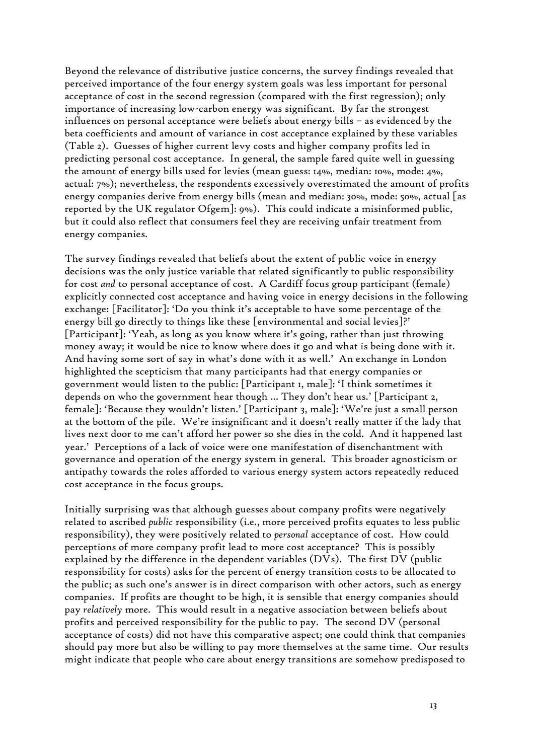Beyond the relevance of distributive justice concerns, the survey findings revealed that perceived importance of the four energy system goals was less important for personal acceptance of cost in the second regression (compared with the first regression); only importance of increasing low-carbon energy was significant. By far the strongest influences on personal acceptance were beliefs about energy bills – as evidenced by the beta coefficients and amount of variance in cost acceptance explained by these variables (Table 2). Guesses of higher current levy costs and higher company profits led in predicting personal cost acceptance. In general, the sample fared quite well in guessing the amount of energy bills used for levies (mean guess: 14%, median: 10%, mode: 4%, actual: 7%); nevertheless, the respondents excessively overestimated the amount of profits energy companies derive from energy bills (mean and median: 30%, mode: 50%, actual [as reported by the UK regulator Ofgem]: 9%). This could indicate a misinformed public, but it could also reflect that consumers feel they are receiving unfair treatment from energy companies.

The survey findings revealed that beliefs about the extent of public voice in energy decisions was the only justice variable that related significantly to public responsibility for cost *and* to personal acceptance of cost. A Cardiff focus group participant (female) explicitly connected cost acceptance and having voice in energy decisions in the following exchange: [Facilitator]: 'Do you think it's acceptable to have some percentage of the energy bill go directly to things like these [environmental and social levies]?' [Participant]: 'Yeah, as long as you know where it's going, rather than just throwing money away; it would be nice to know where does it go and what is being done with it. And having some sort of say in what's done with it as well.' An exchange in London highlighted the scepticism that many participants had that energy companies or government would listen to the public: [Participant 1, male]: 'I think sometimes it depends on who the government hear though … They don't hear us.' [Participant 2, female]: 'Because they wouldn't listen.' [Participant 3, male]: 'We're just a small person at the bottom of the pile. We're insignificant and it doesn't really matter if the lady that lives next door to me can't afford her power so she dies in the cold. And it happened last year.' Perceptions of a lack of voice were one manifestation of disenchantment with governance and operation of the energy system in general. This broader agnosticism or antipathy towards the roles afforded to various energy system actors repeatedly reduced cost acceptance in the focus groups.

Initially surprising was that although guesses about company profits were negatively related to ascribed *public* responsibility (i.e., more perceived profits equates to less public responsibility), they were positively related to *personal* acceptance of cost. How could perceptions of more company profit lead to more cost acceptance? This is possibly explained by the difference in the dependent variables (DVs). The first DV (public responsibility for costs) asks for the percent of energy transition costs to be allocated to the public; as such one's answer is in direct comparison with other actors, such as energy companies. If profits are thought to be high, it is sensible that energy companies should pay *relatively* more. This would result in a negative association between beliefs about profits and perceived responsibility for the public to pay. The second DV (personal acceptance of costs) did not have this comparative aspect; one could think that companies should pay more but also be willing to pay more themselves at the same time. Our results might indicate that people who care about energy transitions are somehow predisposed to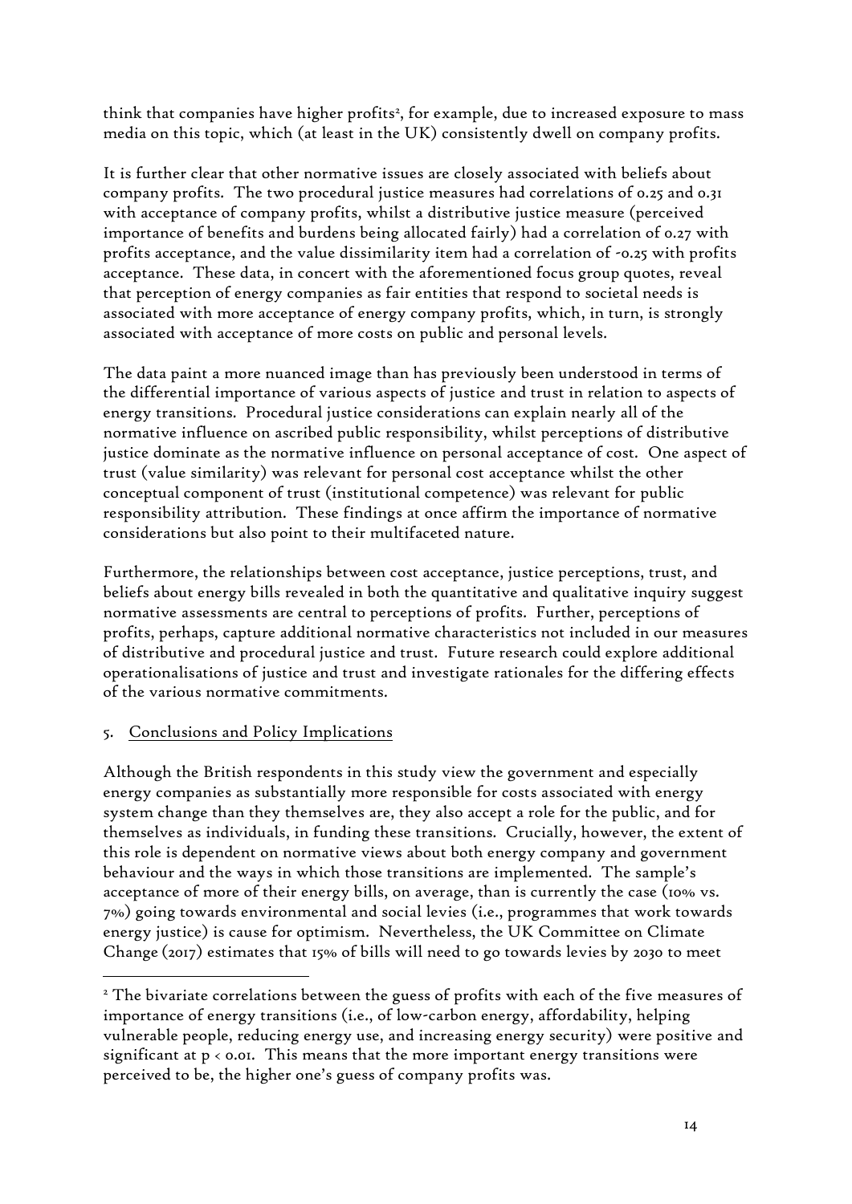think that companies have higher profits[2], for example, due to increased exposure to mass media on this topic, which (at least in the UK) consistently dwell on company profits.

It is further clear that other normative issues are closely associated with beliefs about company profits. The two procedural justice measures had correlations of 0.25 and 0.31 with acceptance of company profits, whilst a distributive justice measure (perceived importance of benefits and burdens being allocated fairly) had a correlation of 0.27 with profits acceptance, and the value dissimilarity item had a correlation of -0.25 with profits acceptance. These data, in concert with the aforementioned focus group quotes, reveal that perception of energy companies as fair entities that respond to societal needs is associated with more acceptance of energy company profits, which, in turn, is strongly associated with acceptance of more costs on public and personal levels.

The data paint a more nuanced image than has previously been understood in terms of the differential importance of various aspects of justice and trust in relation to aspects of energy transitions. Procedural justice considerations can explain nearly all of the normative influence on ascribed public responsibility, whilst perceptions of distributive justice dominate as the normative influence on personal acceptance of cost. One aspect of trust (value similarity) was relevant for personal cost acceptance whilst the other conceptual component of trust (institutional competence) was relevant for public responsibility attribution. These findings at once affirm the importance of normative considerations but also point to their multifaceted nature.

Furthermore, the relationships between cost acceptance, justice perceptions, trust, and beliefs about energy bills revealed in both the quantitative and qualitative inquiry suggest normative assessments are central to perceptions of profits. Further, perceptions of profits, perhaps, capture additional normative characteristics not included in our measures of distributive and procedural justice and trust. Future research could explore additional operationalisations of justice and trust and investigate rationales for the differing effects of the various normative commitments.

## 5. Conclusions and Policy Implications

Although the British respondents in this study view the government and especially energy companies as substantially more responsible for costs associated with energy system change than they themselves are, they also accept a role for the public, and for themselves as individuals, in funding these transitions. Crucially, however, the extent of this role is dependent on normative views about both energy company and government behaviour and the ways in which those transitions are implemented. The sample's acceptance of more of their energy bills, on average, than is currently the case (10% vs. 7%) going towards environmental and social levies (i.e., programmes that work towards energy justice) is cause for optimism. Nevertheless, the UK Committee on Climate Change (2017) estimates that 15% of bills will need to go towards levies by 2030 to meet

[2] The bivariate correlations between the guess of profits with each of the five measures of importance of energy transitions (i.e., of low-carbon energy, affordability, helping vulnerable people, reducing energy use, and increasing energy security) were positive and significant at $p < 0.01$. This means that the more important energy transitions were perceived to be, the higher one's guess of company profits was.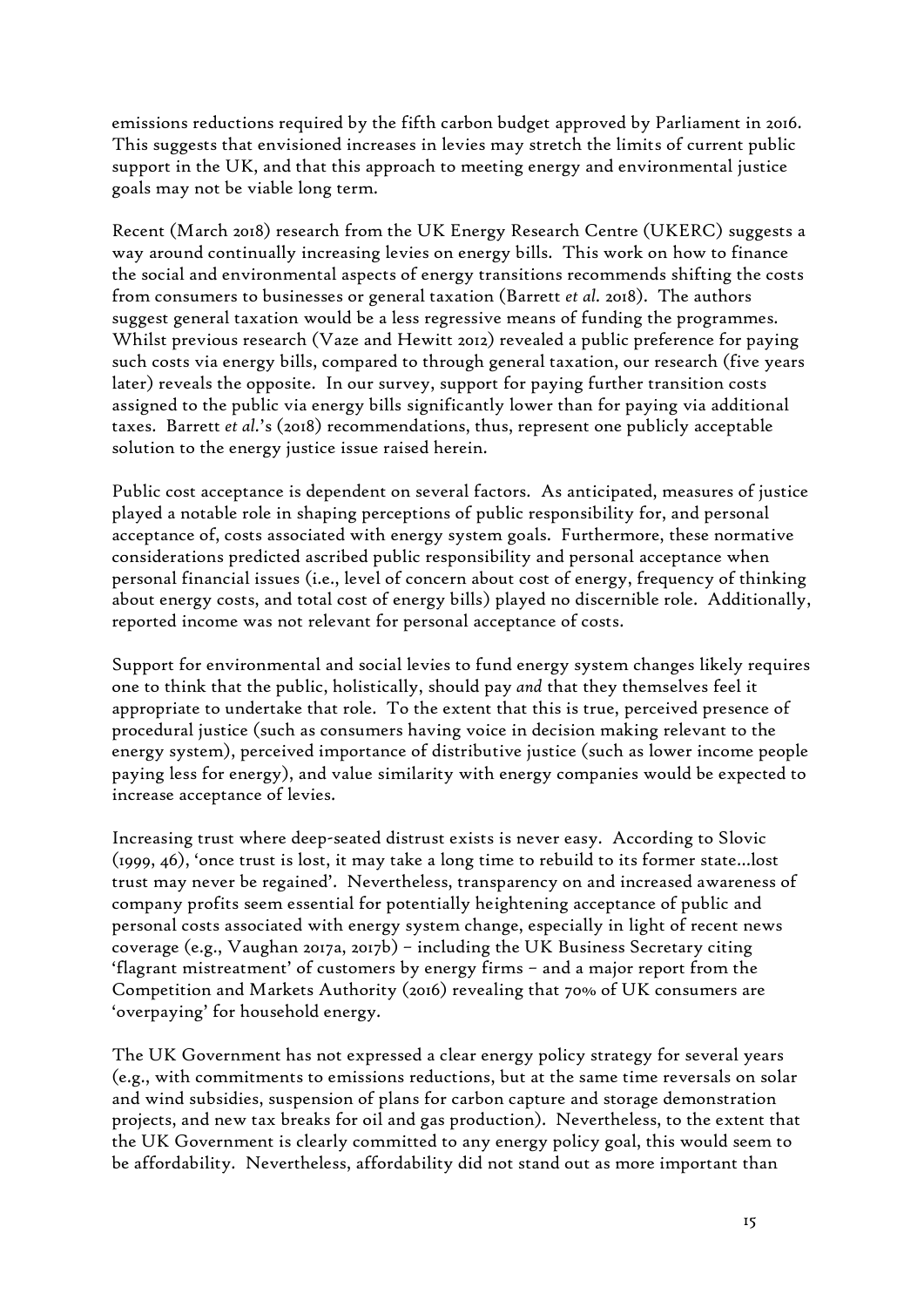emissions reductions required by the fifth carbon budget approved by Parliament in 2016. This suggests that envisioned increases in levies may stretch the limits of current public support in the UK, and that this approach to meeting energy and environmental justice goals may not be viable long term.

Recent (March 2018) research from the UK Energy Research Centre (UKERC) suggests a way around continually increasing levies on energy bills. This work on how to finance the social and environmental aspects of energy transitions recommends shifting the costs from consumers to businesses or general taxation (Barrett *et al.* 2018). The authors suggest general taxation would be a less regressive means of funding the programmes. Whilst previous research (Vaze and Hewitt 2012) revealed a public preference for paying such costs via energy bills, compared to through general taxation, our research (five years later) reveals the opposite. In our survey, support for paying further transition costs assigned to the public via energy bills significantly lower than for paying via additional taxes. Barrett *et al.*'s (2018) recommendations, thus, represent one publicly acceptable solution to the energy justice issue raised herein.

Public cost acceptance is dependent on several factors. As anticipated, measures of justice played a notable role in shaping perceptions of public responsibility for, and personal acceptance of, costs associated with energy system goals. Furthermore, these normative considerations predicted ascribed public responsibility and personal acceptance when personal financial issues (i.e., level of concern about cost of energy, frequency of thinking about energy costs, and total cost of energy bills) played no discernible role. Additionally, reported income was not relevant for personal acceptance of costs.

Support for environmental and social levies to fund energy system changes likely requires one to think that the public, holistically, should pay *and* that they themselves feel it appropriate to undertake that role. To the extent that this is true, perceived presence of procedural justice (such as consumers having voice in decision making relevant to the energy system), perceived importance of distributive justice (such as lower income people paying less for energy), and value similarity with energy companies would be expected to increase acceptance of levies.

Increasing trust where deep-seated distrust exists is never easy. According to Slovic (1999, 46), 'once trust is lost, it may take a long time to rebuild to its former state...lost trust may never be regained'. Nevertheless, transparency on and increased awareness of company profits seem essential for potentially heightening acceptance of public and personal costs associated with energy system change, especially in light of recent news coverage (e.g., Vaughan 2017a, 2017b) – including the UK Business Secretary citing 'flagrant mistreatment' of customers by energy firms – and a major report from the Competition and Markets Authority (2016) revealing that 70% of UK consumers are 'overpaying' for household energy.

The UK Government has not expressed a clear energy policy strategy for several years (e.g., with commitments to emissions reductions, but at the same time reversals on solar and wind subsidies, suspension of plans for carbon capture and storage demonstration projects, and new tax breaks for oil and gas production). Nevertheless, to the extent that the UK Government is clearly committed to any energy policy goal, this would seem to be affordability. Nevertheless, affordability did not stand out as more important than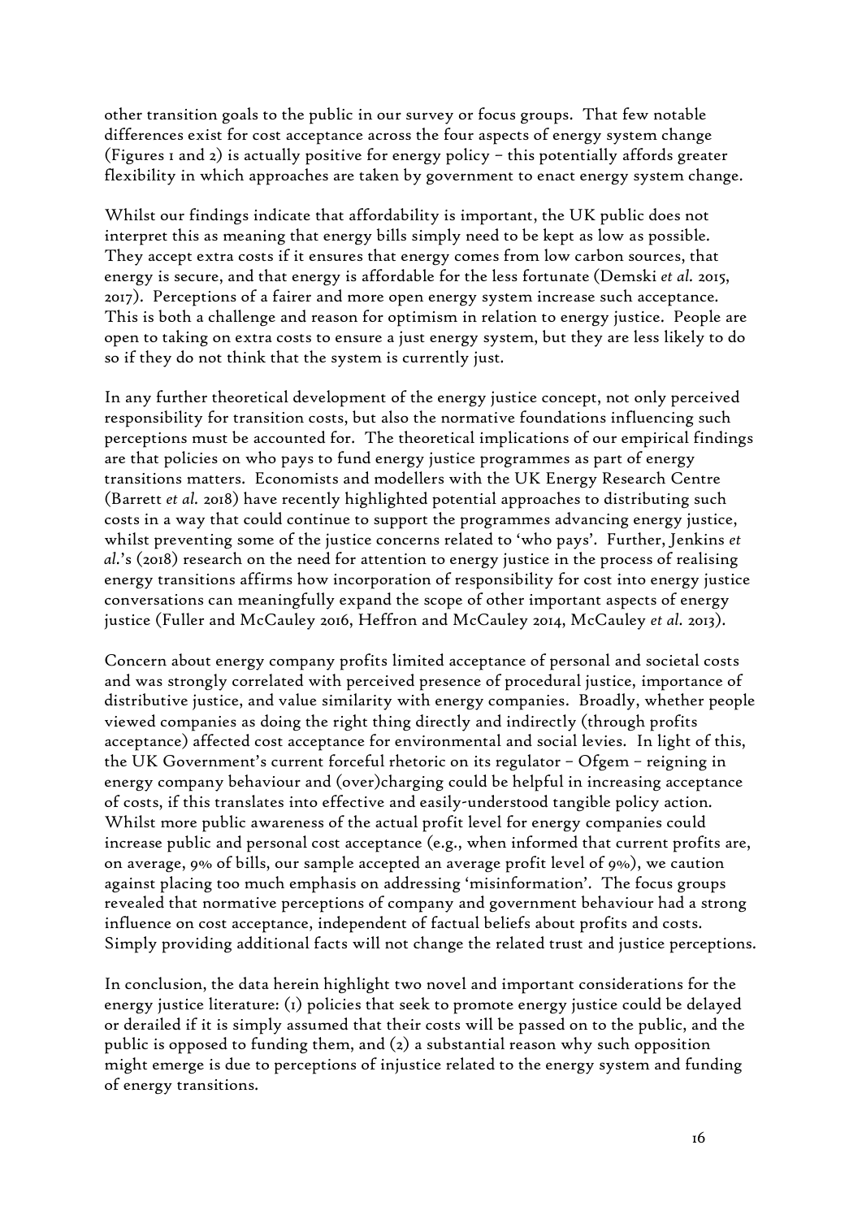other transition goals to the public in our survey or focus groups. That few notable differences exist for cost acceptance across the four aspects of energy system change (Figures 1 and 2) is actually positive for energy policy – this potentially affords greater flexibility in which approaches are taken by government to enact energy system change.

Whilst our findings indicate that affordability is important, the UK public does not interpret this as meaning that energy bills simply need to be kept as low as possible. They accept extra costs if it ensures that energy comes from low carbon sources, that energy is secure, and that energy is affordable for the less fortunate (Demski *et al.* 2015, 2017). Perceptions of a fairer and more open energy system increase such acceptance. This is both a challenge and reason for optimism in relation to energy justice. People are open to taking on extra costs to ensure a just energy system, but they are less likely to do so if they do not think that the system is currently just.

In any further theoretical development of the energy justice concept, not only perceived responsibility for transition costs, but also the normative foundations influencing such perceptions must be accounted for. The theoretical implications of our empirical findings are that policies on who pays to fund energy justice programmes as part of energy transitions matters. Economists and modellers with the UK Energy Research Centre (Barrett *et al.* 2018) have recently highlighted potential approaches to distributing such costs in a way that could continue to support the programmes advancing energy justice, whilst preventing some of the justice concerns related to 'who pays'. Further, Jenkins *et al.*'s (2018) research on the need for attention to energy justice in the process of realising energy transitions affirms how incorporation of responsibility for cost into energy justice conversations can meaningfully expand the scope of other important aspects of energy justice (Fuller and McCauley 2016, Heffron and McCauley 2014, McCauley *et al.* 2013).

Concern about energy company profits limited acceptance of personal and societal costs and was strongly correlated with perceived presence of procedural justice, importance of distributive justice, and value similarity with energy companies. Broadly, whether people viewed companies as doing the right thing directly and indirectly (through profits acceptance) affected cost acceptance for environmental and social levies. In light of this, the UK Government's current forceful rhetoric on its regulator – Ofgem – reigning in energy company behaviour and (over)charging could be helpful in increasing acceptance of costs, if this translates into effective and easily-understood tangible policy action. Whilst more public awareness of the actual profit level for energy companies could increase public and personal cost acceptance (e.g., when informed that current profits are, on average, 9% of bills, our sample accepted an average profit level of 9%), we caution against placing too much emphasis on addressing 'misinformation'. The focus groups revealed that normative perceptions of company and government behaviour had a strong influence on cost acceptance, independent of factual beliefs about profits and costs. Simply providing additional facts will not change the related trust and justice perceptions.

In conclusion, the data herein highlight two novel and important considerations for the energy justice literature: (1) policies that seek to promote energy justice could be delayed or derailed if it is simply assumed that their costs will be passed on to the public, and the public is opposed to funding them, and (2) a substantial reason why such opposition might emerge is due to perceptions of injustice related to the energy system and funding of energy transitions.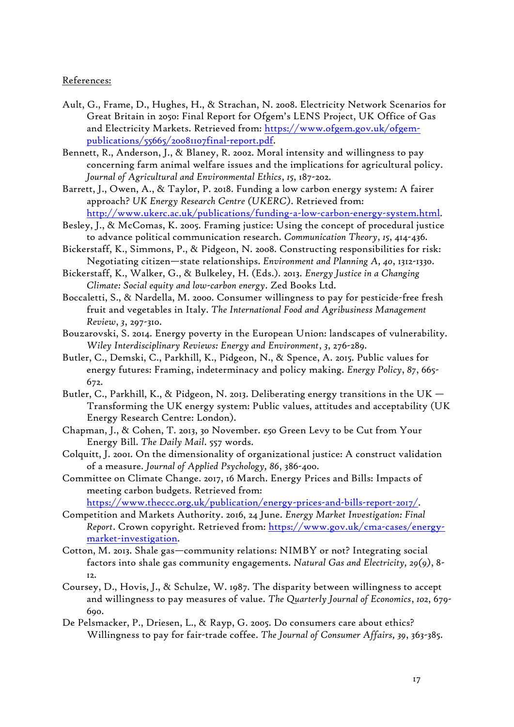References:

Ault, G., Frame, D., Hughes, H., & Strachan, N. 2008. Electricity Network Scenarios for Great Britain in 2050: Final Report for Ofgem's LENS Project, UK Office of Gas and Electricity Markets. Retrieved from: https://www.ofgem.gov.uk/ofgem-publications/55665/20081107final-report.pdf.

Bennett, R., Anderson, J., & Blaney, R. 2002. Moral intensity and willingness to pay concerning farm animal welfare issues and the implications for agricultural policy. *Journal of Agricultural and Environmental Ethics*, *15*, 187-202.

Barrett, J., Owen, A., & Taylor, P. 2018. Funding a low carbon energy system: A fairer approach? *UK Energy Research Centre (UKERC)*. Retrieved from: http://www.ukerc.ac.uk/publications/funding-a-low-carbon-energy-system.html.

Besley, J., & McComas, K. 2005. Framing justice: Using the concept of procedural justice to advance political communication research. *Communication Theory*, *15*, 414-436.

Bickerstaff, K., Simmons, P., & Pidgeon, N. 2008. Constructing responsibilities for risk: Negotiating citizen—state relationships. *Environment and Planning A*, *40*, 1312-1330.

Bickerstaff, K., Walker, G., & Bulkeley, H. (Eds.). 2013. *Energy Justice in a Changing Climate: Social equity and low-carbon energy*. Zed Books Ltd.

Boccaletti, S., & Nardella, M. 2000. Consumer willingness to pay for pesticide-free fresh fruit and vegetables in Italy. *The International Food and Agribusiness Management Review*, *3*, 297-310.

Bouzarovski, S. 2014. Energy poverty in the European Union: landscapes of vulnerability. *Wiley Interdisciplinary Reviews: Energy and Environment*, *3*, 276-289.

Butler, C., Demski, C., Parkhill, K., Pidgeon, N., & Spence, A. 2015. Public values for energy futures: Framing, indeterminacy and policy making. *Energy Policy*, *87*, 665-672.

Butler, C., Parkhill, K., & Pidgeon, N. 2013. Deliberating energy transitions in the UK — Transforming the UK energy system: Public values, attitudes and acceptability (UK Energy Research Centre: London).

Chapman, J., & Cohen, T. 2013, 30 November. £50 Green Levy to be Cut from Your Energy Bill. *The Daily Mail*. 557 words.

Colquitt, J. 2001. On the dimensionality of organizational justice: A construct validation of a measure. *Journal of Applied Psychology, 86*, 386-400.

Committee on Climate Change. 2017, 16 March. Energy Prices and Bills: Impacts of meeting carbon budgets. Retrieved from: https://www.theccc.org.uk/publication/energy-prices-and-bills-report-2017/.

Competition and Markets Authority. 2016, 24 June. *Energy Market Investigation: Final Report*. Crown copyright. Retrieved from: https://www.gov.uk/cma-cases/energy-market-investigation.

Cotton, M. 2013. Shale gas—community relations: NIMBY or not? Integrating social factors into shale gas community engagements. *Natural Gas and Electricity, 29(9)*, 8-12.

Coursey, D., Hovis, J., & Schulze, W. 1987. The disparity between willingness to accept and willingness to pay measures of value. *The Quarterly Journal of Economics*, *102*, 679-690.

De Pelsmacker, P., Driesen, L., & Rayp, G. 2005. Do consumers care about ethics? Willingness to pay for fair-trade coffee. *The Journal of Consumer Affairs, 39*, 363-385.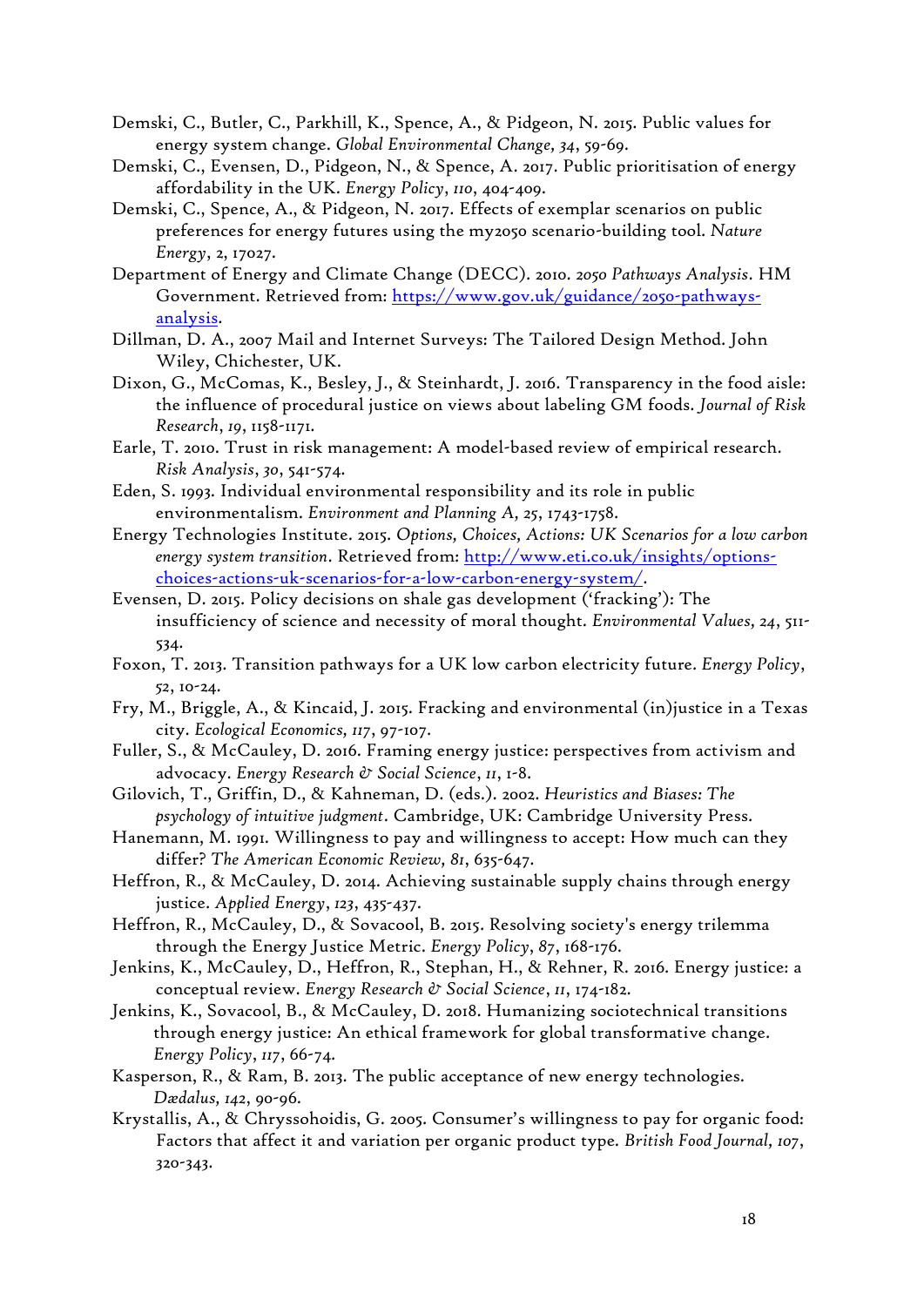Demski, C., Butler, C., Parkhill, K., Spence, A., & Pidgeon, N. 2015. Public values for energy system change. *Global Environmental Change, 34*, 59-69.

Demski, C., Evensen, D., Pidgeon, N., & Spence, A. 2017. Public prioritisation of energy affordability in the UK. *Energy Policy*, *110*, 404-409.

Demski, C., Spence, A., & Pidgeon, N. 2017. Effects of exemplar scenarios on public preferences for energy futures using the my2050 scenario-building tool. *Nature Energy*, 2, 17027.

Department of Energy and Climate Change (DECC). 2010. *2050 Pathways Analysis*. HM Government. Retrieved from: https://www.gov.uk/guidance/2050-pathways-analysis.

Dillman, D. A., 2007 Mail and Internet Surveys: The Tailored Design Method. John Wiley, Chichester, UK.

Dixon, G., McComas, K., Besley, J., & Steinhardt, J. 2016. Transparency in the food aisle: the influence of procedural justice on views about labeling GM foods. *Journal of Risk Research*, *19*, 1158-1171.

Earle, T. 2010. Trust in risk management: A model-based review of empirical research. *Risk Analysis*, *30*, 541-574.

Eden, S. 1993. Individual environmental responsibility and its role in public environmentalism. *Environment and Planning A, 25*, 1743-1758.

Energy Technologies Institute. 2015. *Options, Choices, Actions: UK Scenarios for a low carbon energy system transition*. Retrieved from: http://www.eti.co.uk/insights/options-choices-actions-uk-scenarios-for-a-low-carbon-energy-system/.

Evensen, D. 2015. Policy decisions on shale gas development ('fracking'): The insufficiency of science and necessity of moral thought. *Environmental Values, 24*, 511-534.

Foxon, T. 2013. Transition pathways for a UK low carbon electricity future. *Energy Policy*, *52*, 10-24.

Fry, M., Briggle, A., & Kincaid, J. 2015. Fracking and environmental (in)justice in a Texas city. *Ecological Economics, 117*, 97-107.

Fuller, S., & McCauley, D. 2016. Framing energy justice: perspectives from activism and advocacy. *Energy Research & Social Science*, *11*, 1-8.

Gilovich, T., Griffin, D., & Kahneman, D. (eds.). 2002. *Heuristics and Biases: The psychology of intuitive judgment*. Cambridge, UK: Cambridge University Press.

Hanemann, M. 1991. Willingness to pay and willingness to accept: How much can they differ? *The American Economic Review, 81*, 635-647.

Heffron, R., & McCauley, D. 2014. Achieving sustainable supply chains through energy justice. *Applied Energy*, *123*, 435-437.

Heffron, R., McCauley, D., & Sovacool, B. 2015. Resolving society's energy trilemma through the Energy Justice Metric. *Energy Policy*, *87*, 168-176.

Jenkins, K., McCauley, D., Heffron, R., Stephan, H., & Rehner, R. 2016. Energy justice: a conceptual review. *Energy Research & Social Science*, *11*, 174-182.

Jenkins, K., Sovacool, B., & McCauley, D. 2018. Humanizing sociotechnical transitions through energy justice: An ethical framework for global transformative change. *Energy Policy*, *117*, 66-74.

Kasperson, R., & Ram, B. 2013. The public acceptance of new energy technologies. *Dædalus, 142*, 90-96.

Krystallis, A., & Chryssohoidis, G. 2005. Consumer's willingness to pay for organic food: Factors that affect it and variation per organic product type. *British Food Journal*, *107*, 320-343.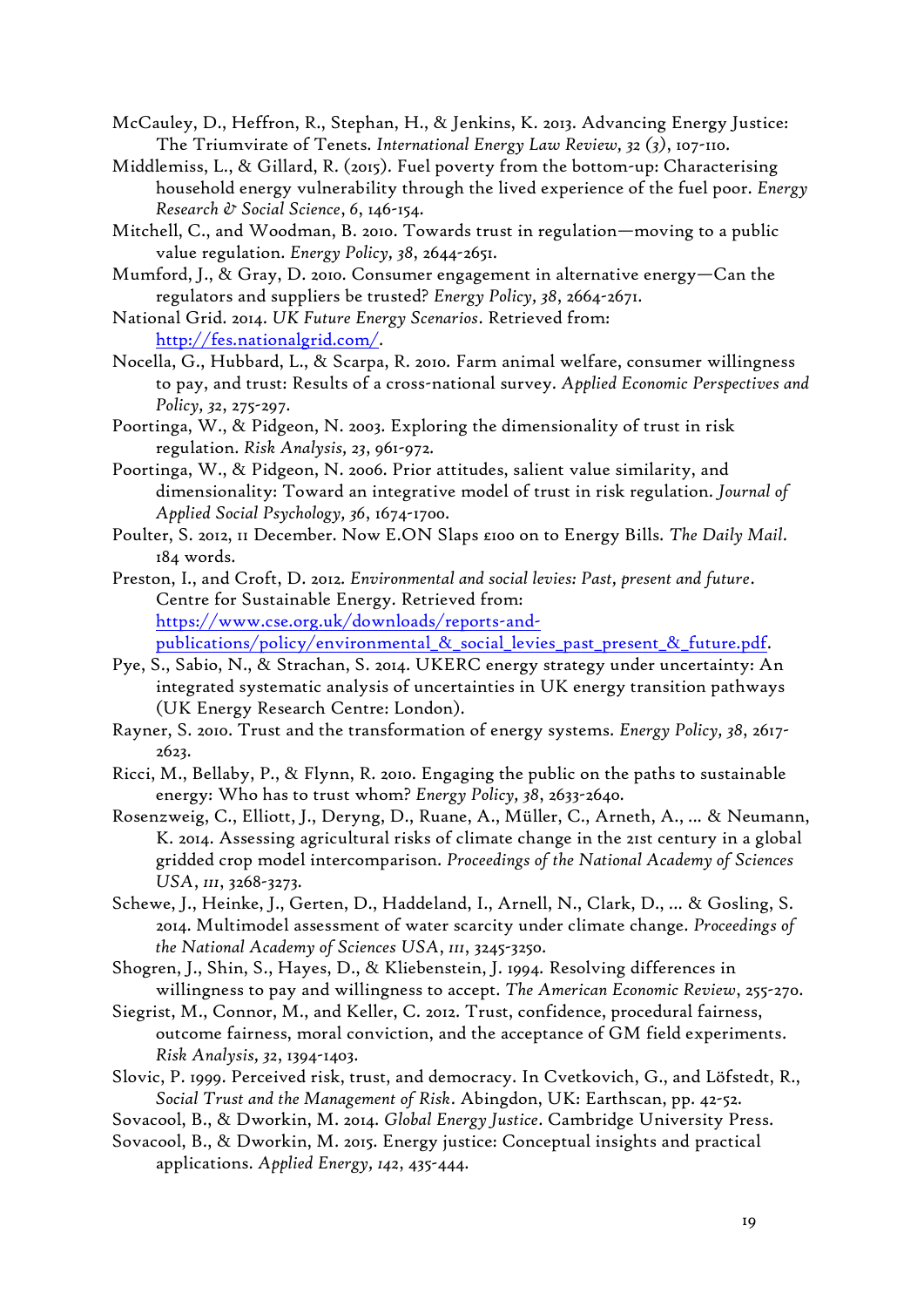McCauley, D., Heffron, R., Stephan, H., & Jenkins, K. 2013. Advancing Energy Justice: The Triumvirate of Tenets. *International Energy Law Review, 32 (3)*, 107-110.

Middlemiss, L., & Gillard, R. (2015). Fuel poverty from the bottom-up: Characterising household energy vulnerability through the lived experience of the fuel poor. *Energy Research & Social Science*, *6*, 146-154.

Mitchell, C., and Woodman, B. 2010. Towards trust in regulation—moving to a public value regulation. *Energy Policy, 38*, 2644-2651.

Mumford, J., & Gray, D. 2010. Consumer engagement in alternative energy—Can the regulators and suppliers be trusted? *Energy Policy, 38*, 2664-2671.

National Grid. 2014. *UK Future Energy Scenarios*. Retrieved from: [http://fes.nationalgrid.com/](http://fes.nationalgrid.com/).

Nocella, G., Hubbard, L., & Scarpa, R. 2010. Farm animal welfare, consumer willingness to pay, and trust: Results of a cross-national survey. *Applied Economic Perspectives and Policy, 32*, 275-297.

Poortinga, W., & Pidgeon, N. 2003. Exploring the dimensionality of trust in risk regulation. *Risk Analysis, 23*, 961-972.

Poortinga, W., & Pidgeon, N. 2006. Prior attitudes, salient value similarity, and dimensionality: Toward an integrative model of trust in risk regulation. *Journal of Applied Social Psychology, 36*, 1674-1700.

Poulter, S. 2012, 11 December. Now E.ON Slaps £100 on to Energy Bills. *The Daily Mail*. 184 words.

Preston, I., and Croft, D. 2012. *Environmental and social levies: Past, present and future*. Centre for Sustainable Energy. Retrieved from: [https://www.cse.org.uk/downloads/reports-and-publications/policy/environmental_&_social_levies_past_present_&_future.pdf](https://www.cse.org.uk/downloads/reports-and-publications/policy/environmental_&_social_levies_past_present_&_future.pdf).

Pye, S., Sabio, N., & Strachan, S. 2014. UKERC energy strategy under uncertainty: An integrated systematic analysis of uncertainties in UK energy transition pathways (UK Energy Research Centre: London).

Rayner, S. 2010. Trust and the transformation of energy systems. *Energy Policy, 38*, 2617-2623.

Ricci, M., Bellaby, P., & Flynn, R. 2010. Engaging the public on the paths to sustainable energy: Who has to trust whom? *Energy Policy, 38*, 2633-2640.

Rosenzweig, C., Elliott, J., Deryng, D., Ruane, A., Müller, C., Arneth, A., ... & Neumann, K. 2014. Assessing agricultural risks of climate change in the 21st century in a global gridded crop model intercomparison. *Proceedings of the National Academy of Sciences USA*, *111*, 3268-3273.

Schewe, J., Heinke, J., Gerten, D., Haddeland, I., Arnell, N., Clark, D., ... & Gosling, S. 2014. Multimodel assessment of water scarcity under climate change. *Proceedings of the National Academy of Sciences USA*, *111*, 3245-3250.

Shogren, J., Shin, S., Hayes, D., & Kliebenstein, J. 1994. Resolving differences in willingness to pay and willingness to accept. *The American Economic Review*, 255-270.

Siegrist, M., Connor, M., and Keller, C. 2012. Trust, confidence, procedural fairness, outcome fairness, moral conviction, and the acceptance of GM field experiments. *Risk Analysis*, *32*, 1394-1403.

Slovic, P. 1999. Perceived risk, trust, and democracy. In Cvetkovich, G., and Löfstedt, R., *Social Trust and the Management of Risk*. Abingdon, UK: Earthscan, pp. 42-52.

Sovacool, B., & Dworkin, M. 2014. *Global Energy Justice*. Cambridge University Press.

Sovacool, B., & Dworkin, M. 2015. Energy justice: Conceptual insights and practical applications. *Applied Energy, 142*, 435-444.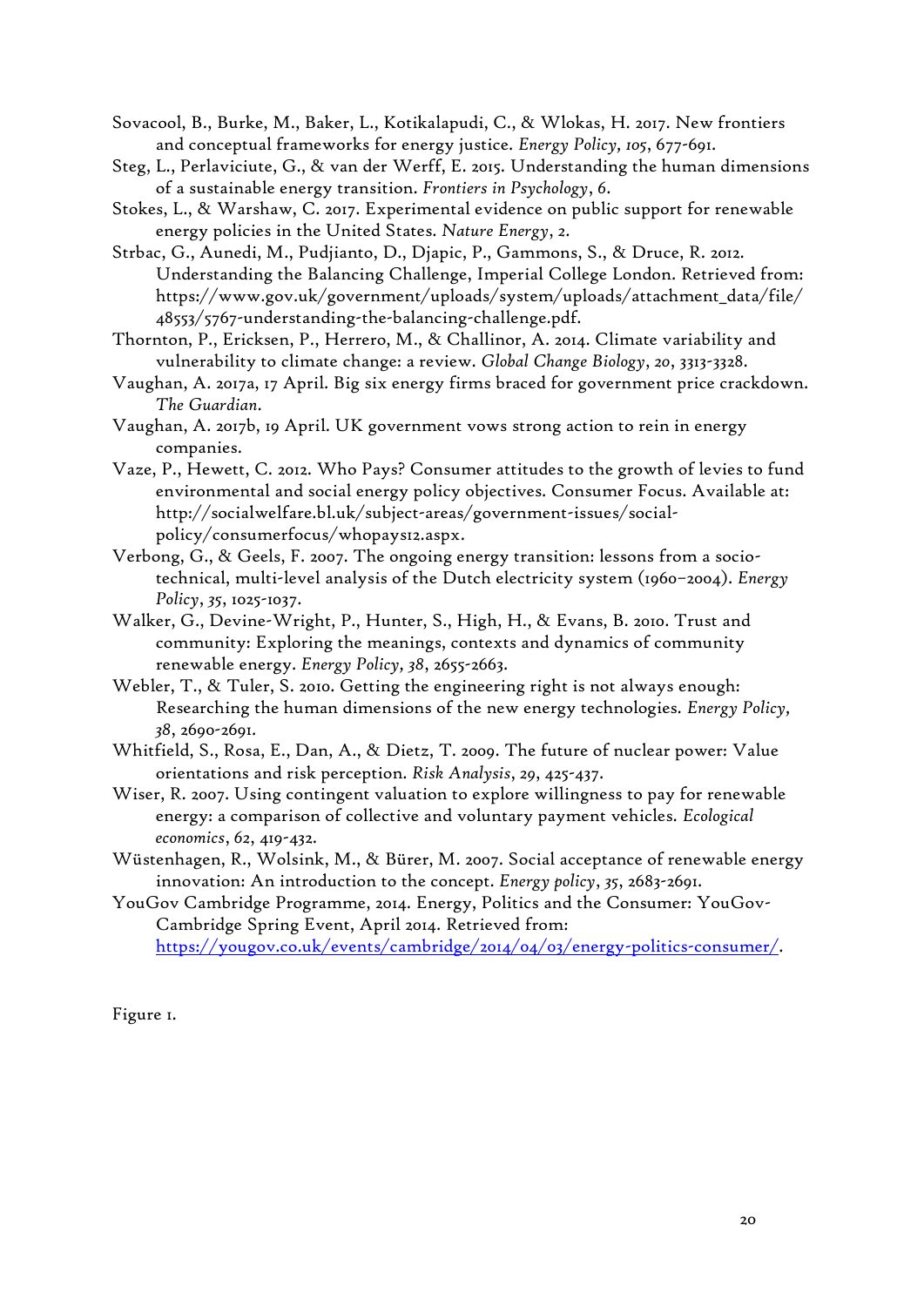Sovacool, B., Burke, M., Baker, L., Kotikalapudi, C., & Wlokas, H. 2017. New frontiers and conceptual frameworks for energy justice. *Energy Policy, 105*, 677-691.

Steg, L., Perlaviciute, G., & van der Werff, E. 2015. Understanding the human dimensions of a sustainable energy transition. *Frontiers in Psychology*, *6*.

Stokes, L., & Warshaw, C. 2017. Experimental evidence on public support for renewable energy policies in the United States. *Nature Energy*, *2*.

Strbac, G., Aunedi, M., Pudjianto, D., Djapic, P., Gammons, S., & Druce, R. 2012. Understanding the Balancing Challenge, Imperial College London. Retrieved from: https://www.gov.uk/government/uploads/system/uploads/attachment_data/file/48553/5767-understanding-the-balancing-challenge.pdf.

Thornton, P., Ericksen, P., Herrero, M., & Challinor, A. 2014. Climate variability and vulnerability to climate change: a review. *Global Change Biology*, *20*, 3313-3328.

Vaughan, A. 2017a, 17 April. Big six energy firms braced for government price crackdown. *The Guardian*.

Vaughan, A. 2017b, 19 April. UK government vows strong action to rein in energy companies.

Vaze, P., Hewett, C. 2012. Who Pays? Consumer attitudes to the growth of levies to fund environmental and social energy policy objectives. Consumer Focus. Available at: http://socialwelfare.bl.uk/subject-areas/government-issues/social-policy/consumerfocus/whopays12.aspx.

Verbong, G., & Geels, F. 2007. The ongoing energy transition: lessons from a socio-technical, multi-level analysis of the Dutch electricity system (1960–2004). *Energy Policy*, *35*, 1025-1037.

Walker, G., Devine-Wright, P., Hunter, S., High, H., & Evans, B. 2010. Trust and community: Exploring the meanings, contexts and dynamics of community renewable energy. *Energy Policy, 38*, 2655-2663.

Webler, T., & Tuler, S. 2010. Getting the engineering right is not always enough: Researching the human dimensions of the new energy technologies. *Energy Policy*, *38*, 2690-2691.

Whitfield, S., Rosa, E., Dan, A., & Dietz, T. 2009. The future of nuclear power: Value orientations and risk perception. *Risk Analysis*, *29*, 425-437.

Wiser, R. 2007. Using contingent valuation to explore willingness to pay for renewable energy: a comparison of collective and voluntary payment vehicles. *Ecological economics*, *62*, 419-432.

Wüstenhagen, R., Wolsink, M., & Bürer, M. 2007. Social acceptance of renewable energy innovation: An introduction to the concept. *Energy policy*, *35*, 2683-2691.

YouGov Cambridge Programme, 2014. Energy, Politics and the Consumer: YouGov-Cambridge Spring Event, April 2014. Retrieved from: https://yougov.co.uk/events/cambridge/2014/04/03/energy-politics-consumer/.

Figure 1.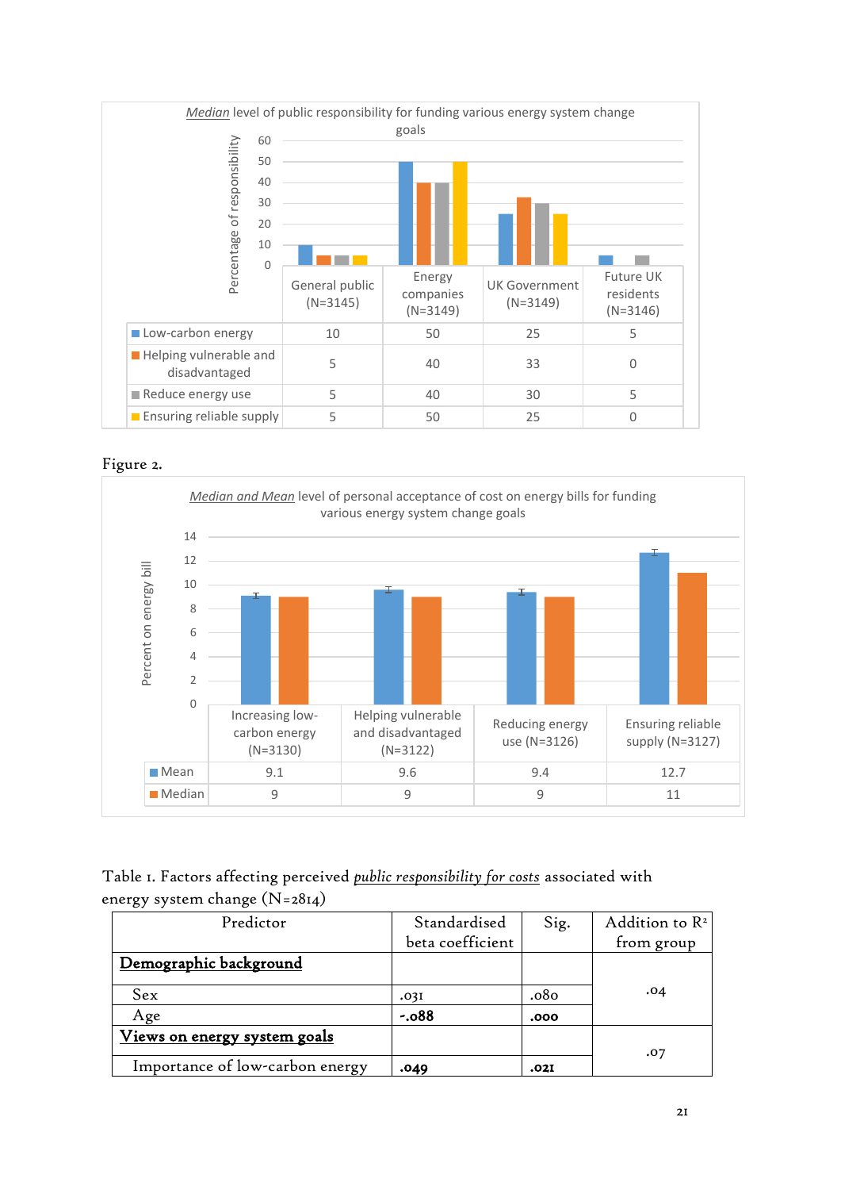*Median* level of public responsibility for funding various energy system change goals

| | General public (N=3145) | Energy companies (N=3149) | UK Government (N=3149) | Future UK residents (N=3146) |
|---|---|---|---|---|
| Low-carbon energy | 10 | 50 | 25 | 5 |
| Helping vulnerable and disadvantaged | 5 | 40 | 33 | 0 |
| Reduce energy use | 5 | 40 | 30 | 5 |
| Ensuring reliable supply | 5 | 50 | 25 | 0 |

Figure 2.

*Median and Mean* level of personal acceptance of cost on energy bills for funding various energy system change goals

| | Increasing low-carbon energy (N=3130) | Helping vulnerable and disadvantaged (N=3122) | Reducing energy use (N=3126) | Ensuring reliable supply (N=3127) |
|---|---|---|---|---|
| Mean | 9.1 | 9.6 | 9.4 | 12.7 |
| Median | 9 | 9 | 9 | 11 |

Table 1. Factors affecting perceived *public responsibility for costs* associated with energy system change (N=2814)

| Predictor | Standardised beta coefficient | Sig. | Addition to $R^2$ from group |
|---|---|---|---|
| **Demographic background** | | | |
| Sex | .031 | .080 | .04 |
| Age | **-.088** | **.000** | |
| **Views on energy system goals** | | | |
| Importance of low-carbon energy | **.049** | **.021** | .07 |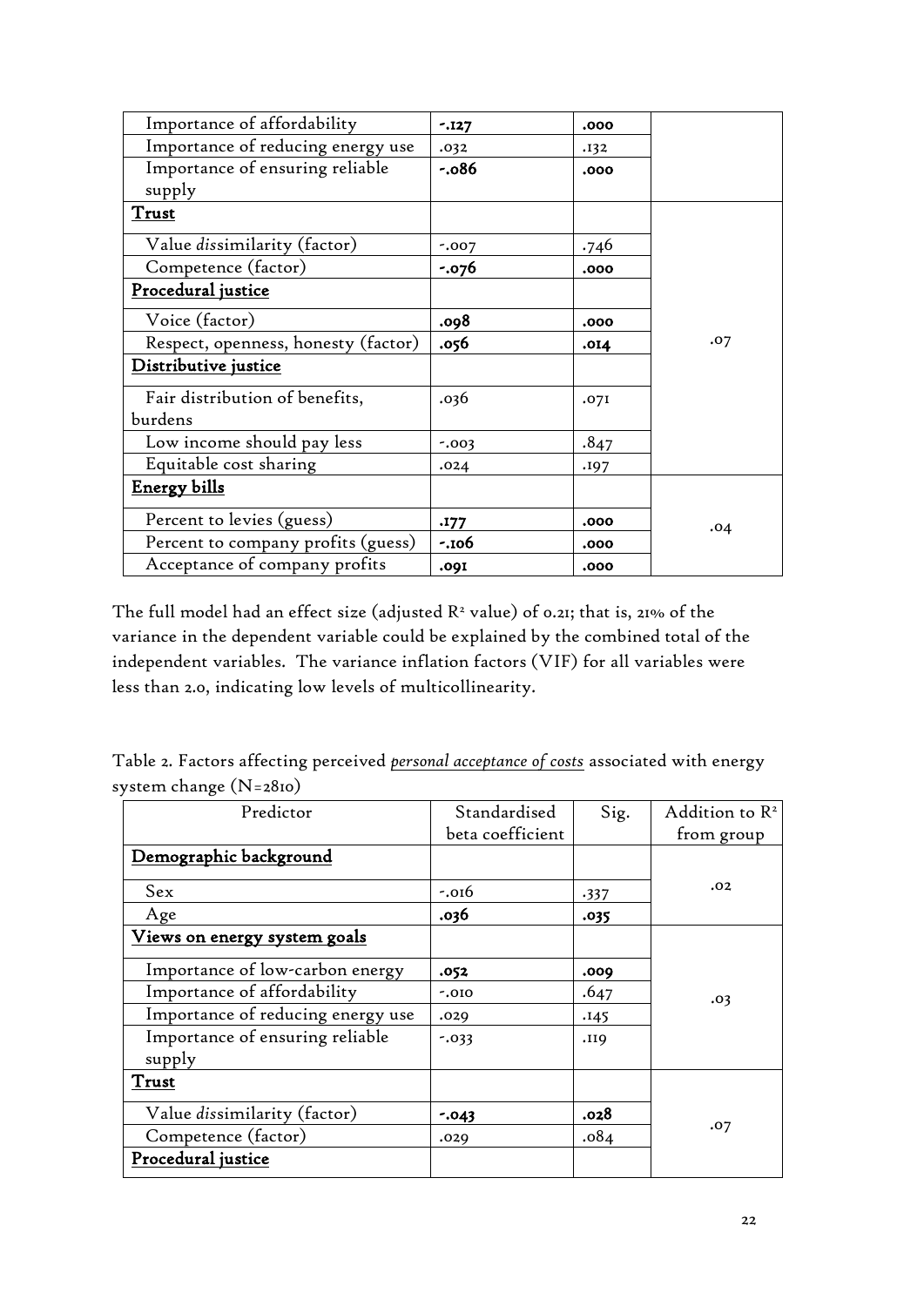| Importance of affordability | **-.127** | **.000** | |
|---|---|---|---|
| Importance of reducing energy use | .032 | .132 | |
| Importance of ensuring reliable supply | **-.086** | **.000** | |
| **Trust** | | | |
| Value *dis*similarity (factor) | -.007 | .746 | |
| Competence (factor) | **-.076** | **.000** | |
| **Procedural justice** | | | |
| Voice (factor) | **.098** | **.000** | .07 |
| Respect, openness, honesty (factor) | **.056** | **.014** | |
| **Distributive justice** | | | |
| Fair distribution of benefits, burdens | .036 | .071 | |
| Low income should pay less | -.003 | .847 | |
| Equitable cost sharing | .024 | .197 | |
| **Energy bills** | | | |
| Percent to levies (guess) | **.177** | **.000** | .04 |
| Percent to company profits (guess) | **-.106** | **.000** | |
| Acceptance of company profits | **.091** | **.000** | |

The full model had an effect size (adjusted $R^2$ value) of 0.21; that is, 21% of the variance in the dependent variable could be explained by the combined total of the independent variables. The variance inflation factors (VIF) for all variables were less than 2.0, indicating low levels of multicollinearity.

Table 2. Factors affecting perceived *personal acceptance of costs* associated with energy system change (N=2810)

| Predictor | Standardised beta coefficient | Sig. | Addition to $R^2$ from group |
|---|---|---|---|
| **Demographic background** | | | |
| Sex | -.016 | .337 | .02 |
| Age | **.036** | **.035** | |
| **Views on energy system goals** | | | |
| Importance of low-carbon energy | **.052** | **.009** | |
| Importance of affordability | -.010 | .647 | .03 |
| Importance of reducing energy use | .029 | .145 | |
| Importance of ensuring reliable supply | -.033 | .119 | |
| **Trust** | | | |
| Value *dis*similarity (factor) | **-.043** | **.028** | .07 |
| Competence (factor) | .029 | .084 | |
| **Procedural justice** | | | |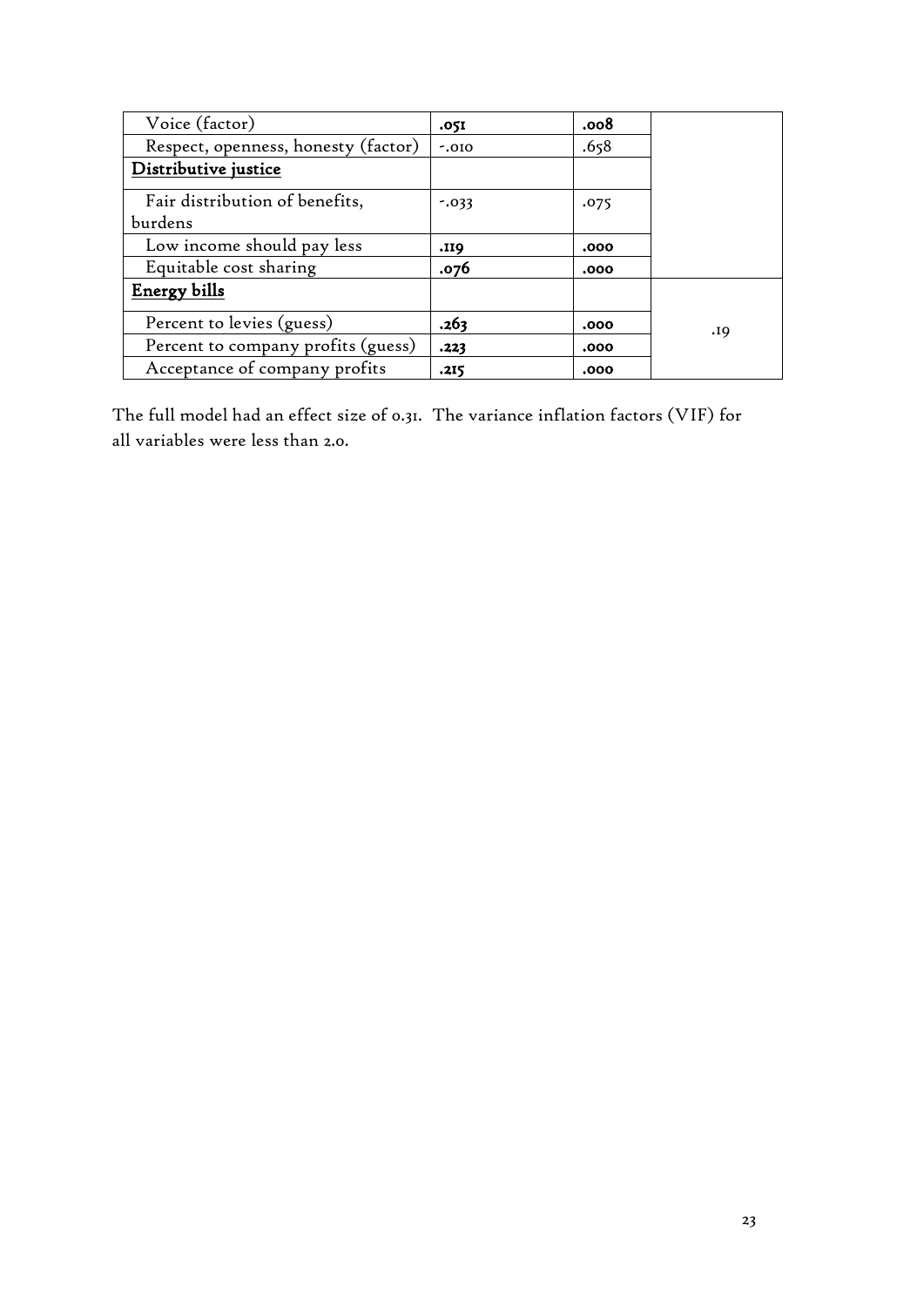| | | | |
|---|---|---|---|
| Voice (factor) | **.051** | **.008** | |
| Respect, openness, honesty (factor) | -.010 | .658 | |
| Distributive justice | | | |
| Fair distribution of benefits, burdens | -.033 | .075 | |
| Low income should pay less | **.119** | **.000** | |
| Equitable cost sharing | **.076** | **.000** | |
| Energy bills | | | .19 |
| Percent to levies (guess) | **.263** | **.000** | |
| Percent to company profits (guess) | **.223** | **.000** | |
| Acceptance of company profits | **.215** | **.000** | |

The full model had an effect size of 0.31. The variance inflation factors (VIF) for all variables were less than 2.0.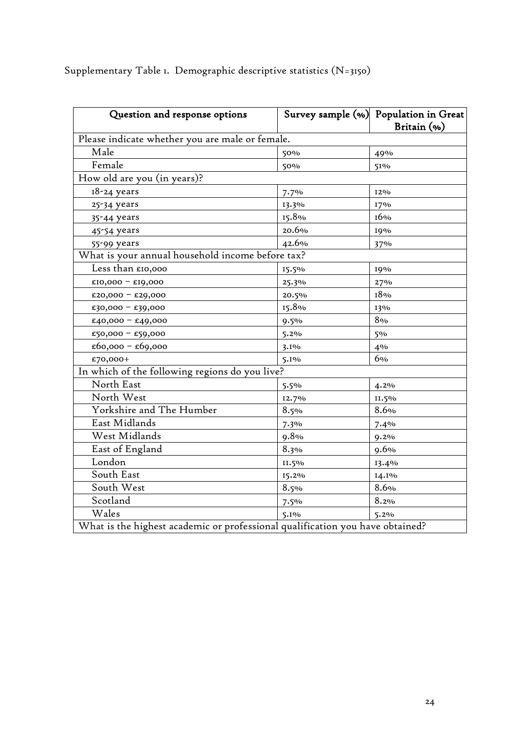Supplementary Table 1. Demographic descriptive statistics (N=3150)

| Question and response options | Survey sample (%) | Population in Great Britain (%) |
|---|---|---|
| Please indicate whether you are male or female. | | |
| Male | 50% | 49% |
| Female | 50% | 51% |
| How old are you (in years)? | | |
| 18-24 years | 7.7% | 12% |
| 25-34 years | 13.3% | 17% |
| 35-44 years | 15.8% | 16% |
| 45-54 years | 20.6% | 19% |
| 55-99 years | 42.6% | 37% |
| What is your annual household income before tax? | | |
| Less than £10,000 | 15.5% | 19% |
| £10,000 – £19,000 | 25.3% | 27% |
| £20,000 – £29,000 | 20.5% | 18% |
| £30,000 – £39,000 | 15.8% | 13% |
| £40,000 – £49,000 | 9.5% | 8% |
| £50,000 – £59,000 | 5.2% | 5% |
| £60,000 – £69,000 | 3.1% | 4% |
| £70,000+ | 5.1% | 6% |
| In which of the following regions do you live? | | |
| North East | 5.5% | 4.2% |
| North West | 12.7% | 11.5% |
| Yorkshire and The Humber | 8.5% | 8.6% |
| East Midlands | 7.3% | 7.4% |
| West Midlands | 9.8% | 9.2% |
| East of England | 8.3% | 9.6% |
| London | 11.5% | 13.4% |
| South East | 15.2% | 14.1% |
| South West | 8.5% | 8.6% |
| Scotland | 7.5% | 8.2% |
| Wales | 5.1% | 5.2% |
| What is the highest academic or professional qualification you have obtained? | | |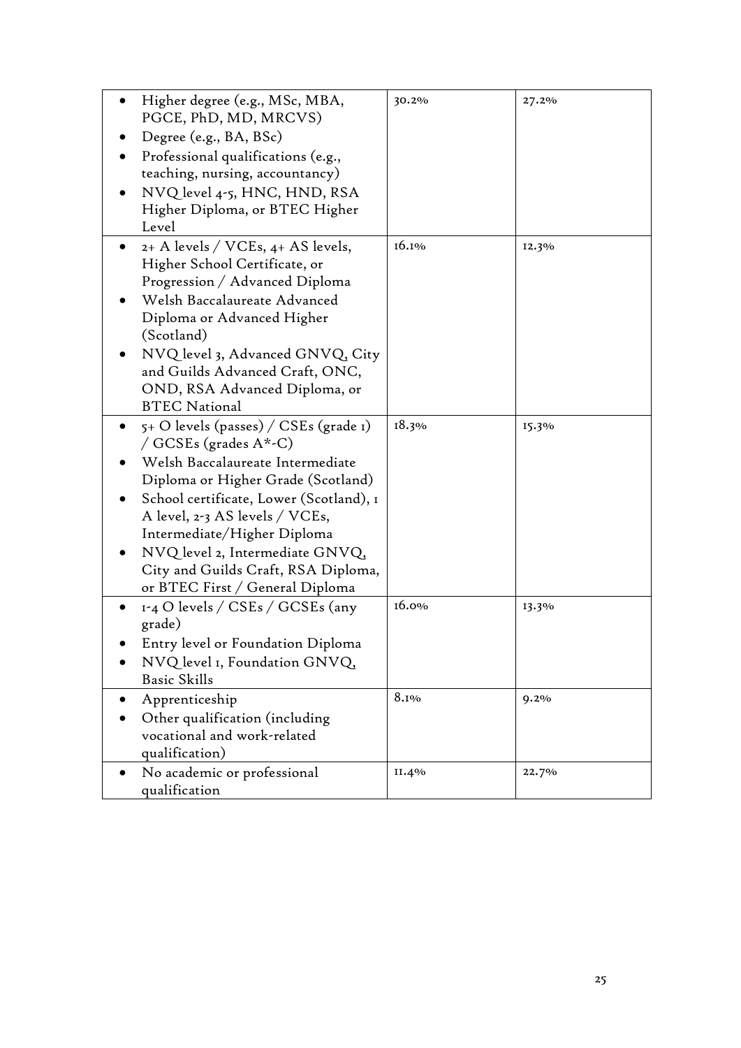| | | |
|---|---|---|
| • Higher degree (e.g., MSc, MBA, PGCE, PhD, MD, MRCVS)<br>• Degree (e.g., BA, BSc)<br>• Professional qualifications (e.g., teaching, nursing, accountancy)<br>• NVQ level 4-5, HNC, HND, RSA Higher Diploma, or BTEC Higher Level | 30.2% | 27.2% |
| • 2+ A levels / VCEs, 4+ AS levels, Higher School Certificate, or Progression / Advanced Diploma<br>• Welsh Baccalaureate Advanced Diploma or Advanced Higher (Scotland)<br>• NVQ level 3, Advanced GNVQ, City and Guilds Advanced Craft, ONC, OND, RSA Advanced Diploma, or BTEC National | 16.1% | 12.3% |
| • 5+ O levels (passes) / CSEs (grade 1) / GCSEs (grades A*-C)<br>• Welsh Baccalaureate Intermediate Diploma or Higher Grade (Scotland)<br>• School certificate, Lower (Scotland), 1 A level, 2-3 AS levels / VCEs, Intermediate/Higher Diploma<br>• NVQ level 2, Intermediate GNVQ, City and Guilds Craft, RSA Diploma, or BTEC First / General Diploma | 18.3% | 15.3% |
| • 1-4 O levels / CSEs / GCSEs (any grade)<br>• Entry level or Foundation Diploma<br>• NVQ level 1, Foundation GNVQ, Basic Skills | 16.0% | 13.3% |
| • Apprenticeship<br>• Other qualification (including vocational and work-related qualification) | 8.1% | 9.2% |
| • No academic or professional qualification | 11.4% | 22.7% |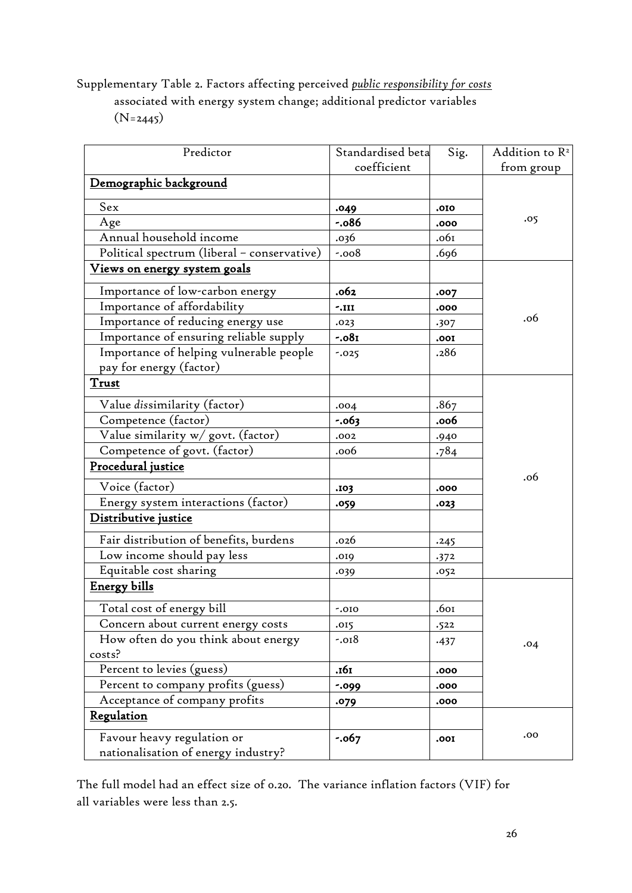Supplementary Table 2. Factors affecting perceived *public responsibility for costs* associated with energy system change; additional predictor variables (N=2445)

| Predictor | Standardised beta coefficient | Sig. | Addition to $R^2$ from group |
|---|---|---|---|
| **Demographic background** | | | |
| Sex | **.049** | **.010** | .05 |
| Age | **-.086** | **.000** | |
| Annual household income | .036 | .061 | |
| Political spectrum (liberal – conservative) | -.008 | .696 | |
| **Views on energy system goals** | | | |
| Importance of low-carbon energy | **.062** | **.007** | .06 |
| Importance of affordability | **-.111** | **.000** | |
| Importance of reducing energy use | .023 | .307 | |
| Importance of ensuring reliable supply | **-.081** | **.001** | |
| Importance of helping vulnerable people pay for energy (factor) | -.025 | .286 | |
| **Trust** | | | |
| Value *dis*similarity (factor) | .004 | .867 | .06 |
| Competence (factor) | **-.063** | **.006** | |
| Value similarity w/ govt. (factor) | .002 | .940 | |
| Competence of govt. (factor) | .006 | .784 | |
| **Procedural justice** | | | |
| Voice (factor) | **.103** | **.000** | |
| Energy system interactions (factor) | **.059** | **.023** | |
| **Distributive justice** | | | |
| Fair distribution of benefits, burdens | .026 | .245 | |
| Low income should pay less | .019 | .372 | |
| Equitable cost sharing | .039 | .052 | |
| **Energy bills** | | | |
| Total cost of energy bill | -.010 | .601 | .04 |
| Concern about current energy costs | .015 | .522 | |
| How often do you think about energy costs? | -.018 | .437 | |
| Percent to levies (guess) | **.161** | **.000** | |
| Percent to company profits (guess) | **-.099** | **.000** | |
| Acceptance of company profits | **.079** | **.000** | |
| **Regulation** | | | |
| Favour heavy regulation or nationalisation of energy industry? | **-.067** | **.001** | .00 |

The full model had an effect size of 0.20. The variance inflation factors (VIF) for all variables were less than 2.5.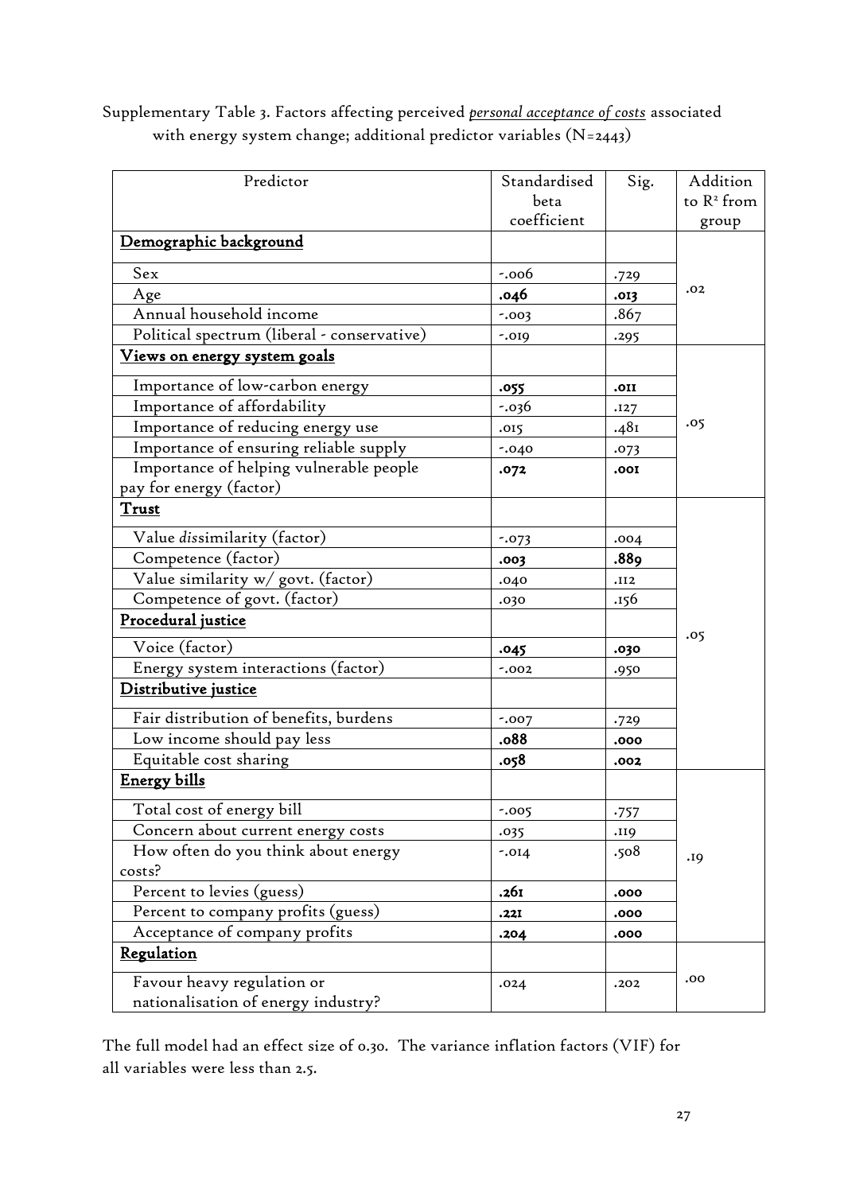Supplementary Table 3. Factors affecting perceived ***personal acceptance of costs*** associated with energy system change; additional predictor variables (N=2443)

| Predictor | Standardised beta coefficient | Sig. | Addition to $R^2$ from group |
|---|---|---|---|
| **Demographic background** | | | |
| Sex | -.006 | .729 | .02 |
| Age | **.046** | **.013** | |
| Annual household income | -.003 | .867 | |
| Political spectrum (liberal - conservative) | -.019 | .295 | |
| **Views on energy system goals** | | | |
| Importance of low-carbon energy | **.055** | **.011** | .05 |
| Importance of affordability | -.036 | .127 | |
| Importance of reducing energy use | .015 | .481 | |
| Importance of ensuring reliable supply | -.040 | .073 | |
| Importance of helping vulnerable people pay for energy (factor) | **.072** | **.001** | |
| **Trust** | | | |
| Value *dis*similarity (factor) | -.073 | .004 | .05 |
| Competence (factor) | **.003** | **.889** | |
| Value similarity w/ govt. (factor) | .040 | .112 | |
| Competence of govt. (factor) | .030 | .156 | |
| **Procedural justice** | | | |
| Voice (factor) | **.045** | **.030** | |
| Energy system interactions (factor) | -.002 | .950 | |
| **Distributive justice** | | | |
| Fair distribution of benefits, burdens | -.007 | .729 | |
| Low income should pay less | **.088** | **.000** | |
| Equitable cost sharing | **.058** | **.002** | |
| **Energy bills** | | | |
| Total cost of energy bill | -.005 | .757 | .19 |
| Concern about current energy costs | .035 | .119 | |
| How often do you think about energy costs? | -.014 | .508 | |
| Percent to levies (guess) | **.261** | **.000** | |
| Percent to company profits (guess) | **.221** | **.000** | |
| Acceptance of company profits | **.204** | **.000** | |
| **Regulation** | | | |
| Favour heavy regulation or nationalisation of energy industry? | .024 | .202 | .00 |

The full model had an effect size of 0.30. The variance inflation factors (VIF) for all variables were less than 2.5.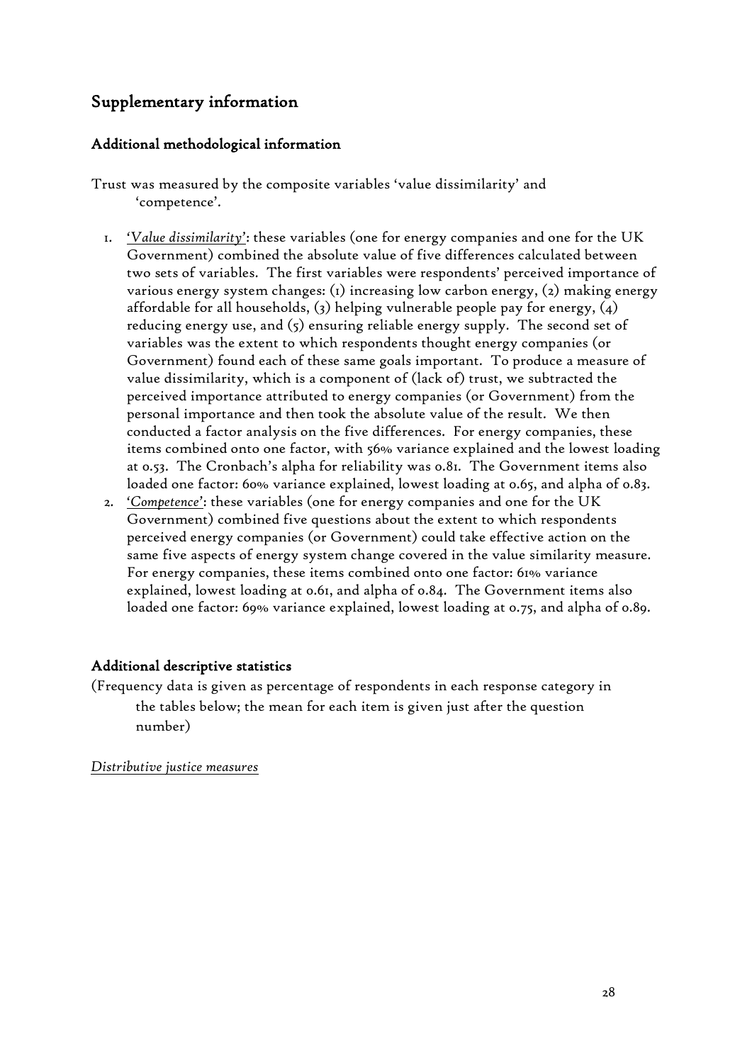## Supplementary information

### Additional methodological information

Trust was measured by the composite variables 'value dissimilarity' and 'competence'.

1. '*Value dissimilarity*': these variables (one for energy companies and one for the UK Government) combined the absolute value of five differences calculated between two sets of variables. The first variables were respondents' perceived importance of various energy system changes: (1) increasing low carbon energy, (2) making energy affordable for all households, (3) helping vulnerable people pay for energy, (4) reducing energy use, and (5) ensuring reliable energy supply. The second set of variables was the extent to which respondents thought energy companies (or Government) found each of these same goals important. To produce a measure of value dissimilarity, which is a component of (lack of) trust, we subtracted the perceived importance attributed to energy companies (or Government) from the personal importance and then took the absolute value of the result. We then conducted a factor analysis on the five differences. For energy companies, these items combined onto one factor, with 56% variance explained and the lowest loading at 0.53. The Cronbach's alpha for reliability was 0.81. The Government items also loaded one factor: 60% variance explained, lowest loading at 0.65, and alpha of 0.83.
2. '*Competence*': these variables (one for energy companies and one for the UK Government) combined five questions about the extent to which respondents perceived energy companies (or Government) could take effective action on the same five aspects of energy system change covered in the value similarity measure. For energy companies, these items combined onto one factor: 61% variance explained, lowest loading at 0.61, and alpha of 0.84. The Government items also loaded one factor: 69% variance explained, lowest loading at 0.75, and alpha of 0.89.

### Additional descriptive statistics

(Frequency data is given as percentage of respondents in each response category in the tables below; the mean for each item is given just after the question number)

*Distributive justice measures*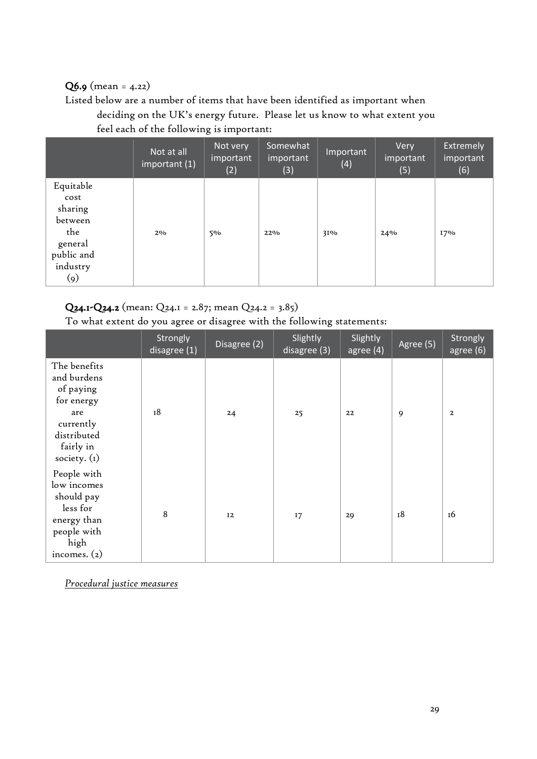**Q6.9** (mean = 4.22)

Listed below are a number of items that have been identified as important when deciding on the UK's energy future. Please let us know to what extent you feel each of the following is important:

| | Not at all important (1) | Not very important (2) | Somewhat important (3) | Important (4) | Very important (5) | Extremely important (6) |
|---|---|---|---|---|---|---|
| Equitable cost sharing between the general public and industry (9) | 2% | 5% | 22% | 31% | 24% | 17% |

**Q24.1-Q24.2** (mean: Q24.1 = 2.87; mean Q24.2 = 3.85)

To what extent do you agree or disagree with the following statements:

| | Strongly disagree (1) | Disagree (2) | Slightly disagree (3) | Slightly agree (4) | Agree (5) | Strongly agree (6) |
|---|---|---|---|---|---|---|
| The benefits and burdens of paying for energy are currently distributed fairly in society. (1) | 18 | 24 | 25 | 22 | 9 | 2 |
| People with low incomes should pay less for energy than people with high incomes. (2) | 8 | 12 | 17 | 29 | 18 | 16 |

*Procedural justice measures*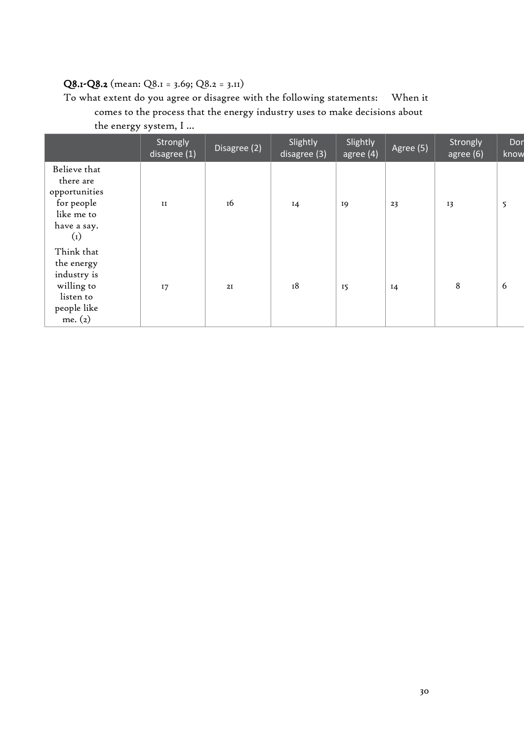**Q8.1-Q8.2** (mean: Q8.1 = 3.69; Q8.2 = 3.11)

To what extent do you agree or disagree with the following statements: When it comes to the process that the energy industry uses to make decisions about the energy system, I ...

| | Strongly disagree (1) | Disagree (2) | Slightly disagree (3) | Slightly agree (4) | Agree (5) | Strongly agree (6) | Don know |
|---|---|---|---|---|---|---|---|
| Believe that there are opportunities for people like me to have a say. (1) | 11 | 16 | 14 | 19 | 23 | 13 | 5 |
| Think that the energy industry is willing to listen to people like me. (2) | 17 | 21 | 18 | 15 | 14 | 8 | 6 |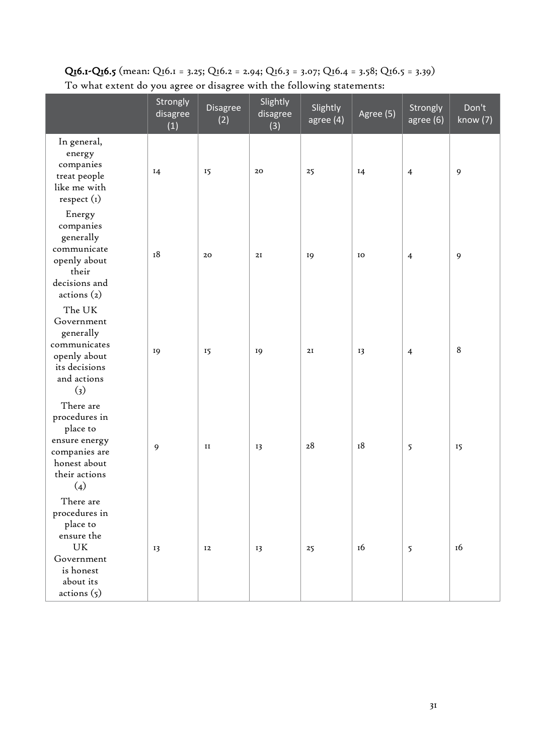**Q16.1-Q16.5** (mean: Q16.1 = 3.25; Q16.2 = 2.94; Q16.3 = 3.07; Q16.4 = 3.58; Q16.5 = 3.39)
To what extent do you agree or disagree with the following statements:

| | Strongly disagree (1) | Disagree (2) | Slightly disagree (3) | Slightly agree (4) | Agree (5) | Strongly agree (6) | Don't know (7) |
|---|---|---|---|---|---|---|---|
| In general, energy companies treat people like me with respect (1) | 14 | 15 | 20 | 25 | 14 | 4 | 9 |
| Energy companies generally communicate openly about their decisions and actions (2) | 18 | 20 | 21 | 19 | 10 | 4 | 9 |
| The UK Government generally communicates openly about its decisions and actions (3) | 19 | 15 | 19 | 21 | 13 | 4 | 8 |
| There are procedures in place to ensure energy companies are honest about their actions (4) | 9 | 11 | 13 | 28 | 18 | 5 | 15 |
| There are procedures in place to ensure the UK Government is honest about its actions (5) | 13 | 12 | 13 | 25 | 16 | 5 | 16 |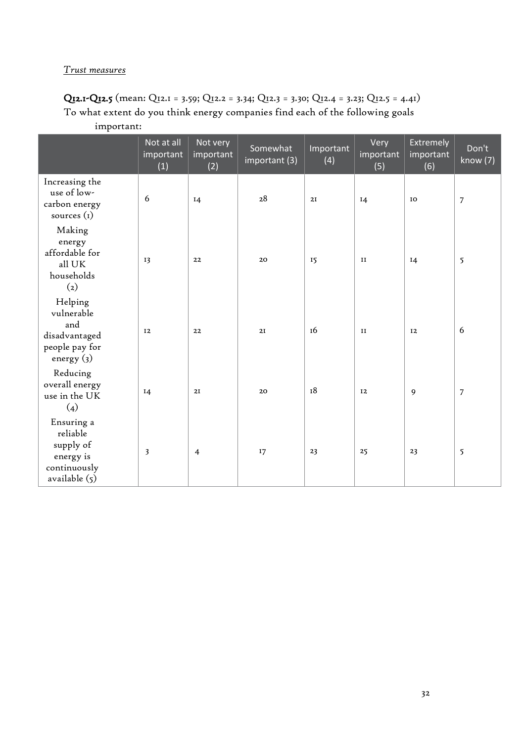*Trust measures*

**Q12.1-Q12.5** (mean: Q12.1 = 3.59; Q12.2 = 3.34; Q12.3 = 3.30; Q12.4 = 3.23; Q12.5 = 4.41)

To what extent do you think energy companies find each of the following goals important:

| | Not at all important (1) | Not very important (2) | Somewhat important (3) | Important (4) | Very important (5) | Extremely important (6) | Don't know (7) |
|---|---|---|---|---|---|---|---|
| Increasing the use of low-carbon energy sources (1) | 6 | 14 | 28 | 21 | 14 | 10 | 7 |
| Making energy affordable for all UK households (2) | 13 | 22 | 20 | 15 | 11 | 14 | 5 |
| Helping vulnerable and disadvantaged people pay for energy (3) | 12 | 22 | 21 | 16 | 11 | 12 | 6 |
| Reducing overall energy use in the UK (4) | 14 | 21 | 20 | 18 | 12 | 9 | 7 |
| Ensuring a reliable supply of energy is continuously available (5) | 3 | 4 | 17 | 23 | 25 | 23 | 5 |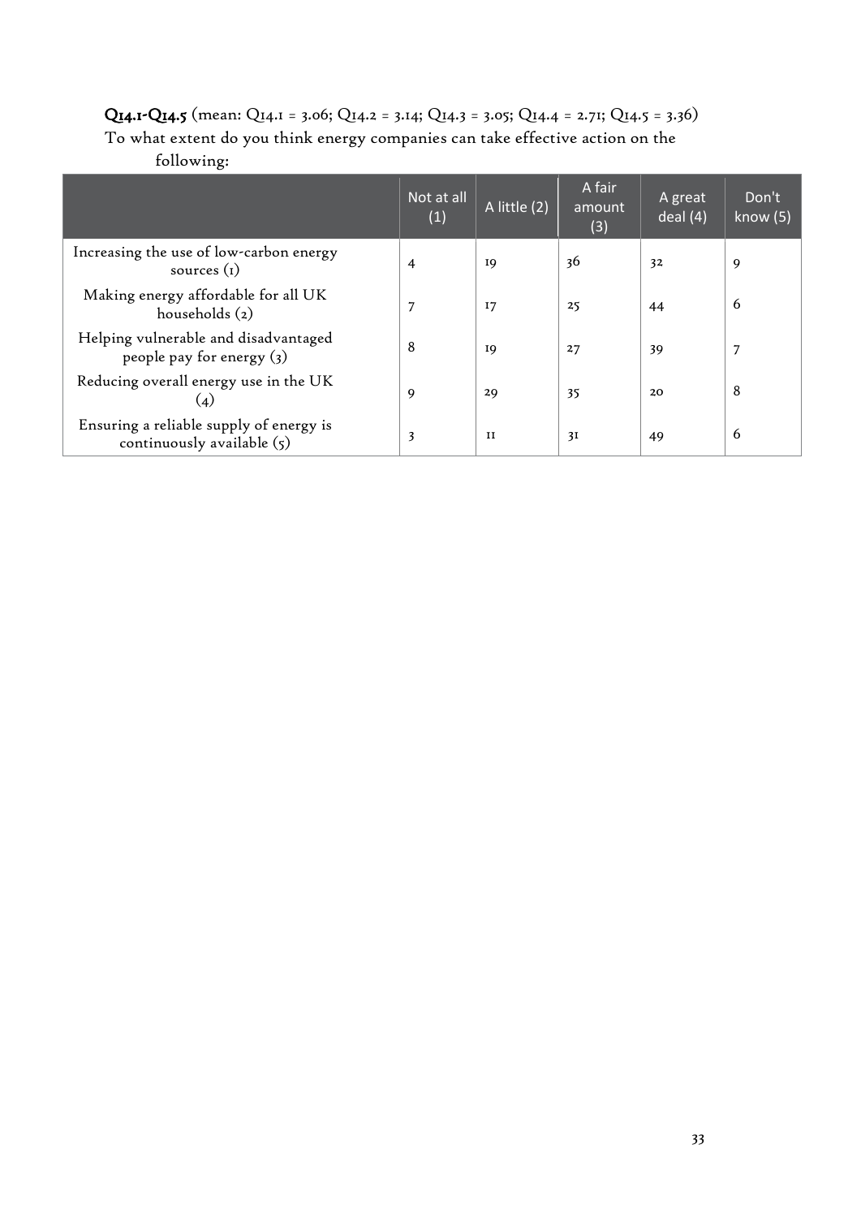**Q14.1-Q14.5** (mean: Q14.1 = 3.06; Q14.2 = 3.14; Q14.3 = 3.05; Q14.4 = 2.71; Q14.5 = 3.36)

To what extent do you think energy companies can take effective action on the following:

| | Not at all (1) | A little (2) | A fair amount (3) | A great deal (4) | Don't know (5) |
|---|---|---|---|---|---|
| Increasing the use of low-carbon energy sources (1) | 4 | 19 | 36 | 32 | 9 |
| Making energy affordable for all UK households (2) | 7 | 17 | 25 | 44 | 6 |
| Helping vulnerable and disadvantaged people pay for energy (3) | 8 | 19 | 27 | 39 | 7 |
| Reducing overall energy use in the UK (4) | 9 | 29 | 35 | 20 | 8 |
| Ensuring a reliable supply of energy is continuously available (5) | 3 | 11 | 31 | 49 | 6 |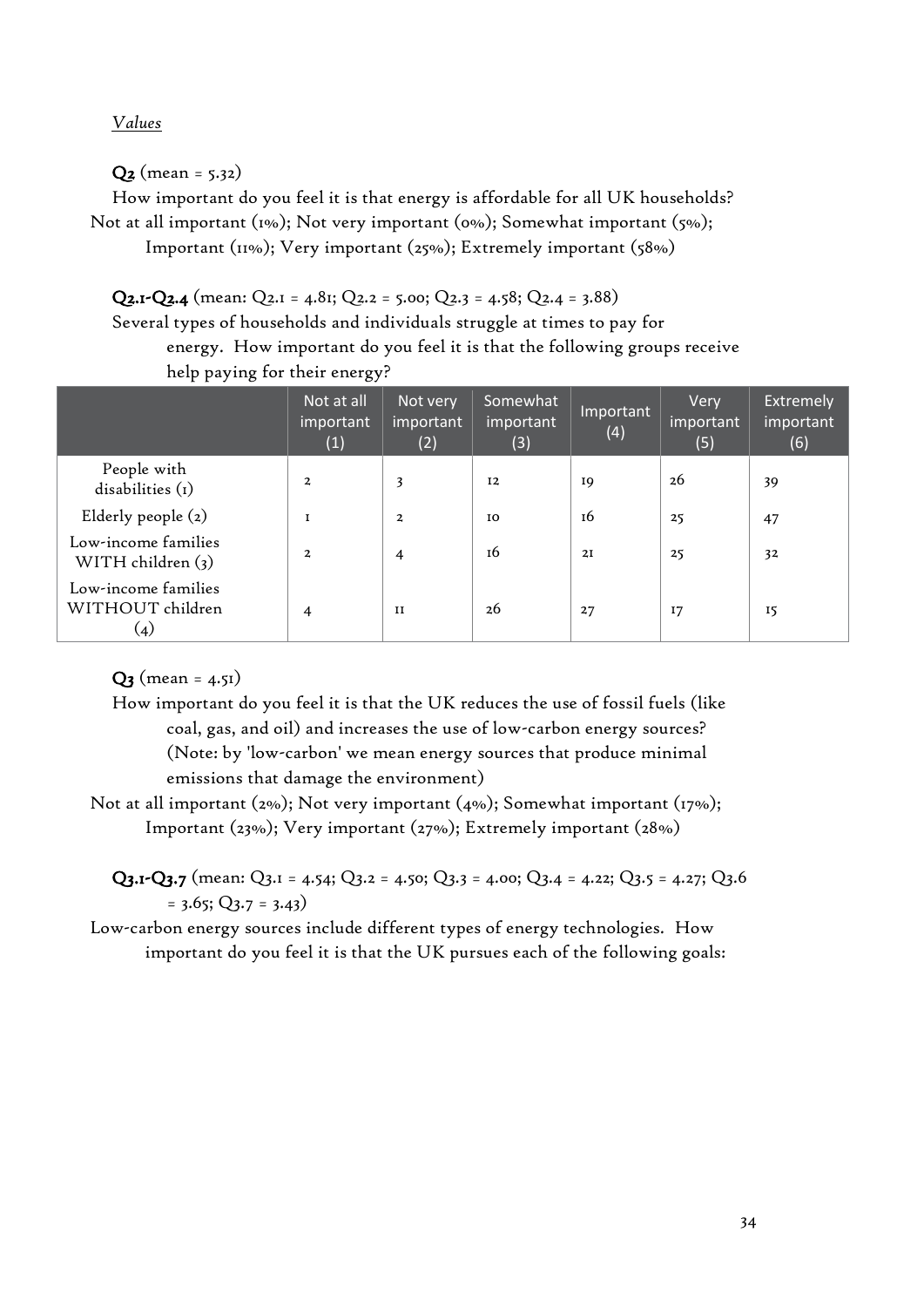*Values*

**Q2** (mean = 5.32)

How important do you feel it is that energy is affordable for all UK households?

Not at all important (1%); Not very important (0%); Somewhat important (5%); Important (11%); Very important (25%); Extremely important (58%)

**Q2.1-Q2.4** (mean: Q2.1 = 4.81; Q2.2 = 5.00; Q2.3 = 4.58; Q2.4 = 3.88)

Several types of households and individuals struggle at times to pay for energy. How important do you feel it is that the following groups receive help paying for their energy?

| | Not at all important (1) | Not very important (2) | Somewhat important (3) | Important (4) | Very important (5) | Extremely important (6) |
|---|---|---|---|---|---|---|
| People with disabilities (1) | 2 | 3 | 12 | 19 | 26 | 39 |
| Elderly people (2) | 1 | 2 | 10 | 16 | 25 | 47 |
| Low-income families WITH children (3) | 2 | 4 | 16 | 21 | 25 | 32 |
| Low-income families WITHOUT children (4) | 4 | 11 | 26 | 27 | 17 | 15 |

**Q3** (mean = 4.51)

How important do you feel it is that the UK reduces the use of fossil fuels (like coal, gas, and oil) and increases the use of low-carbon energy sources? (Note: by 'low-carbon' we mean energy sources that produce minimal emissions that damage the environment)

Not at all important (2%); Not very important (4%); Somewhat important (17%); Important (23%); Very important (27%); Extremely important (28%)

**Q3.1-Q3.7** (mean: Q3.1 = 4.54; Q3.2 = 4.50; Q3.3 = 4.00; Q3.4 = 4.22; Q3.5 = 4.27; Q3.6 = 3.65; Q3.7 = 3.43)

Low-carbon energy sources include different types of energy technologies. How important do you feel it is that the UK pursues each of the following goals: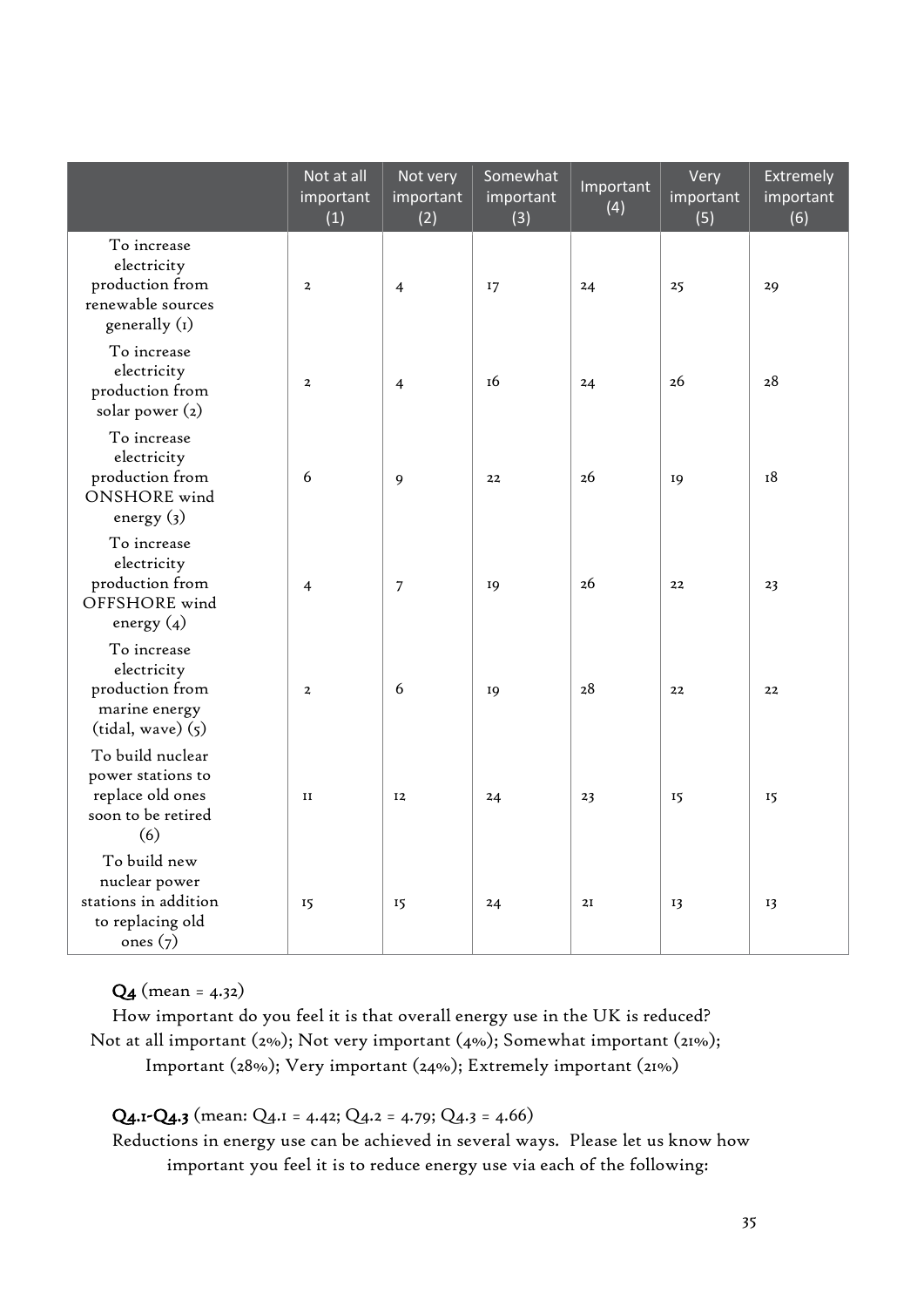| | Not at all important (1) | Not very important (2) | Somewhat important (3) | Important (4) | Very important (5) | Extremely important (6) |
|---|---|---|---|---|---|---|
| To increase electricity production from renewable sources generally (1) | 2 | 4 | 17 | 24 | 25 | 29 |
| To increase electricity production from solar power (2) | 2 | 4 | 16 | 24 | 26 | 28 |
| To increase electricity production from ONSHORE wind energy (3) | 6 | 9 | 22 | 26 | 19 | 18 |
| To increase electricity production from OFFSHORE wind energy (4) | 4 | 7 | 19 | 26 | 22 | 23 |
| To increase electricity production from marine energy (tidal, wave) (5) | 2 | 6 | 19 | 28 | 22 | 22 |
| To build nuclear power stations to replace old ones soon to be retired (6) | 11 | 12 | 24 | 23 | 15 | 15 |
| To build new nuclear power stations in addition to replacing old ones (7) | 15 | 15 | 24 | 21 | 13 | 13 |

**Q4** (mean = 4.32)

How important do you feel it is that overall energy use in the UK is reduced?
Not at all important (2%); Not very important (4%); Somewhat important (21%); Important (28%); Very important (24%); Extremely important (21%)

**Q4.1-Q4.3** (mean: Q4.1 = 4.42; Q4.2 = 4.79; Q4.3 = 4.66)

Reductions in energy use can be achieved in several ways. Please let us know how important you feel it is to reduce energy use via each of the following: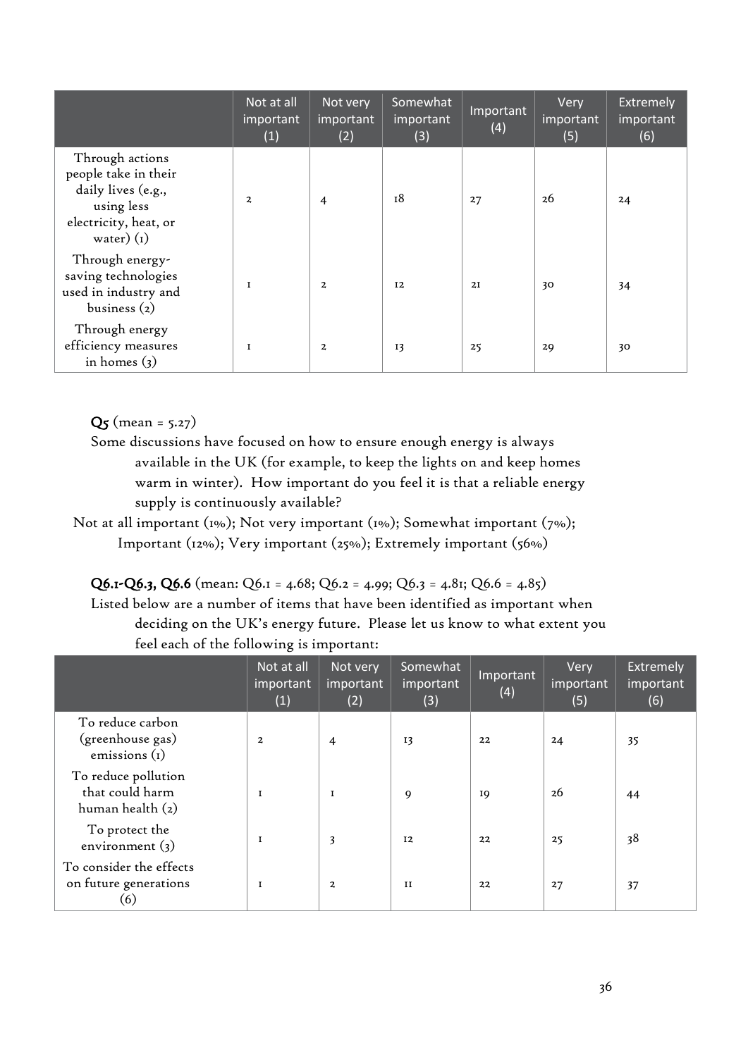| | Not at all important (1) | Not very important (2) | Somewhat important (3) | Important (4) | Very important (5) | Extremely important (6) |
|---|---|---|---|---|---|---|
| Through actions people take in their daily lives (e.g., using less electricity, heat, or water) (1) | 2 | 4 | 18 | 27 | 26 | 24 |
| Through energy-saving technologies used in industry and business (2) | 1 | 2 | 12 | 21 | 30 | 34 |
| Through energy efficiency measures in homes (3) | 1 | 2 | 13 | 25 | 29 | 30 |

**Q5** (mean = 5.27)

Some discussions have focused on how to ensure enough energy is always available in the UK (for example, to keep the lights on and keep homes warm in winter). How important do you feel it is that a reliable energy supply is continuously available?

Not at all important (1%); Not very important (1%); Somewhat important (7%); Important (12%); Very important (25%); Extremely important (56%)

**Q6.1-Q6.3, Q6.6** (mean: Q6.1 = 4.68; Q6.2 = 4.99; Q6.3 = 4.81; Q6.6 = 4.85)

Listed below are a number of items that have been identified as important when deciding on the UK's energy future. Please let us know to what extent you feel each of the following is important:

| | Not at all important (1) | Not very important (2) | Somewhat important (3) | Important (4) | Very important (5) | Extremely important (6) |
|---|---|---|---|---|---|---|
| To reduce carbon (greenhouse gas) emissions (1) | 2 | 4 | 13 | 22 | 24 | 35 |
| To reduce pollution that could harm human health (2) | 1 | 1 | 9 | 19 | 26 | 44 |
| To protect the environment (3) | 1 | 3 | 12 | 22 | 25 | 38 |
| To consider the effects on future generations (6) | 1 | 2 | 11 | 22 | 27 | 37 |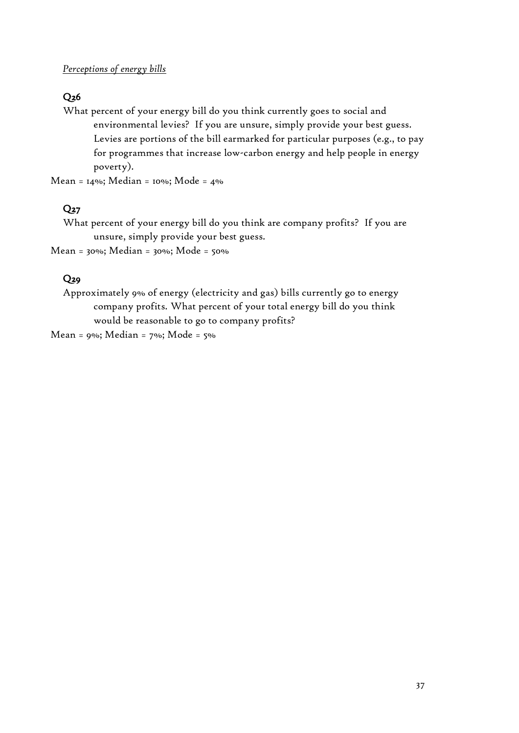*Perceptions of energy bills*

**Q26**

What percent of your energy bill do you think currently goes to social and environmental levies? If you are unsure, simply provide your best guess. Levies are portions of the bill earmarked for particular purposes (e.g., to pay for programmes that increase low-carbon energy and help people in energy poverty).

Mean = 14%; Median = 10%; Mode = 4%

**Q27**

What percent of your energy bill do you think are company profits? If you are unsure, simply provide your best guess.

Mean = 30%; Median = 30%; Mode = 50%

**Q29**

Approximately 9% of energy (electricity and gas) bills currently go to energy company profits. What percent of your total energy bill do you think would be reasonable to go to company profits?

Mean = 9%; Median = 7%; Mode = 5%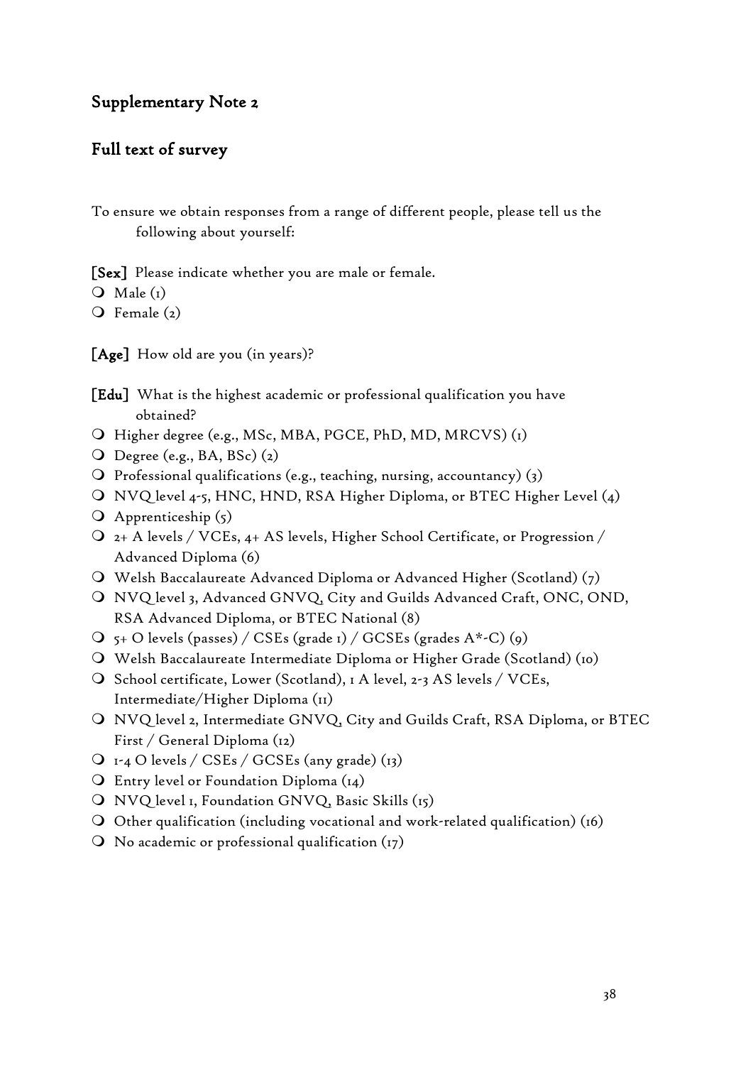## Supplementary Note 2

## Full text of survey

To ensure we obtain responses from a range of different people, please tell us the following about yourself:

**[Sex]** Please indicate whether you are male or female.

- Male (1)
- Female (2)

**[Age]** How old are you (in years)?

**[Edu]** What is the highest academic or professional qualification you have obtained?

- Higher degree (e.g., MSc, MBA, PGCE, PhD, MD, MRCVS) (1)
- Degree (e.g., BA, BSc) (2)
- Professional qualifications (e.g., teaching, nursing, accountancy) (3)
- NVQ level 4-5, HNC, HND, RSA Higher Diploma, or BTEC Higher Level (4)
- Apprenticeship (5)
- 2+ A levels / VCEs, 4+ AS levels, Higher School Certificate, or Progression / Advanced Diploma (6)
- Welsh Baccalaureate Advanced Diploma or Advanced Higher (Scotland) (7)
- NVQ level 3, Advanced GNVQ, City and Guilds Advanced Craft, ONC, OND, RSA Advanced Diploma, or BTEC National (8)
- 5+ O levels (passes) / CSEs (grade 1) / GCSEs (grades A*-C) (9)
- Welsh Baccalaureate Intermediate Diploma or Higher Grade (Scotland) (10)
- School certificate, Lower (Scotland), 1 A level, 2-3 AS levels / VCEs, Intermediate/Higher Diploma (11)
- NVQ level 2, Intermediate GNVQ, City and Guilds Craft, RSA Diploma, or BTEC First / General Diploma (12)
- 1-4 O levels / CSEs / GCSEs (any grade) (13)
- Entry level or Foundation Diploma (14)
- NVQ level 1, Foundation GNVQ, Basic Skills (15)
- Other qualification (including vocational and work-related qualification) (16)
- No academic or professional qualification (17)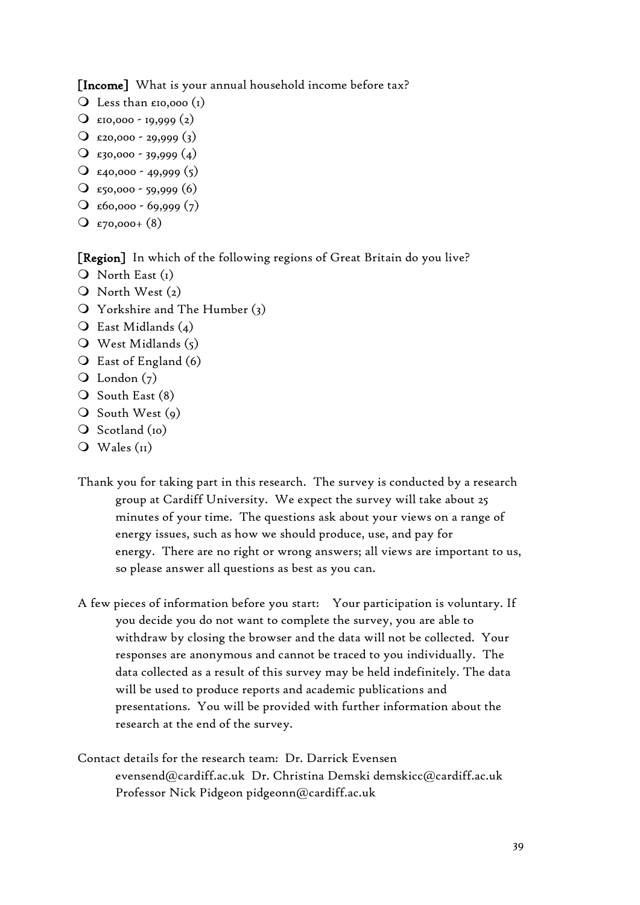**[Income]** What is your annual household income before tax?

- Less than £10,000 (1)
- £10,000 - 19,999 (2)
- £20,000 - 29,999 (3)
- £30,000 - 39,999 (4)
- £40,000 - 49,999 (5)
- £50,000 - 59,999 (6)
- £60,000 - 69,999 (7)
- £70,000+ (8)

**[Region]** In which of the following regions of Great Britain do you live?

- North East (1)
- North West (2)
- Yorkshire and The Humber (3)
- East Midlands (4)
- West Midlands (5)
- East of England (6)
- London (7)
- South East (8)
- South West (9)
- Scotland (10)
- Wales (11)

Thank you for taking part in this research. The survey is conducted by a research group at Cardiff University. We expect the survey will take about 25 minutes of your time. The questions ask about your views on a range of energy issues, such as how we should produce, use, and pay for energy. There are no right or wrong answers; all views are important to us, so please answer all questions as best as you can.

A few pieces of information before you start: Your participation is voluntary. If you decide you do not want to complete the survey, you are able to withdraw by closing the browser and the data will not be collected. Your responses are anonymous and cannot be traced to you individually. The data collected as a result of this survey may be held indefinitely. The data will be used to produce reports and academic publications and presentations. You will be provided with further information about the research at the end of the survey.

Contact details for the research team: Dr. Darrick Evensen evensend@cardiff.ac.uk Dr. Christina Demski demskicc@cardiff.ac.uk Professor Nick Pidgeon pidgeonn@cardiff.ac.uk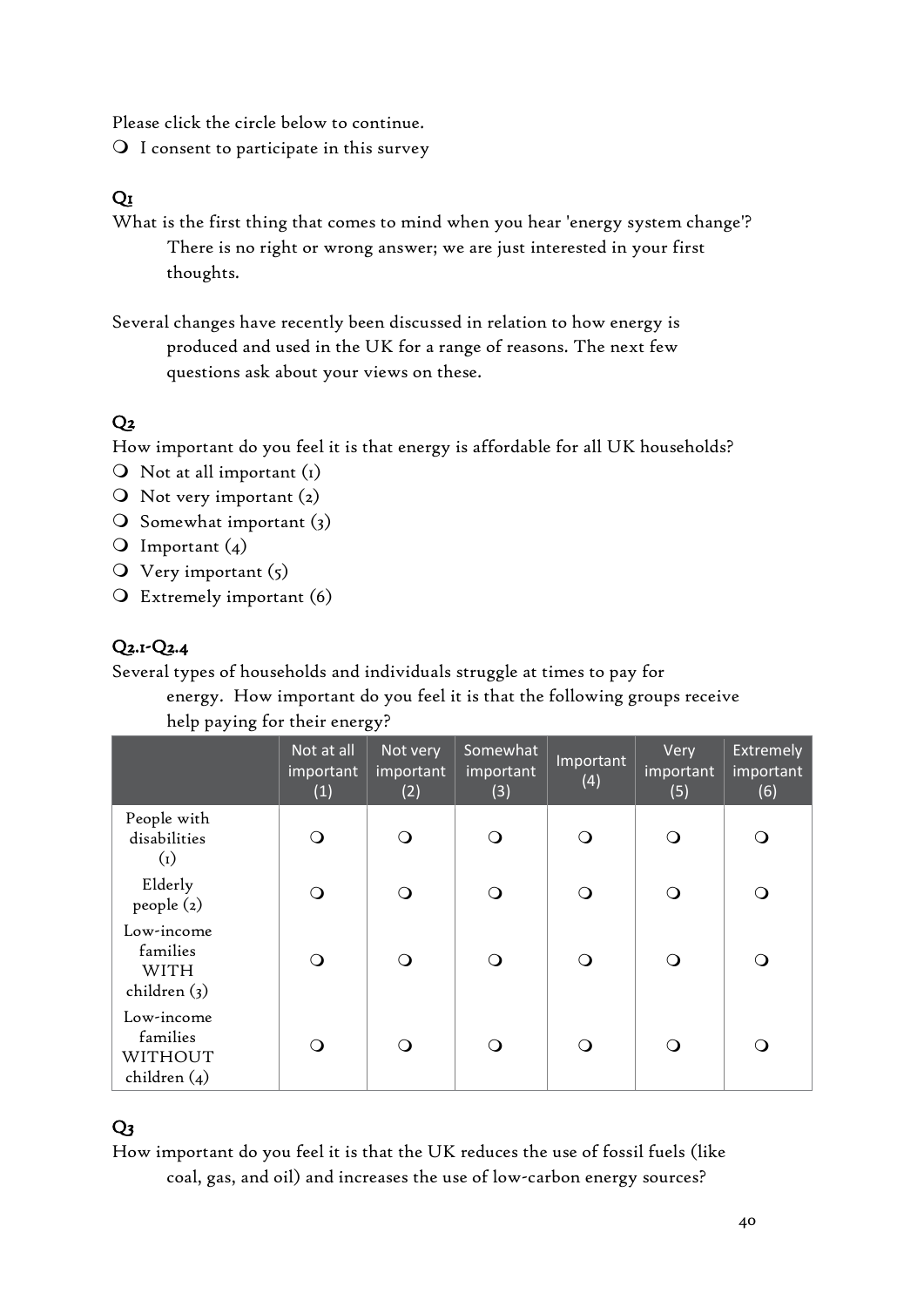Please click the circle below to continue.

❍ I consent to participate in this survey

## Q1

What is the first thing that comes to mind when you hear 'energy system change'? There is no right or wrong answer; we are just interested in your first thoughts.

Several changes have recently been discussed in relation to how energy is produced and used in the UK for a range of reasons. The next few questions ask about your views on these.

## Q2

How important do you feel it is that energy is affordable for all UK households?

❍ Not at all important (1)
❍ Not very important (2)
❍ Somewhat important (3)
❍ Important (4)
❍ Very important (5)
❍ Extremely important (6)

## Q2.1-Q2.4

Several types of households and individuals struggle at times to pay for energy. How important do you feel it is that the following groups receive help paying for their energy?

| | Not at all important (1) | Not very important (2) | Somewhat important (3) | Important (4) | Very important (5) | Extremely important (6) |
|---|---|---|---|---|---|---|
| People with disabilities (1) | ❍ | ❍ | ❍ | ❍ | ❍ | ❍ |
| Elderly people (2) | ❍ | ❍ | ❍ | ❍ | ❍ | ❍ |
| Low-income families WITH children (3) | ❍ | ❍ | ❍ | ❍ | ❍ | ❍ |
| Low-income families WITHOUT children (4) | ❍ | ❍ | ❍ | ❍ | ❍ | ❍ |

## Q3

How important do you feel it is that the UK reduces the use of fossil fuels (like coal, gas, and oil) and increases the use of low-carbon energy sources?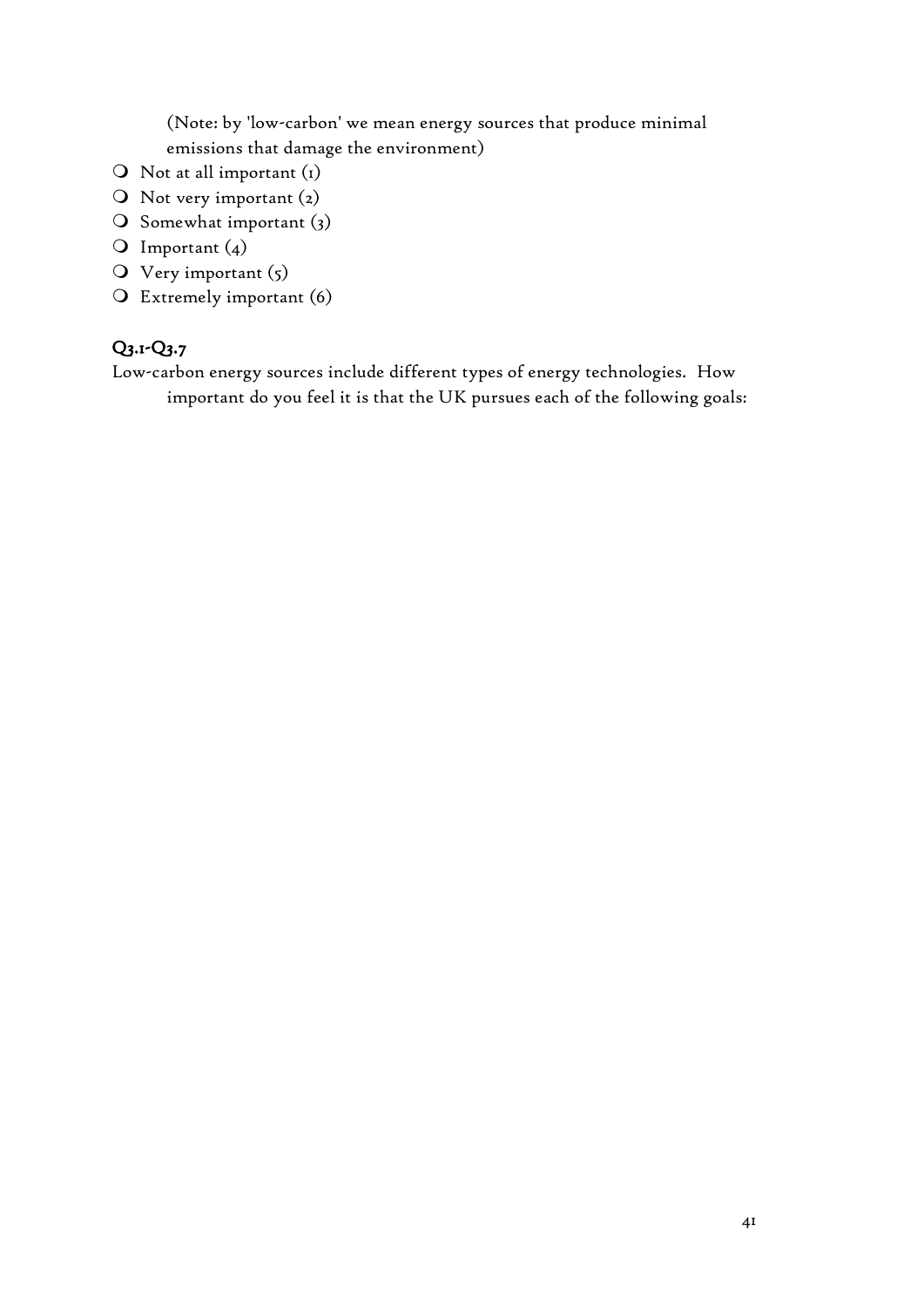(Note: by 'low-carbon' we mean energy sources that produce minimal emissions that damage the environment)

- ❍ Not at all important (1)
- ❍ Not very important (2)
- ❍ Somewhat important (3)
- ❍ Important (4)
- ❍ Very important (5)
- ❍ Extremely important (6)

### Q3.1-Q3.7

Low-carbon energy sources include different types of energy technologies. How important do you feel it is that the UK pursues each of the following goals: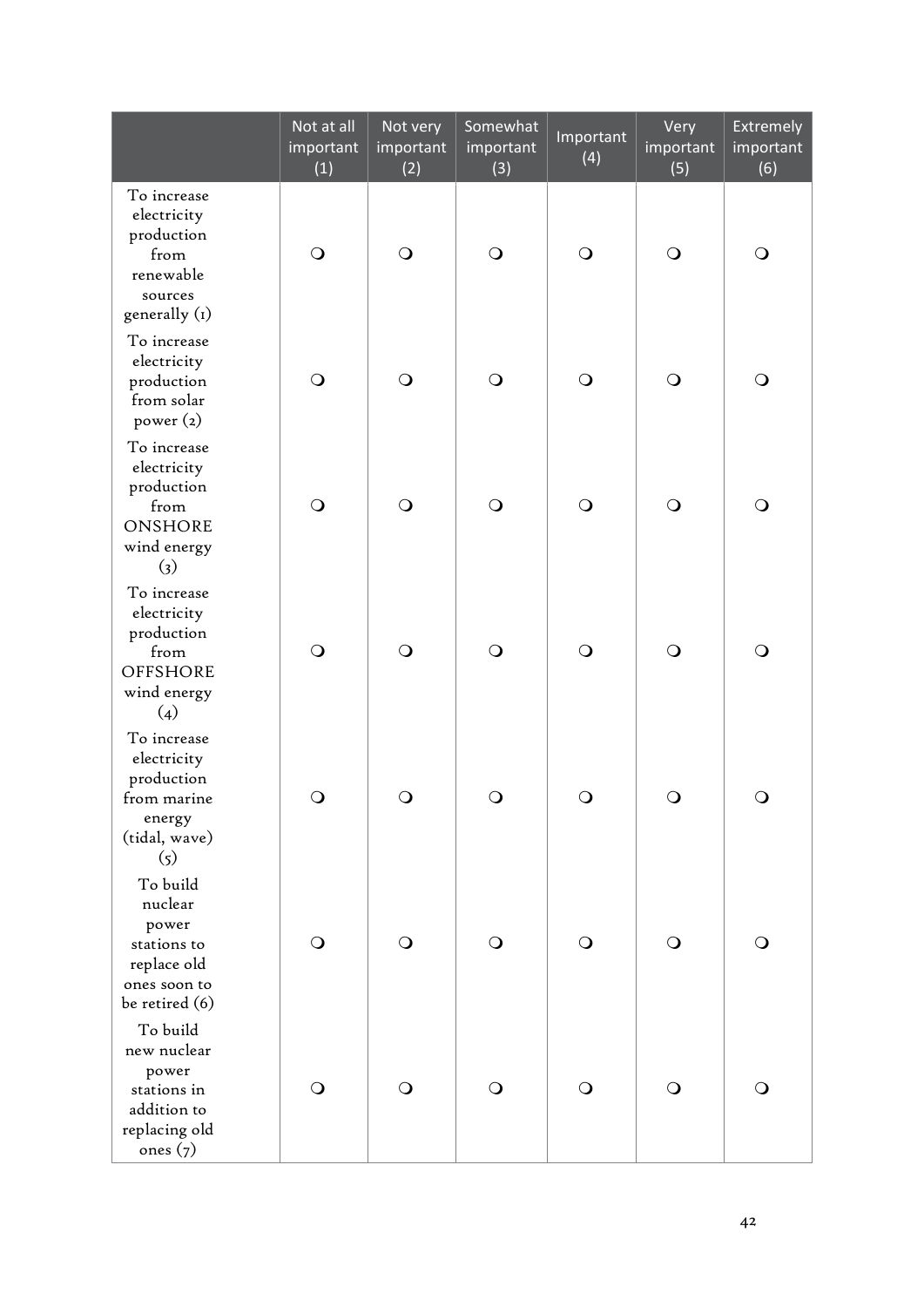| | Not at all important (1) | Not very important (2) | Somewhat important (3) | Important (4) | Very important (5) | Extremely important (6) |
|---|---|---|---|---|---|---|
| To increase electricity production from renewable sources generally (1) | ❍ | ❍ | ❍ | ❍ | ❍ | ❍ |
| To increase electricity production from solar power (2) | ❍ | ❍ | ❍ | ❍ | ❍ | ❍ |
| To increase electricity production from ONSHORE wind energy (3) | ❍ | ❍ | ❍ | ❍ | ❍ | ❍ |
| To increase electricity production from OFFSHORE wind energy (4) | ❍ | ❍ | ❍ | ❍ | ❍ | ❍ |
| To increase electricity production from marine energy (tidal, wave) (5) | ❍ | ❍ | ❍ | ❍ | ❍ | ❍ |
| To build nuclear power stations to replace old ones soon to be retired (6) | ❍ | ❍ | ❍ | ❍ | ❍ | ❍ |
| To build new nuclear power stations in addition to replacing old ones (7) | ❍ | ❍ | ❍ | ❍ | ❍ | ❍ |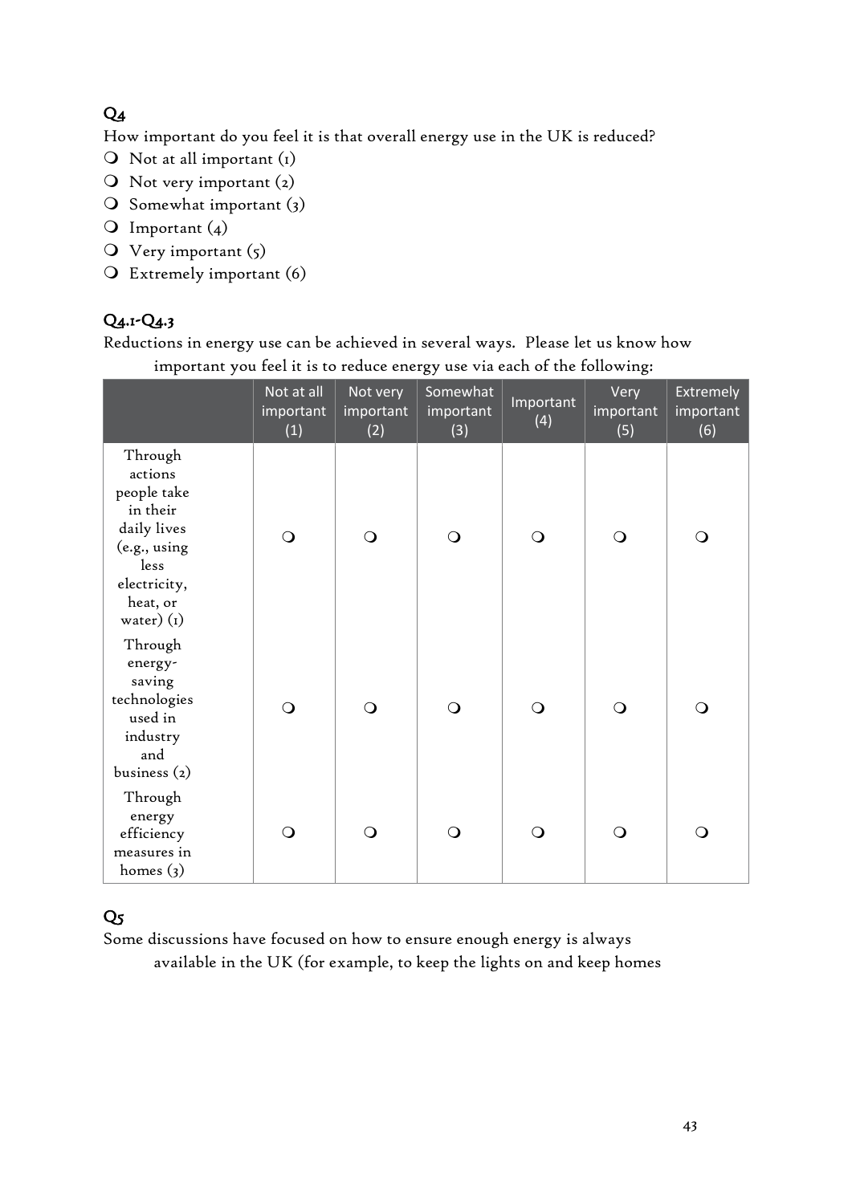## Q4

How important do you feel it is that overall energy use in the UK is reduced?

- ❍ Not at all important (1)
- ❍ Not very important (2)
- ❍ Somewhat important (3)
- ❍ Important (4)
- ❍ Very important (5)
- ❍ Extremely important (6)

## Q4.1-Q4.3

Reductions in energy use can be achieved in several ways. Please let us know how important you feel it is to reduce energy use via each of the following:

| | Not at all important (1) | Not very important (2) | Somewhat important (3) | Important (4) | Very important (5) | Extremely important (6) |
|---|---|---|---|---|---|---|
| Through actions people take in their daily lives (e.g., using less electricity, heat, or water) (1) | ❍ | ❍ | ❍ | ❍ | ❍ | ❍ |
| Through energy-saving technologies used in industry and business (2) | ❍ | ❍ | ❍ | ❍ | ❍ | ❍ |
| Through energy efficiency measures in homes (3) | ❍ | ❍ | ❍ | ❍ | ❍ | ❍ |

## Q5

Some discussions have focused on how to ensure enough energy is always available in the UK (for example, to keep the lights on and keep homes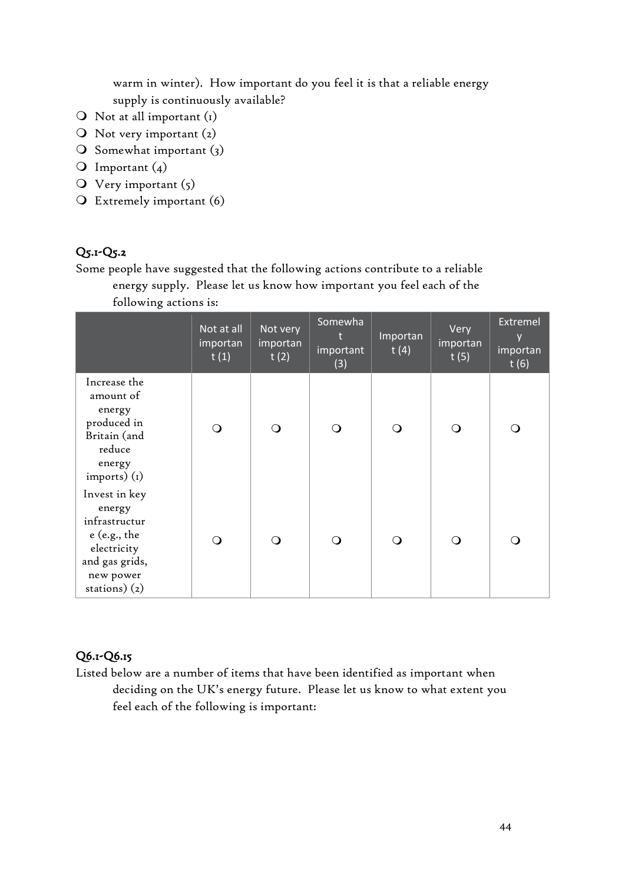warm in winter). How important do you feel it is that a reliable energy supply is continuously available?

- ❍ Not at all important (1)
- ❍ Not very important (2)
- ❍ Somewhat important (3)
- ❍ Important (4)
- ❍ Very important (5)
- ❍ Extremely important (6)

### Q5.1-Q5.2

Some people have suggested that the following actions contribute to a reliable energy supply. Please let us know how important you feel each of the following actions is:

| | Not at all important (1) | Not very important (2) | Somewhat important (3) | Important (4) | Very important (5) | Extremely important (6) |
|---|---|---|---|---|---|---|
| Increase the amount of energy produced in Britain (and reduce energy imports) (1) | ❍ | ❍ | ❍ | ❍ | ❍ | ❍ |
| Invest in key energy infrastructure (e.g., the electricity and gas grids, new power stations) (2) | ❍ | ❍ | ❍ | ❍ | ❍ | ❍ |

### Q6.1-Q6.15

Listed below are a number of items that have been identified as important when deciding on the UK's energy future. Please let us know to what extent you feel each of the following is important: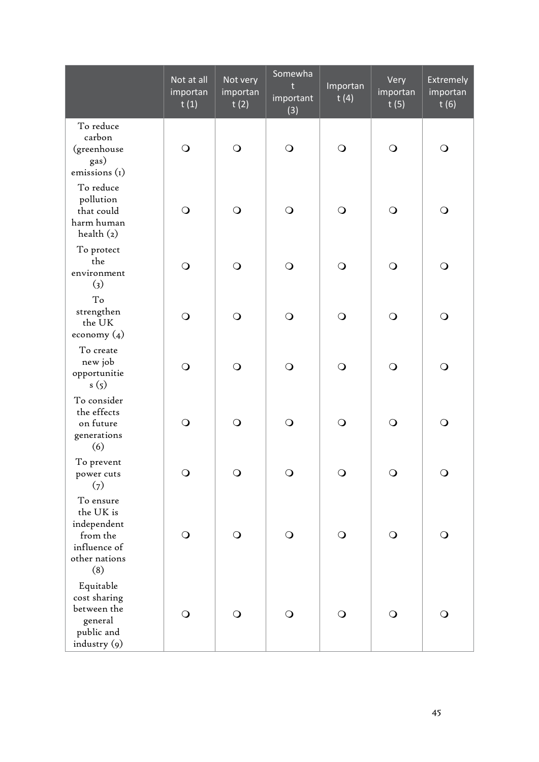| | Not at all important (1) | Not very important (2) | Somewhat important (3) | Important (4) | Very important (5) | Extremely important (6) |
|---|---|---|---|---|---|---|
| To reduce carbon (greenhouse gas) emissions (1) | ❍ | ❍ | ❍ | ❍ | ❍ | ❍ |
| To reduce pollution that could harm human health (2) | ❍ | ❍ | ❍ | ❍ | ❍ | ❍ |
| To protect the environment (3) | ❍ | ❍ | ❍ | ❍ | ❍ | ❍ |
| To strengthen the UK economy (4) | ❍ | ❍ | ❍ | ❍ | ❍ | ❍ |
| To create new job opportunities (5) | ❍ | ❍ | ❍ | ❍ | ❍ | ❍ |
| To consider the effects on future generations (6) | ❍ | ❍ | ❍ | ❍ | ❍ | ❍ |
| To prevent power cuts (7) | ❍ | ❍ | ❍ | ❍ | ❍ | ❍ |
| To ensure the UK is independent from the influence of other nations (8) | ❍ | ❍ | ❍ | ❍ | ❍ | ❍ |
| Equitable cost sharing between the general public and industry (9) | ❍ | ❍ | ❍ | ❍ | ❍ | ❍ |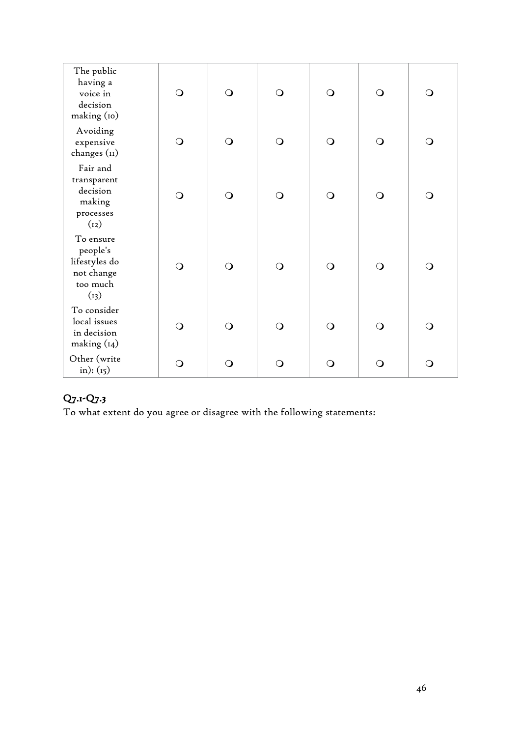| | | | | | | |
|---|---|---|---|---|---|---|
| The public having a voice in decision making (10) | ❍ | ❍ | ❍ | ❍ | ❍ | ❍ |
| Avoiding expensive changes (11) | ❍ | ❍ | ❍ | ❍ | ❍ | ❍ |
| Fair and transparent decision making processes (12) | ❍ | ❍ | ❍ | ❍ | ❍ | ❍ |
| To ensure people's lifestyles do not change too much (13) | ❍ | ❍ | ❍ | ❍ | ❍ | ❍ |
| To consider local issues in decision making (14) | ❍ | ❍ | ❍ | ❍ | ❍ | ❍ |
| Other (write in): (15) | ❍ | ❍ | ❍ | ❍ | ❍ | ❍ |

**Q7.1-Q7.3**

To what extent do you agree or disagree with the following statements: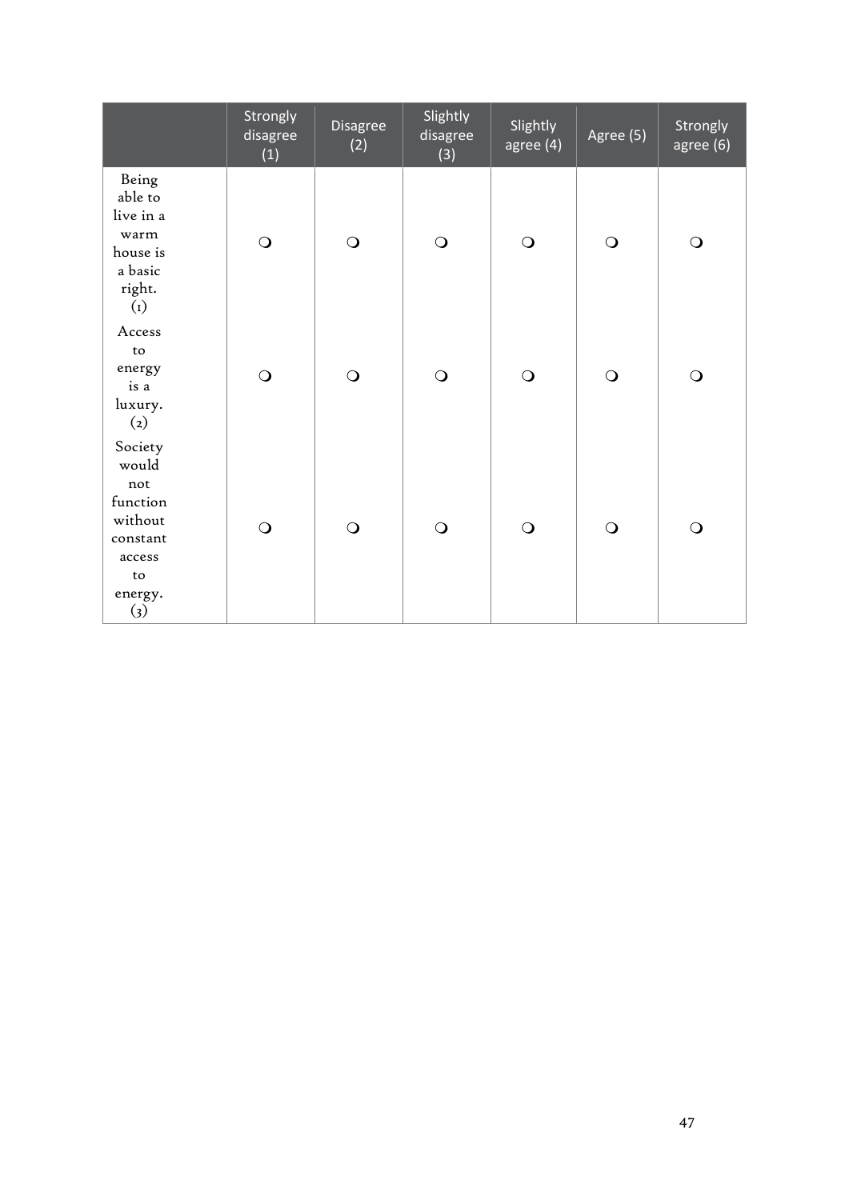| | Strongly disagree (1) | Disagree (2) | Slightly disagree (3) | Slightly agree (4) | Agree (5) | Strongly agree (6) |
|---|---|---|---|---|---|---|
| Being able to live in a warm house is a basic right. (1) | ❍ | ❍ | ❍ | ❍ | ❍ | ❍ |
| Access to energy is a luxury. (2) | ❍ | ❍ | ❍ | ❍ | ❍ | ❍ |
| Society would not function without constant access to energy. (3) | ❍ | ❍ | ❍ | ❍ | ❍ | ❍ |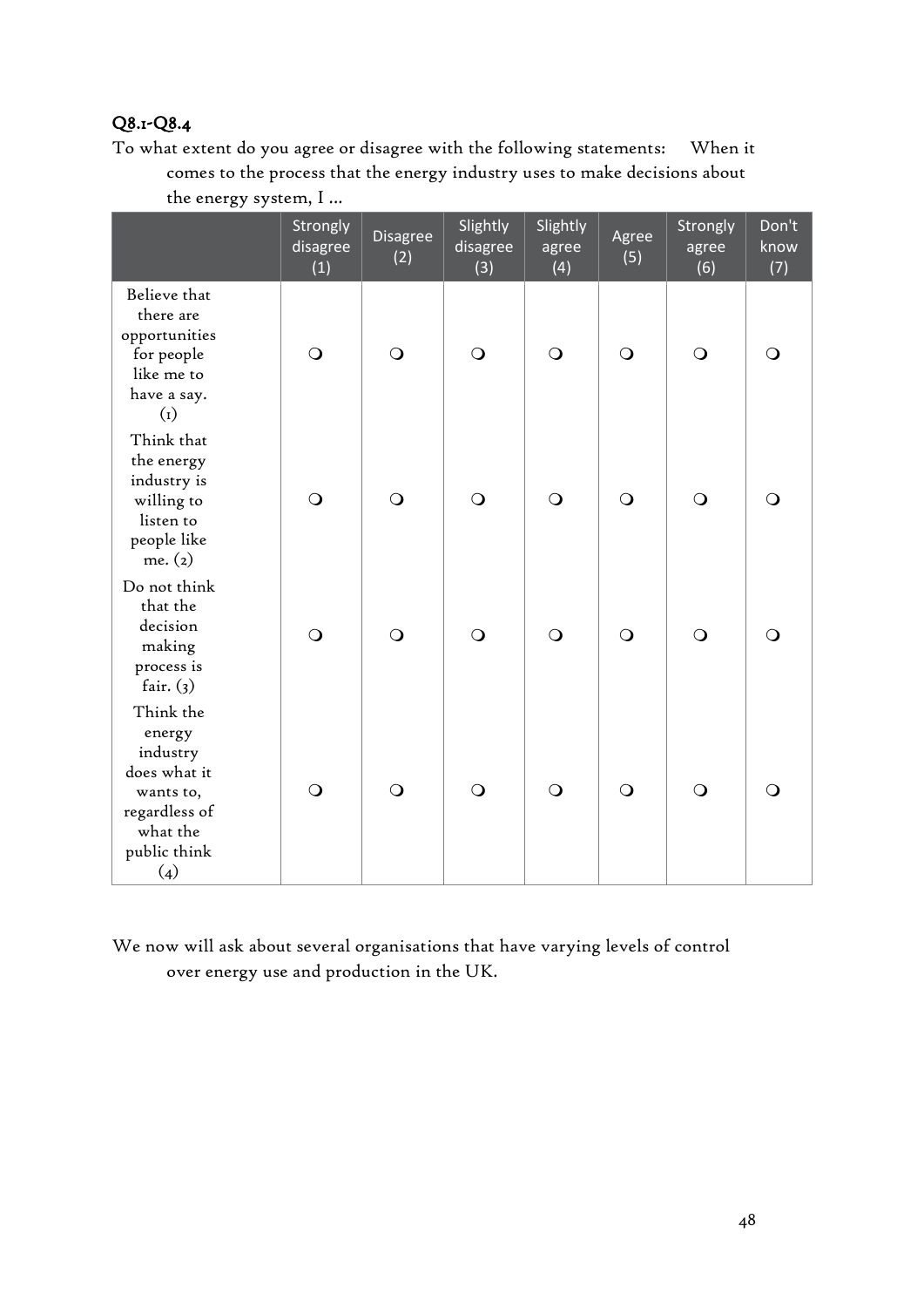## Q8.1-Q8.4

To what extent do you agree or disagree with the following statements: When it comes to the process that the energy industry uses to make decisions about the energy system, I ...

| | Strongly disagree (1) | Disagree (2) | Slightly disagree (3) | Slightly agree (4) | Agree (5) | Strongly agree (6) | Don't know (7) |
|---|---|---|---|---|---|---|---|
| Believe that there are opportunities for people like me to have a say. (1) | ❍ | ❍ | ❍ | ❍ | ❍ | ❍ | ❍ |
| Think that the energy industry is willing to listen to people like me. (2) | ❍ | ❍ | ❍ | ❍ | ❍ | ❍ | ❍ |
| Do not think that the decision making process is fair. (3) | ❍ | ❍ | ❍ | ❍ | ❍ | ❍ | ❍ |
| Think the energy industry does what it wants to, regardless of what the public think (4) | ❍ | ❍ | ❍ | ❍ | ❍ | ❍ | ❍ |

We now will ask about several organisations that have varying levels of control over energy use and production in the UK.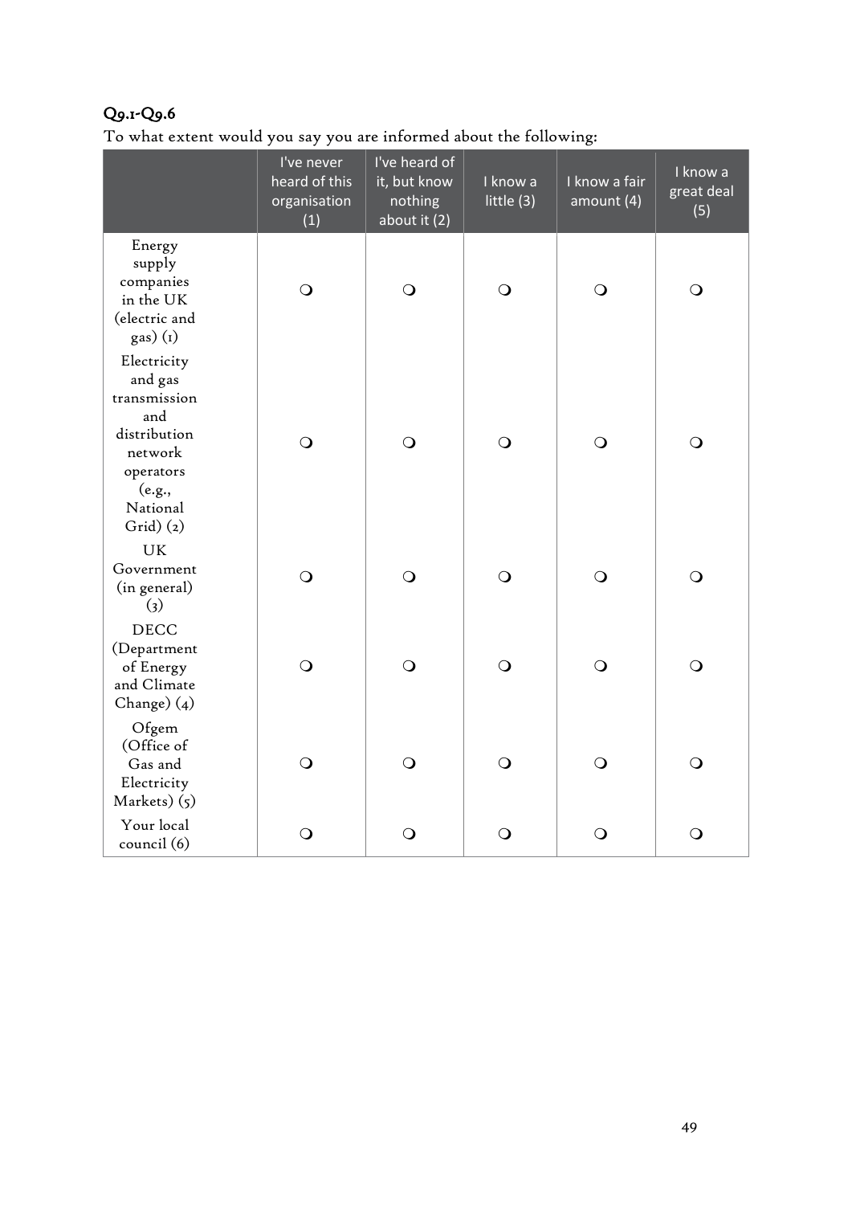**Q9.1-Q9.6**

To what extent would you say you are informed about the following:

| | I've never heard of this organisation (1) | I've heard of it, but know nothing about it (2) | I know a little (3) | I know a fair amount (4) | I know a great deal (5) |
|---|---|---|---|---|---|
| Energy supply companies in the UK (electric and gas) (1) | ❍ | ❍ | ❍ | ❍ | ❍ |
| Electricity and gas transmission and distribution network operators (e.g., National Grid) (2) | ❍ | ❍ | ❍ | ❍ | ❍ |
| UK Government (in general) (3) | ❍ | ❍ | ❍ | ❍ | ❍ |
| DECC (Department of Energy and Climate Change) (4) | ❍ | ❍ | ❍ | ❍ | ❍ |
| Ofgem (Office of Gas and Electricity Markets) (5) | ❍ | ❍ | ❍ | ❍ | ❍ |
| Your local council (6) | ❍ | ❍ | ❍ | ❍ | ❍ |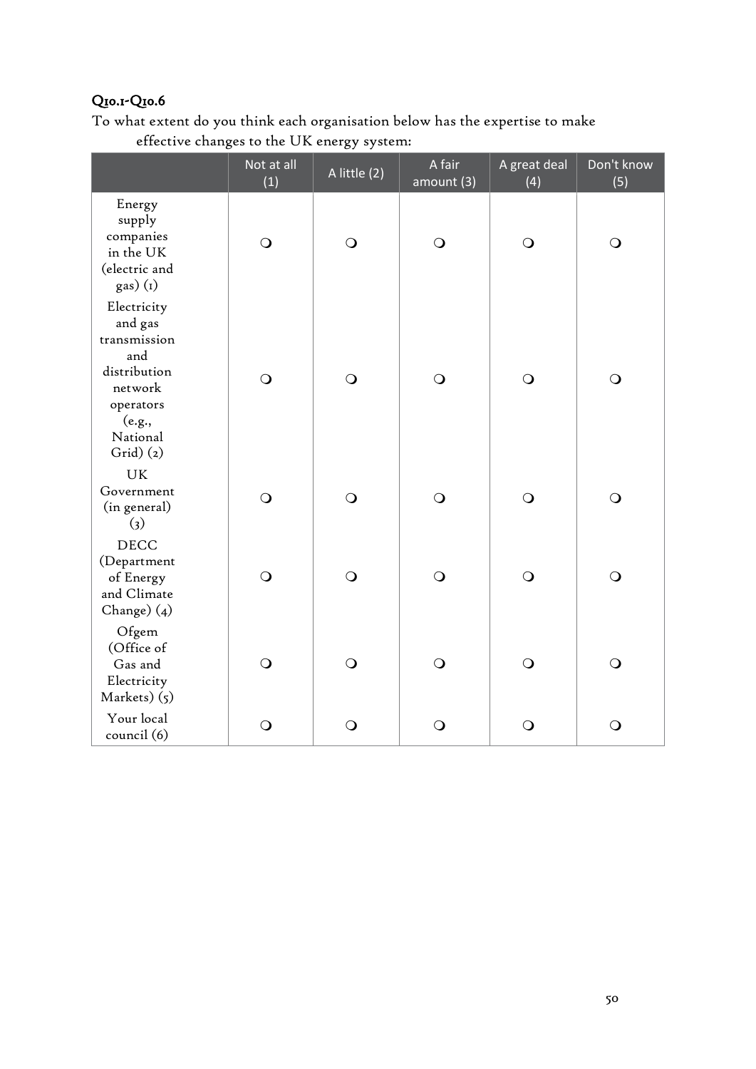**Q10.1-Q10.6**

To what extent do you think each organisation below has the expertise to make effective changes to the UK energy system:

| | Not at all (1) | A little (2) | A fair amount (3) | A great deal (4) | Don't know (5) |
|---|---|---|---|---|---|
| Energy supply companies in the UK (electric and gas) (1) | ❍ | ❍ | ❍ | ❍ | ❍ |
| Electricity and gas transmission and distribution network operators (e.g., National Grid) (2) | ❍ | ❍ | ❍ | ❍ | ❍ |
| UK Government (in general) (3) | ❍ | ❍ | ❍ | ❍ | ❍ |
| DECC (Department of Energy and Climate Change) (4) | ❍ | ❍ | ❍ | ❍ | ❍ |
| Ofgem (Office of Gas and Electricity Markets) (5) | ❍ | ❍ | ❍ | ❍ | ❍ |
| Your local council (6) | ❍ | ❍ | ❍ | ❍ | ❍ |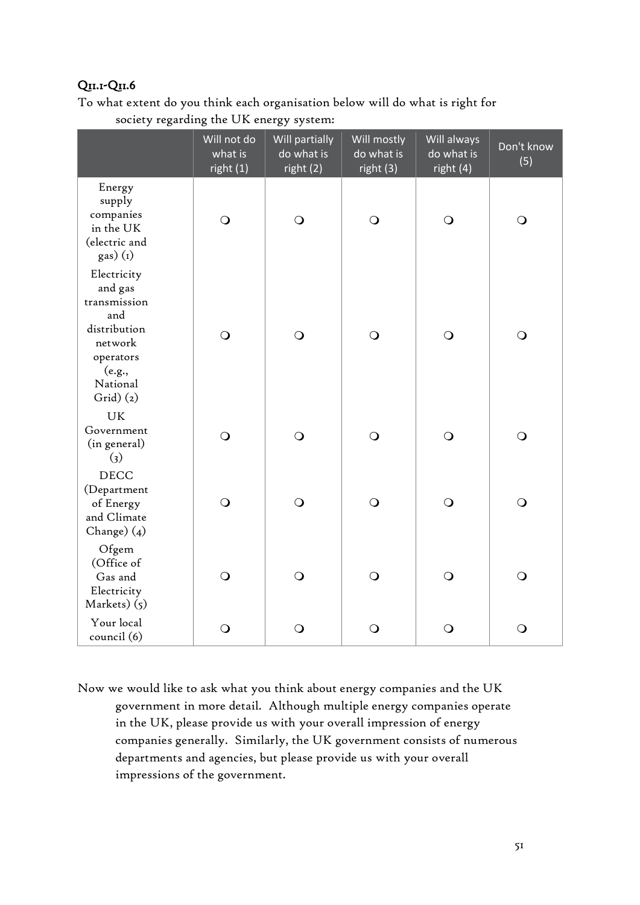**Q11.1-Q11.6**

To what extent do you think each organisation below will do what is right for society regarding the UK energy system:

| | Will not do what is right (1) | Will partially do what is right (2) | Will mostly do what is right (3) | Will always do what is right (4) | Don't know (5) |
|---|---|---|---|---|---|
| Energy supply companies in the UK (electric and gas) (1) | ❍ | ❍ | ❍ | ❍ | ❍ |
| Electricity and gas transmission and distribution network operators (e.g., National Grid) (2) | ❍ | ❍ | ❍ | ❍ | ❍ |
| UK Government (in general) (3) | ❍ | ❍ | ❍ | ❍ | ❍ |
| DECC (Department of Energy and Climate Change) (4) | ❍ | ❍ | ❍ | ❍ | ❍ |
| Ofgem (Office of Gas and Electricity Markets) (5) | ❍ | ❍ | ❍ | ❍ | ❍ |
| Your local council (6) | ❍ | ❍ | ❍ | ❍ | ❍ |

Now we would like to ask what you think about energy companies and the UK government in more detail. Although multiple energy companies operate in the UK, please provide us with your overall impression of energy companies generally. Similarly, the UK government consists of numerous departments and agencies, but please provide us with your overall impressions of the government.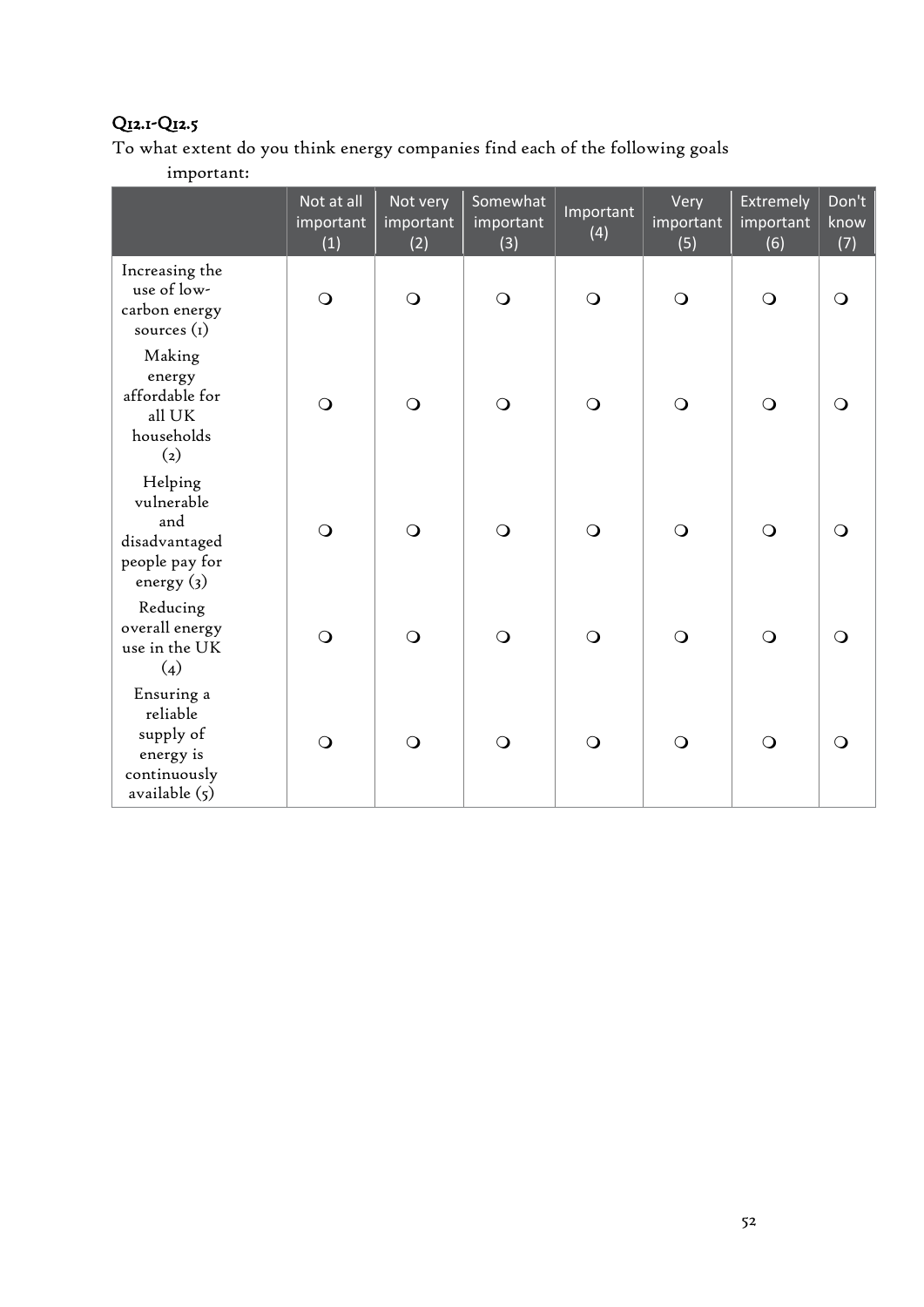## Q12.1-Q12.5

To what extent do you think energy companies find each of the following goals important:

| | Not at all important (1) | Not very important (2) | Somewhat important (3) | Important (4) | Very important (5) | Extremely important (6) | Don't know (7) |
|---|---|---|---|---|---|---|---|
| Increasing the use of low-carbon energy sources (1) | ❍ | ❍ | ❍ | ❍ | ❍ | ❍ | ❍ |
| Making energy affordable for all UK households (2) | ❍ | ❍ | ❍ | ❍ | ❍ | ❍ | ❍ |
| Helping vulnerable and disadvantaged people pay for energy (3) | ❍ | ❍ | ❍ | ❍ | ❍ | ❍ | ❍ |
| Reducing overall energy use in the UK (4) | ❍ | ❍ | ❍ | ❍ | ❍ | ❍ | ❍ |
| Ensuring a reliable supply of energy is continuously available (5) | ❍ | ❍ | ❍ | ❍ | ❍ | ❍ | ❍ |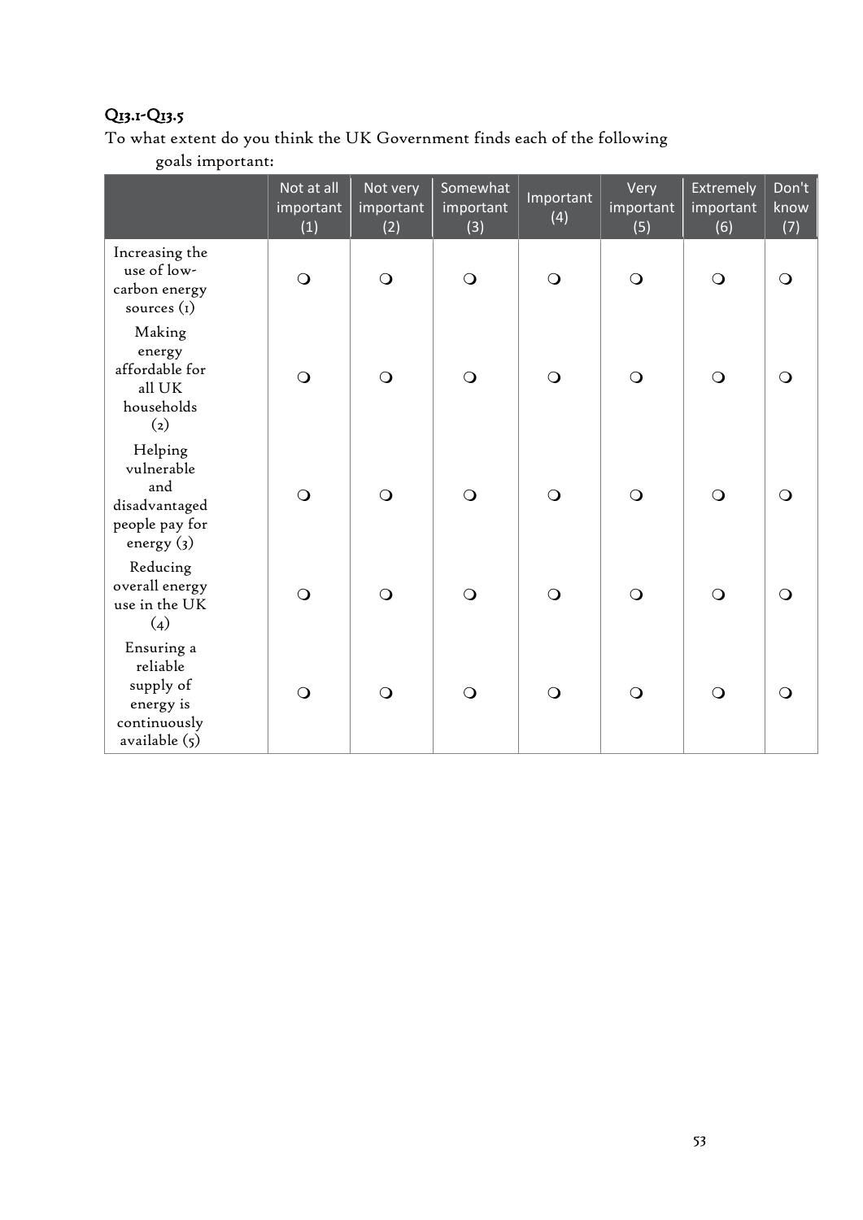## Q13.1-Q13.5

To what extent do you think the UK Government finds each of the following goals important:

| | Not at all important (1) | Not very important (2) | Somewhat important (3) | Important (4) | Very important (5) | Extremely important (6) | Don't know (7) |
|---|---|---|---|---|---|---|---|
| Increasing the use of low-carbon energy sources (1) | ❍ | ❍ | ❍ | ❍ | ❍ | ❍ | ❍ |
| Making energy affordable for all UK households (2) | ❍ | ❍ | ❍ | ❍ | ❍ | ❍ | ❍ |
| Helping vulnerable and disadvantaged people pay for energy (3) | ❍ | ❍ | ❍ | ❍ | ❍ | ❍ | ❍ |
| Reducing overall energy use in the UK (4) | ❍ | ❍ | ❍ | ❍ | ❍ | ❍ | ❍ |
| Ensuring a reliable supply of energy is continuously available (5) | ❍ | ❍ | ❍ | ❍ | ❍ | ❍ | ❍ |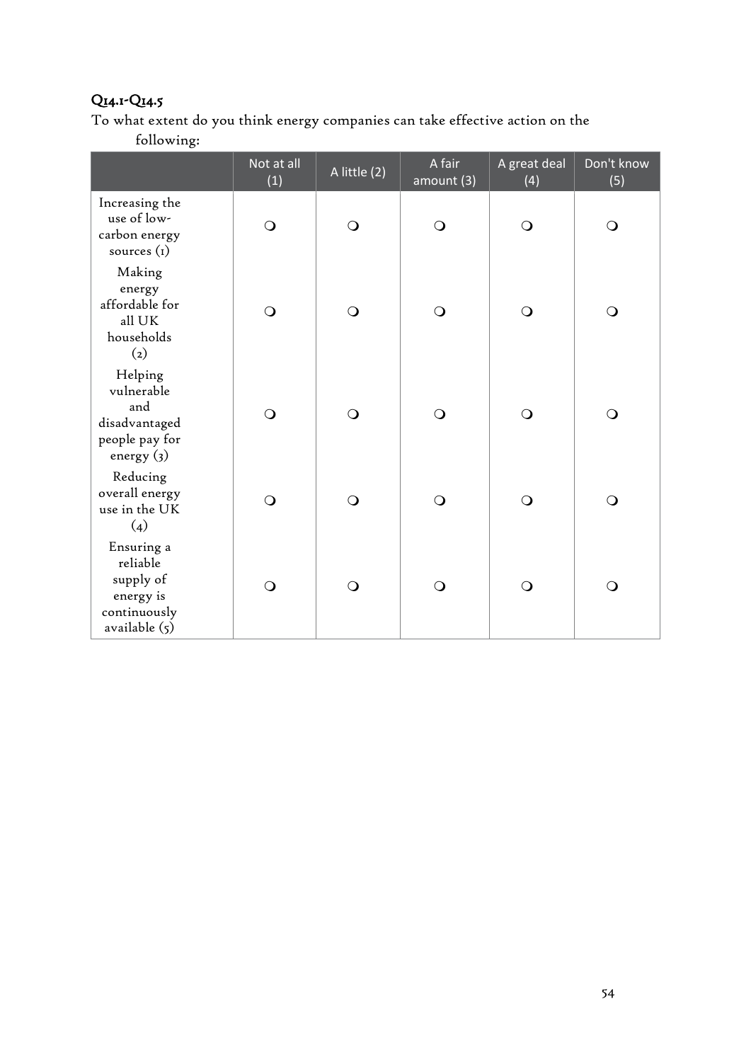### Q14.1-Q14.5

To what extent do you think energy companies can take effective action on the following:

| | Not at all (1) | A little (2) | A fair amount (3) | A great deal (4) | Don't know (5) |
|---|---|---|---|---|---|
| Increasing the use of low-carbon energy sources (1) | ❍ | ❍ | ❍ | ❍ | ❍ |
| Making energy affordable for all UK households (2) | ❍ | ❍ | ❍ | ❍ | ❍ |
| Helping vulnerable and disadvantaged people pay for energy (3) | ❍ | ❍ | ❍ | ❍ | ❍ |
| Reducing overall energy use in the UK (4) | ❍ | ❍ | ❍ | ❍ | ❍ |
| Ensuring a reliable supply of energy is continuously available (5) | ❍ | ❍ | ❍ | ❍ | ❍ |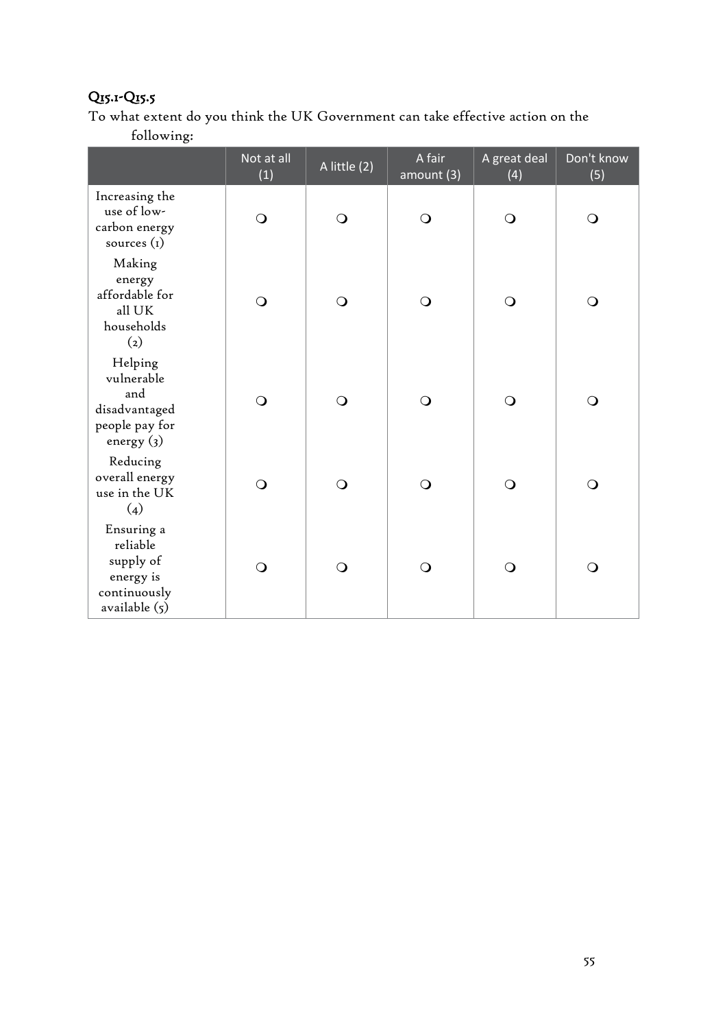**Q15.1-Q15.5**

To what extent do you think the UK Government can take effective action on the following:

| | Not at all (1) | A little (2) | A fair amount (3) | A great deal (4) | Don't know (5) |
|---|---|---|---|---|---|
| Increasing the use of low-carbon energy sources (1) | ❍ | ❍ | ❍ | ❍ | ❍ |
| Making energy affordable for all UK households (2) | ❍ | ❍ | ❍ | ❍ | ❍ |
| Helping vulnerable and disadvantaged people pay for energy (3) | ❍ | ❍ | ❍ | ❍ | ❍ |
| Reducing overall energy use in the UK (4) | ❍ | ❍ | ❍ | ❍ | ❍ |
| Ensuring a reliable supply of energy is continuously available (5) | ❍ | ❍ | ❍ | ❍ | ❍ |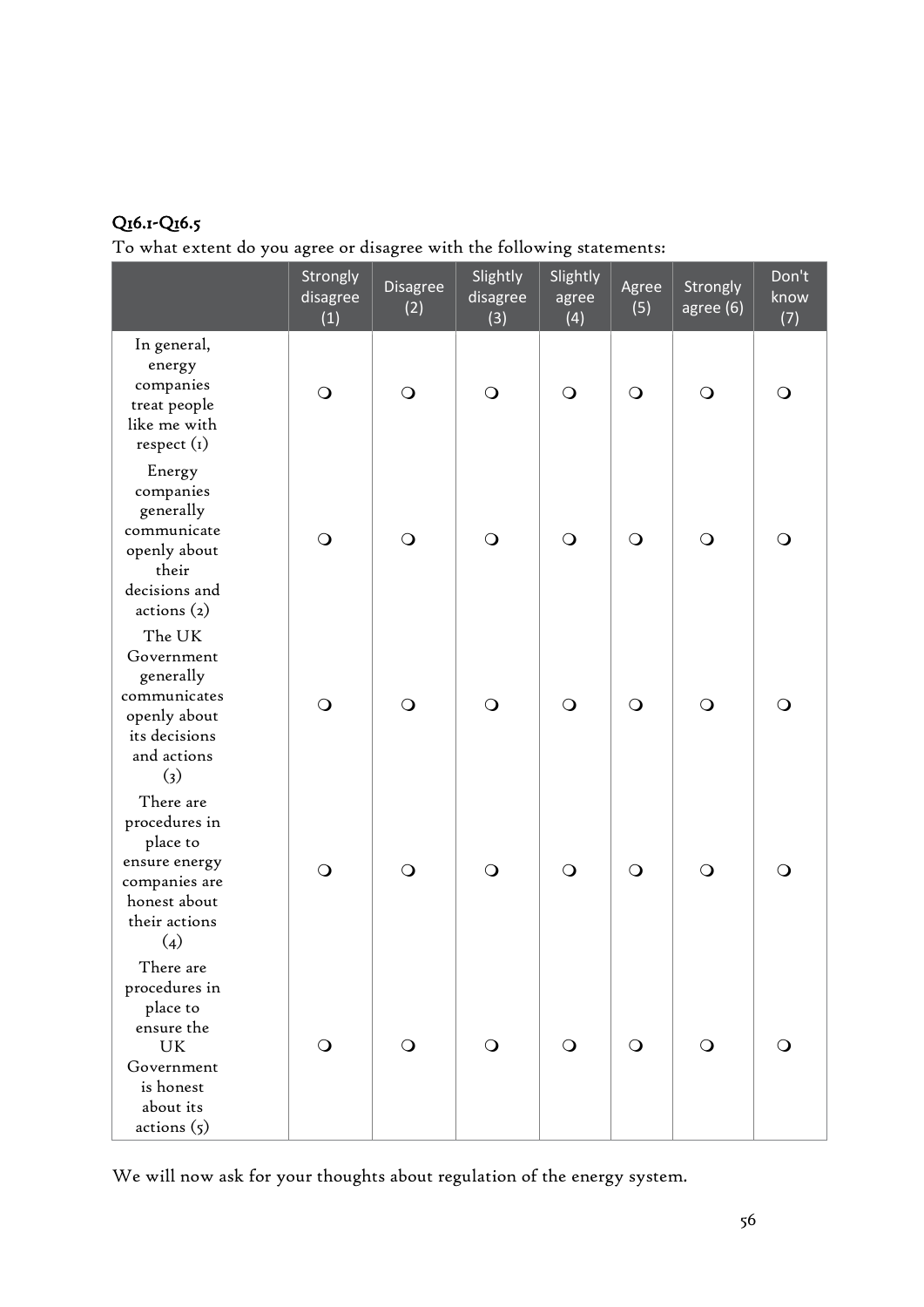**Q16.1-Q16.5**

To what extent do you agree or disagree with the following statements:

| | Strongly disagree (1) | Disagree (2) | Slightly disagree (3) | Slightly agree (4) | Agree (5) | Strongly agree (6) | Don't know (7) |
|---|---|---|---|---|---|---|---|
| In general, energy companies treat people like me with respect (1) | ❍ | ❍ | ❍ | ❍ | ❍ | ❍ | ❍ |
| Energy companies generally communicate openly about their decisions and actions (2) | ❍ | ❍ | ❍ | ❍ | ❍ | ❍ | ❍ |
| The UK Government generally communicates openly about its decisions and actions (3) | ❍ | ❍ | ❍ | ❍ | ❍ | ❍ | ❍ |
| There are procedures in place to ensure energy companies are honest about their actions (4) | ❍ | ❍ | ❍ | ❍ | ❍ | ❍ | ❍ |
| There are procedures in place to ensure the UK Government is honest about its actions (5) | ❍ | ❍ | ❍ | ❍ | ❍ | ❍ | ❍ |

We will now ask for your thoughts about regulation of the energy system.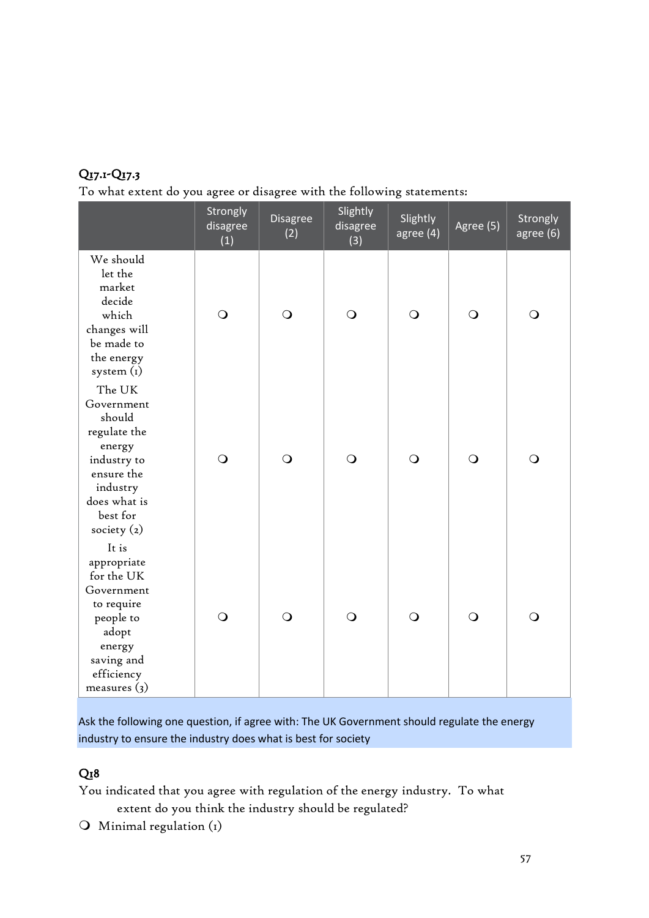## Q17.1-Q17.3

To what extent do you agree or disagree with the following statements:

| | Strongly disagree (1) | Disagree (2) | Slightly disagree (3) | Slightly agree (4) | Agree (5) | Strongly agree (6) |
|---|---|---|---|---|---|---|
| We should let the market decide which changes will be made to the energy system (1) | ❍ | ❍ | ❍ | ❍ | ❍ | ❍ |
| The UK Government should regulate the energy industry to ensure the industry does what is best for society (2) | ❍ | ❍ | ❍ | ❍ | ❍ | ❍ |
| It is appropriate for the UK Government to require people to adopt energy saving and efficiency measures (3) | ❍ | ❍ | ❍ | ❍ | ❍ | ❍ |

Ask the following one question, if agree with: The UK Government should regulate the energy industry to ensure the industry does what is best for society

## Q18

You indicated that you agree with regulation of the energy industry. To what extent do you think the industry should be regulated?

❍ Minimal regulation (1)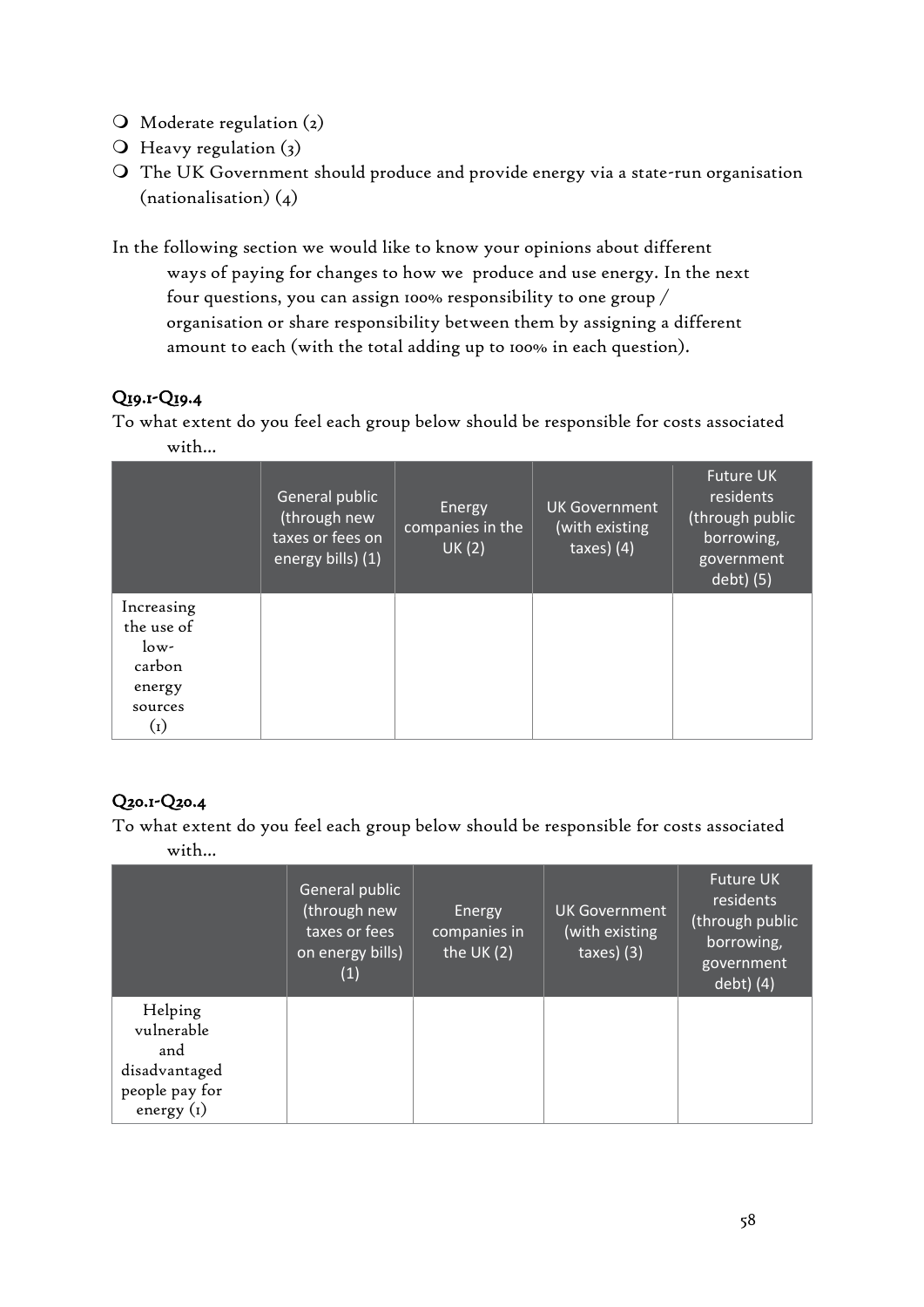- Moderate regulation (2)
- Heavy regulation (3)
- The UK Government should produce and provide energy via a state-run organisation (nationalisation) (4)

In the following section we would like to know your opinions about different ways of paying for changes to how we produce and use energy. In the next four questions, you can assign 100% responsibility to one group / organisation or share responsibility between them by assigning a different amount to each (with the total adding up to 100% in each question).

### Q19.1-Q19.4

To what extent do you feel each group below should be responsible for costs associated with...

| | General public (through new taxes or fees on energy bills) (1) | Energy companies in the UK (2) | UK Government (with existing taxes) (4) | Future UK residents (through public borrowing, government debt) (5) |
|---|---|---|---|---|
| Increasing the use of low-carbon energy sources (1) | | | | |

### Q20.1-Q20.4

To what extent do you feel each group below should be responsible for costs associated with...

| | General public (through new taxes or fees on energy bills) (1) | Energy companies in the UK (2) | UK Government (with existing taxes) (3) | Future UK residents (through public borrowing, government debt) (4) |
|---|---|---|---|---|
| Helping vulnerable and disadvantaged people pay for energy (1) | | | | |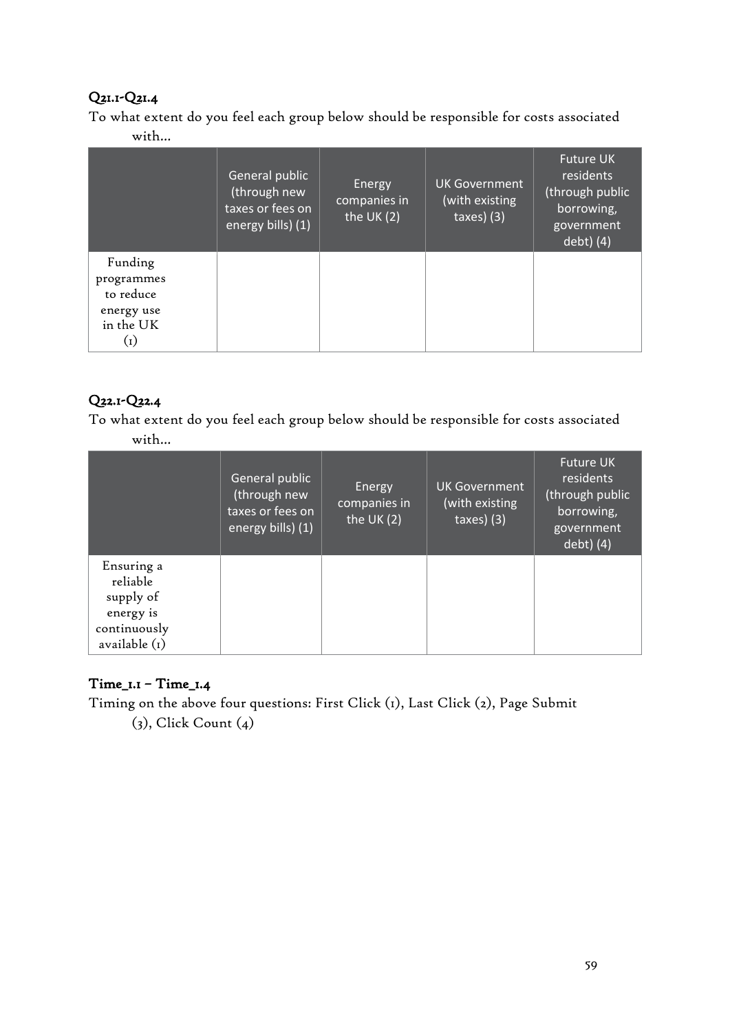### Q21.1-Q21.4

To what extent do you feel each group below should be responsible for costs associated with...

| | General public (through new taxes or fees on energy bills) (1) | Energy companies in the UK (2) | UK Government (with existing taxes) (3) | Future UK residents (through public borrowing, government debt) (4) |
|---|---|---|---|---|
| Funding programmes to reduce energy use in the UK (1) | | | | |

### Q22.1-Q22.4

To what extent do you feel each group below should be responsible for costs associated with...

| | General public (through new taxes or fees on energy bills) (1) | Energy companies in the UK (2) | UK Government (with existing taxes) (3) | Future UK residents (through public borrowing, government debt) (4) |
|---|---|---|---|---|
| Ensuring a reliable supply of energy is continuously available (1) | | | | |

### Time_1.1 – Time_1.4

Timing on the above four questions: First Click (1), Last Click (2), Page Submit (3), Click Count (4)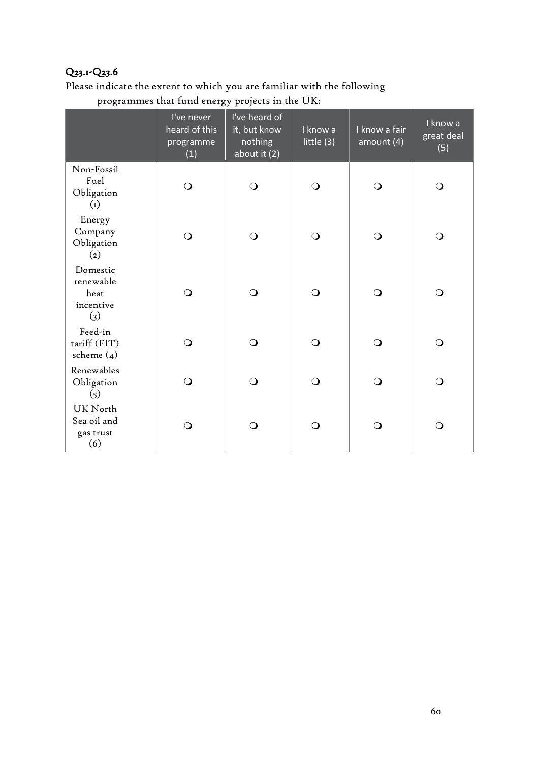**Q23.1-Q23.6**

Please indicate the extent to which you are familiar with the following programmes that fund energy projects in the UK:

| | I've never heard of this programme (1) | I've heard of it, but know nothing about it (2) | I know a little (3) | I know a fair amount (4) | I know a great deal (5) |
|---|---|---|---|---|---|
| Non-Fossil Fuel Obligation (1) | ❍ | ❍ | ❍ | ❍ | ❍ |
| Energy Company Obligation (2) | ❍ | ❍ | ❍ | ❍ | ❍ |
| Domestic renewable heat incentive (3) | ❍ | ❍ | ❍ | ❍ | ❍ |
| Feed-in tariff (FIT) scheme (4) | ❍ | ❍ | ❍ | ❍ | ❍ |
| Renewables Obligation (5) | ❍ | ❍ | ❍ | ❍ | ❍ |
| UK North Sea oil and gas trust (6) | ❍ | ❍ | ❍ | ❍ | ❍ |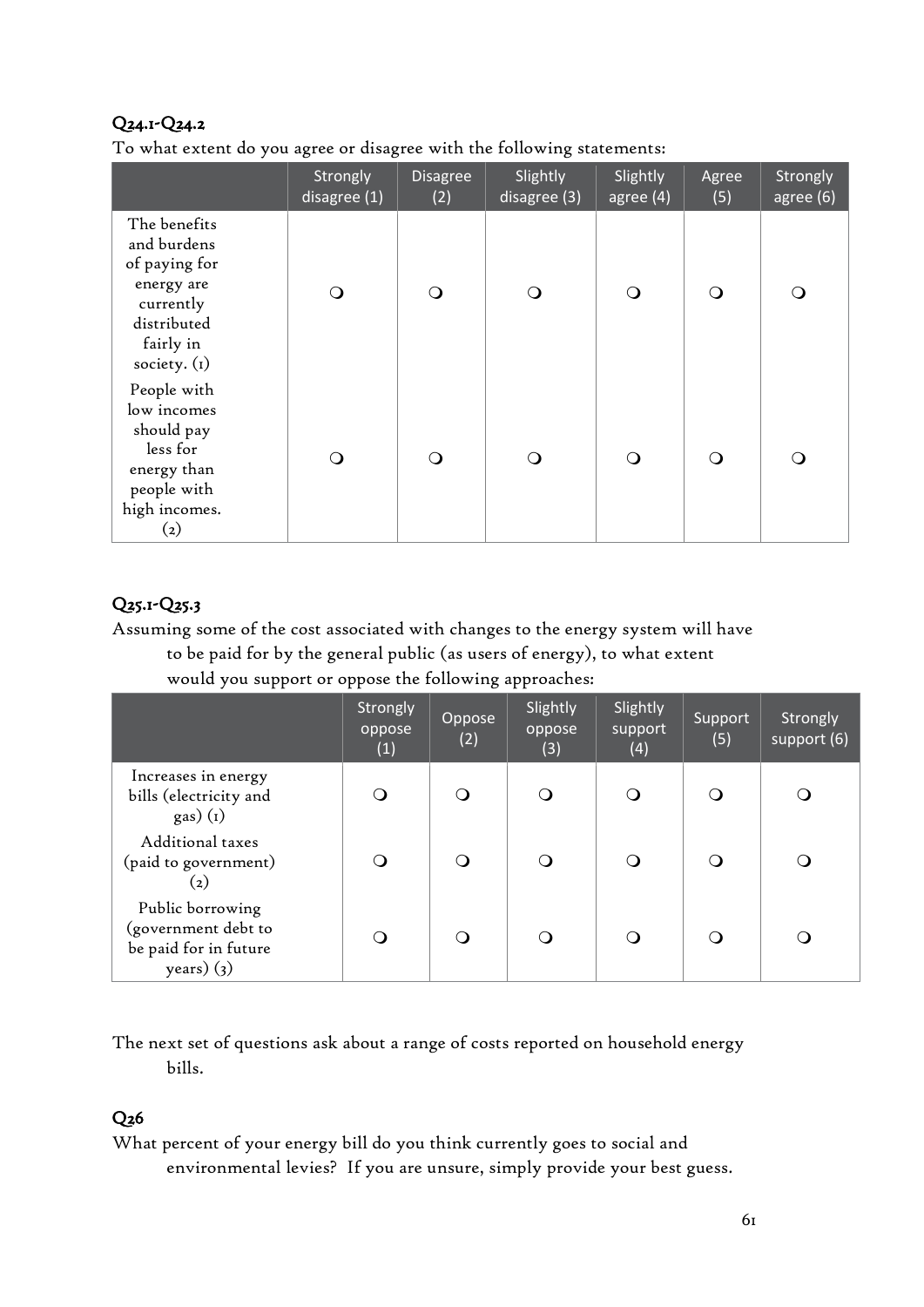## Q24.1-Q24.2

To what extent do you agree or disagree with the following statements:

| | Strongly disagree (1) | Disagree (2) | Slightly disagree (3) | Slightly agree (4) | Agree (5) | Strongly agree (6) |
|---|---|---|---|---|---|---|
| The benefits and burdens of paying for energy are currently distributed fairly in society. (1) | ❍ | ❍ | ❍ | ❍ | ❍ | ❍ |
| People with low incomes should pay less for energy than people with high incomes. (2) | ❍ | ❍ | ❍ | ❍ | ❍ | ❍ |

## Q25.1-Q25.3

Assuming some of the cost associated with changes to the energy system will have to be paid for by the general public (as users of energy), to what extent would you support or oppose the following approaches:

| | Strongly oppose (1) | Oppose (2) | Slightly oppose (3) | Slightly support (4) | Support (5) | Strongly support (6) |
|---|---|---|---|---|---|---|
| Increases in energy bills (electricity and gas) (1) | ❍ | ❍ | ❍ | ❍ | ❍ | ❍ |
| Additional taxes (paid to government) (2) | ❍ | ❍ | ❍ | ❍ | ❍ | ❍ |
| Public borrowing (government debt to be paid for in future years) (3) | ❍ | ❍ | ❍ | ❍ | ❍ | ❍ |

The next set of questions ask about a range of costs reported on household energy bills.

## Q26

What percent of your energy bill do you think currently goes to social and environmental levies? If you are unsure, simply provide your best guess.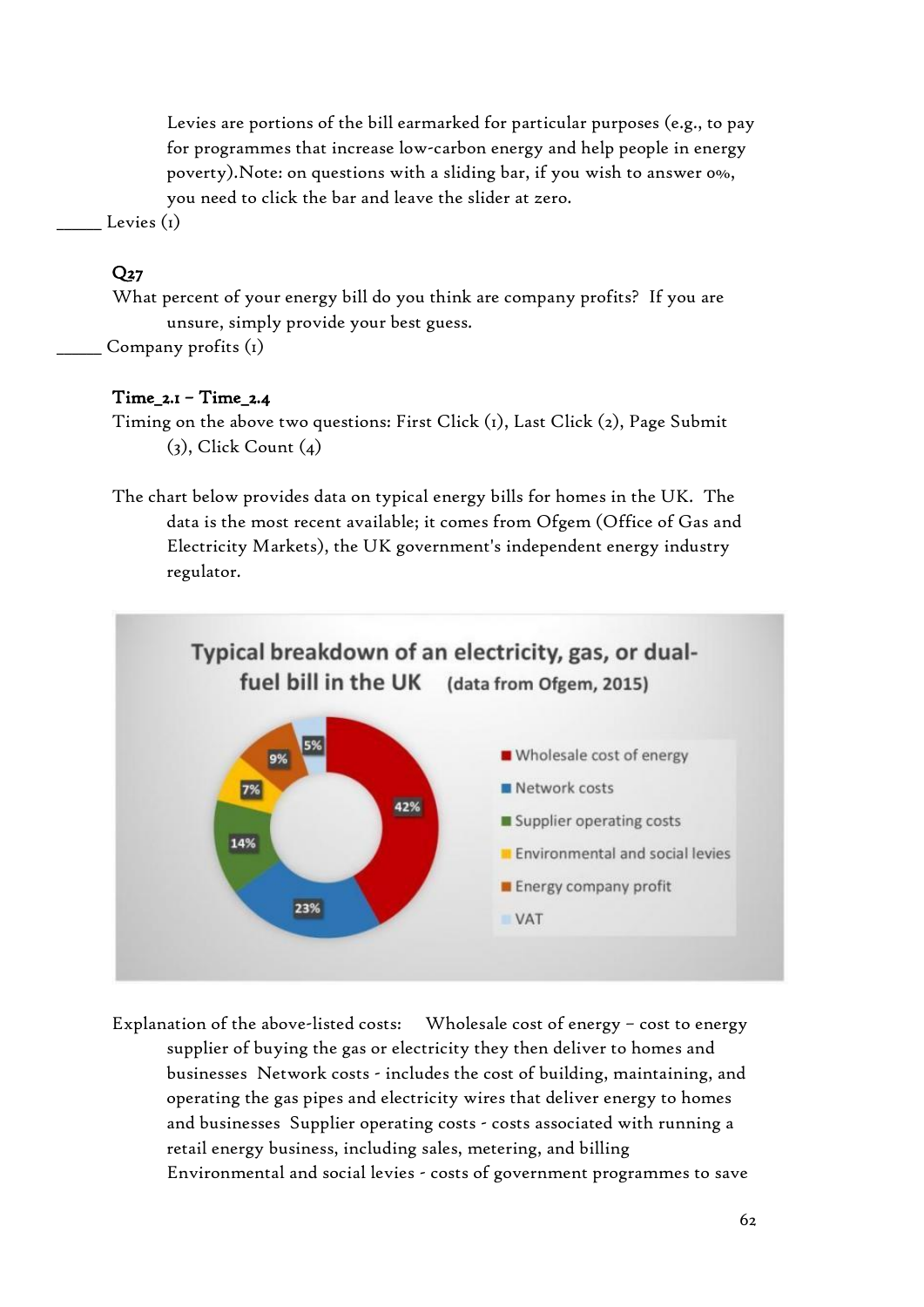Levies are portions of the bill earmarked for particular purposes (e.g., to pay for programmes that increase low-carbon energy and help people in energy poverty).Note: on questions with a sliding bar, if you wish to answer 0%, you need to click the bar and leave the slider at zero.

_____ Levies (1)

**Q27**

What percent of your energy bill do you think are company profits? If you are unsure, simply provide your best guess.

_____ Company profits (1)

**Time_2.1 – Time_2.4**

Timing on the above two questions: First Click (1), Last Click (2), Page Submit (3), Click Count (4)

The chart below provides data on typical energy bills for homes in the UK. The data is the most recent available; it comes from Ofgem (Office of Gas and Electricity Markets), the UK government's independent energy industry regulator.

**Typical breakdown of an electricity, gas, or dual-fuel bill in the UK** (data from Ofgem, 2015)

| Component | Share |
| --- | --- |
| Wholesale cost of energy | 42% |
| Network costs | 23% |
| Supplier operating costs | 14% |
| Environmental and social levies | 7% |
| Energy company profit | 9% |
| VAT | 5% |

Explanation of the above-listed costs: Wholesale cost of energy – cost to energy supplier of buying the gas or electricity they then deliver to homes and businesses Network costs - includes the cost of building, maintaining, and operating the gas pipes and electricity wires that deliver energy to homes and businesses Supplier operating costs - costs associated with running a retail energy business, including sales, metering, and billing Environmental and social levies - costs of government programmes to save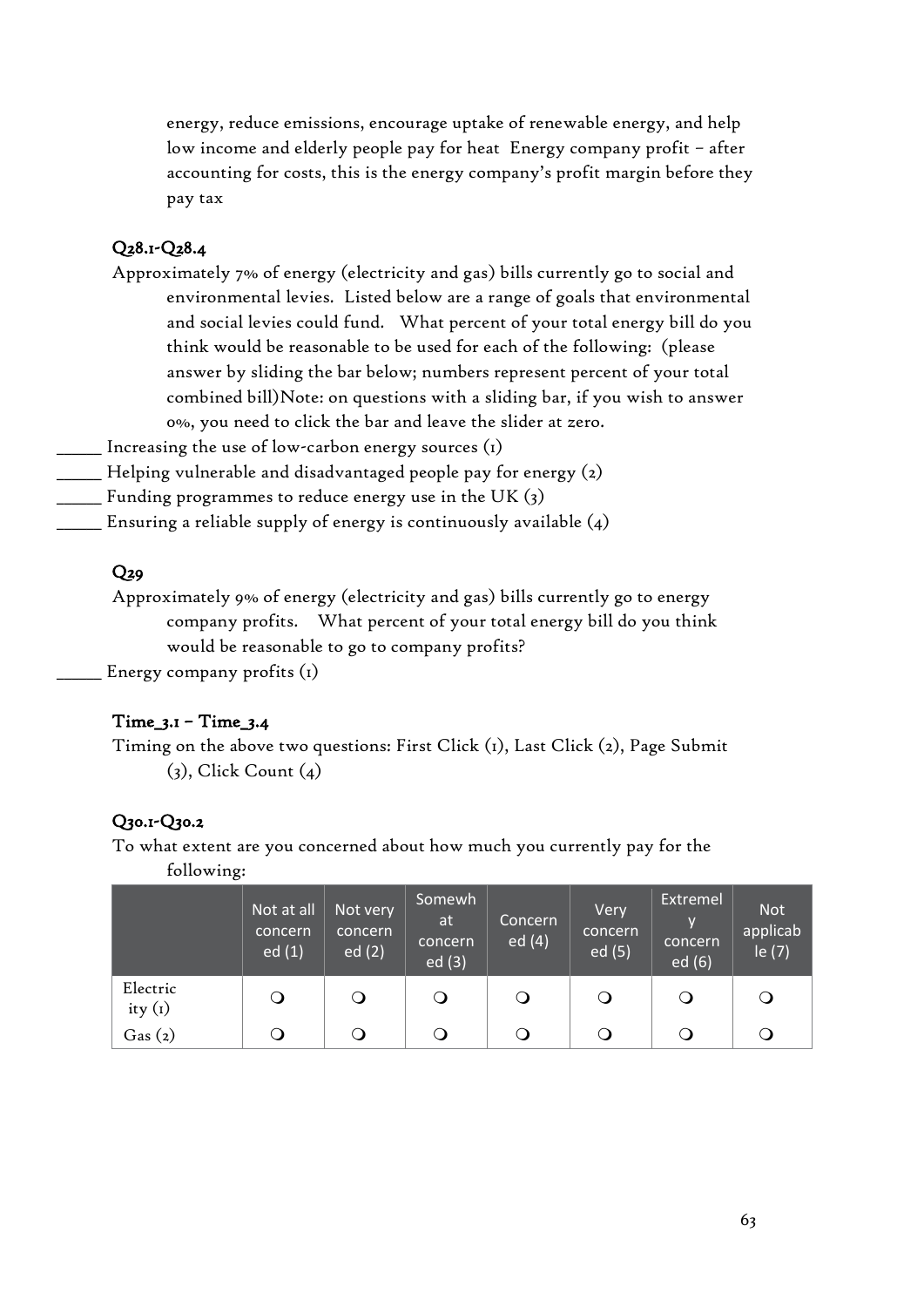energy, reduce emissions, encourage uptake of renewable energy, and help low income and elderly people pay for heat  Energy company profit – after accounting for costs, this is the energy company's profit margin before they pay tax

**Q28.1-Q28.4**

Approximately 7% of energy (electricity and gas) bills currently go to social and environmental levies.  Listed below are a range of goals that environmental and social levies could fund.   What percent of your total energy bill do you think would be reasonable to be used for each of the following:  (please answer by sliding the bar below; numbers represent percent of your total combined bill)Note: on questions with a sliding bar, if you wish to answer 0%, you need to click the bar and leave the slider at zero.

_____ Increasing the use of low-carbon energy sources (1)
_____ Helping vulnerable and disadvantaged people pay for energy (2)
_____ Funding programmes to reduce energy use in the UK (3)
_____ Ensuring a reliable supply of energy is continuously available (4)

**Q29**

Approximately 9% of energy (electricity and gas) bills currently go to energy company profits.   What percent of your total energy bill do you think would be reasonable to go to company profits?

_____ Energy company profits (1)

**Time_3.1 – Time_3.4**

Timing on the above two questions: First Click (1), Last Click (2), Page Submit (3), Click Count (4)

**Q30.1-Q30.2**

To what extent are you concerned about how much you currently pay for the following:

| | Not at all concerned (1) | Not very concerned (2) | Somewhat concerned (3) | Concerned (4) | Very concerned (5) | Extremely concerned (6) | Not applicable (7) |
|---|---|---|---|---|---|---|---|
| Electricity (1) | ❍ | ❍ | ❍ | ❍ | ❍ | ❍ | ❍ |
| Gas (2) | ❍ | ❍ | ❍ | ❍ | ❍ | ❍ | ❍ |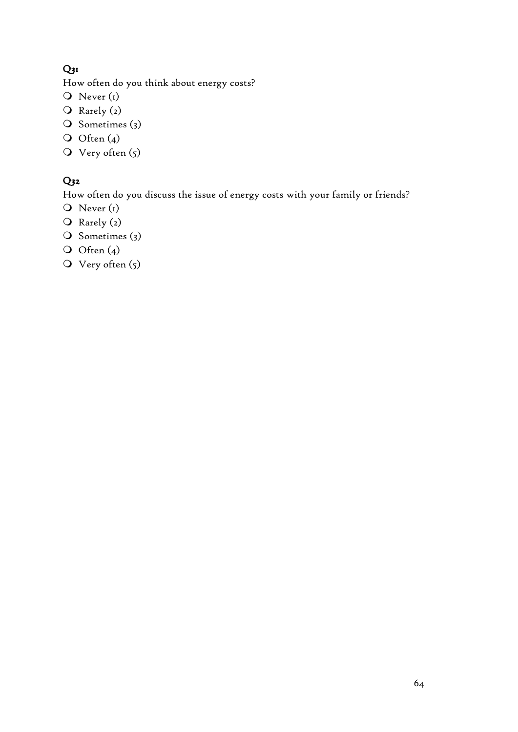**Q31**

How often do you think about energy costs?

- Never (1)
- Rarely (2)
- Sometimes (3)
- Often (4)
- Very often (5)

**Q32**

How often do you discuss the issue of energy costs with your family or friends?

- Never (1)
- Rarely (2)
- Sometimes (3)
- Often (4)
- Very often (5)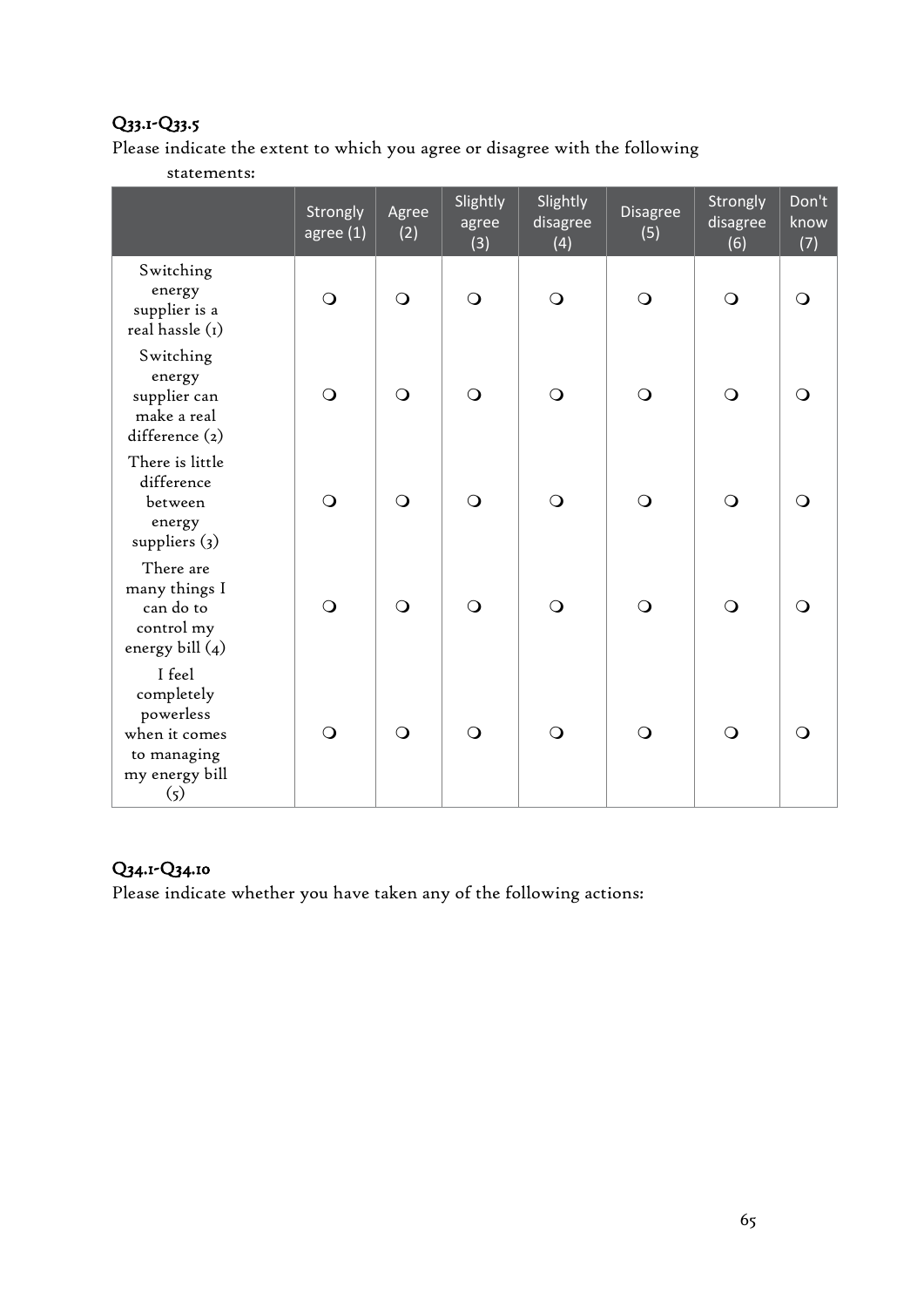### Q33.1-Q33.5

Please indicate the extent to which you agree or disagree with the following statements:

| | Strongly agree (1) | Agree (2) | Slightly agree (3) | Slightly disagree (4) | Disagree (5) | Strongly disagree (6) | Don't know (7) |
|---|---|---|---|---|---|---|---|
| Switching energy supplier is a real hassle (1) | ❍ | ❍ | ❍ | ❍ | ❍ | ❍ | ❍ |
| Switching energy supplier can make a real difference (2) | ❍ | ❍ | ❍ | ❍ | ❍ | ❍ | ❍ |
| There is little difference between energy suppliers (3) | ❍ | ❍ | ❍ | ❍ | ❍ | ❍ | ❍ |
| There are many things I can do to control my energy bill (4) | ❍ | ❍ | ❍ | ❍ | ❍ | ❍ | ❍ |
| I feel completely powerless when it comes to managing my energy bill (5) | ❍ | ❍ | ❍ | ❍ | ❍ | ❍ | ❍ |

### Q34.1-Q34.10

Please indicate whether you have taken any of the following actions: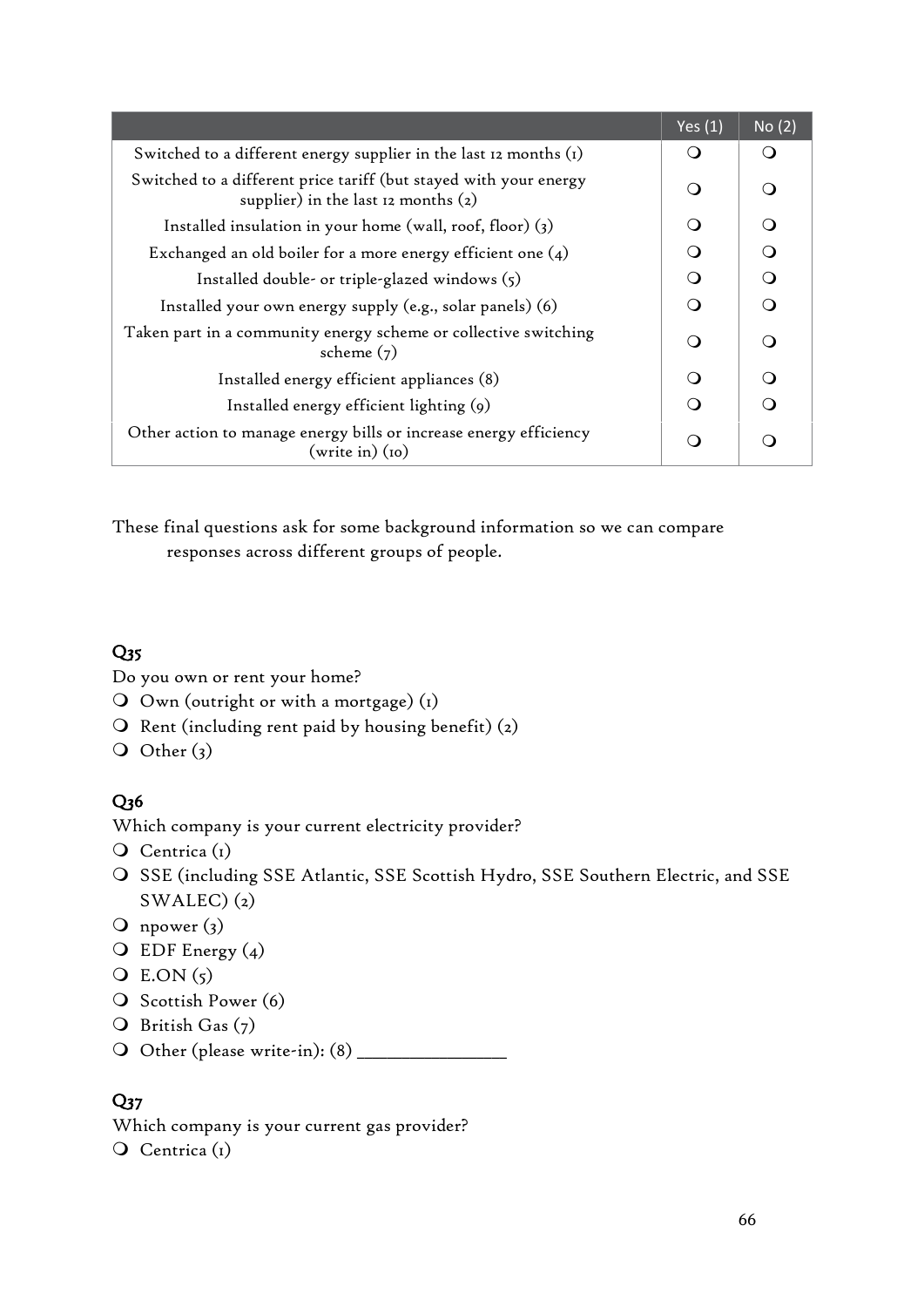| | Yes (1) | No (2) |
|---|---|---|
| Switched to a different energy supplier in the last 12 months (1) | ❍ | ❍ |
| Switched to a different price tariff (but stayed with your energy supplier) in the last 12 months (2) | ❍ | ❍ |
| Installed insulation in your home (wall, roof, floor) (3) | ❍ | ❍ |
| Exchanged an old boiler for a more energy efficient one (4) | ❍ | ❍ |
| Installed double- or triple-glazed windows (5) | ❍ | ❍ |
| Installed your own energy supply (e.g., solar panels) (6) | ❍ | ❍ |
| Taken part in a community energy scheme or collective switching scheme (7) | ❍ | ❍ |
| Installed energy efficient appliances (8) | ❍ | ❍ |
| Installed energy efficient lighting (9) | ❍ | ❍ |
| Other action to manage energy bills or increase energy efficiency (write in) (10) | ❍ | ❍ |

These final questions ask for some background information so we can compare responses across different groups of people.

### Q35

Do you own or rent your home?

- ❍ Own (outright or with a mortgage) (1)
- ❍ Rent (including rent paid by housing benefit) (2)
- ❍ Other (3)

### Q36

Which company is your current electricity provider?

- ❍ Centrica (1)
- ❍ SSE (including SSE Atlantic, SSE Scottish Hydro, SSE Southern Electric, and SSE SWALEC) (2)
- ❍ npower (3)
- ❍ EDF Energy (4)
- ❍ E.ON (5)
- ❍ Scottish Power (6)
- ❍ British Gas (7)
- ❍ Other (please write-in): (8) ____________________

### Q37

Which company is your current gas provider?

- ❍ Centrica (1)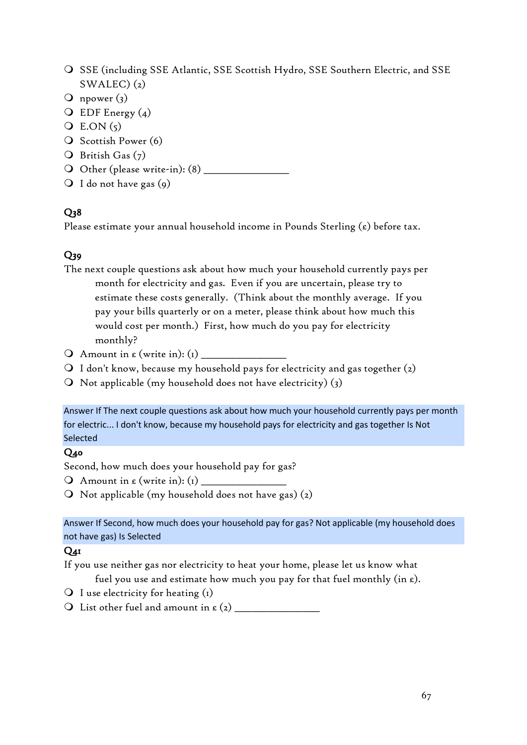- SSE (including SSE Atlantic, SSE Scottish Hydro, SSE Southern Electric, and SSE SWALEC) (2)
- npower (3)
- EDF Energy (4)
- E.ON (5)
- Scottish Power (6)
- British Gas (7)
- Other (please write-in): (8) ____________________
- I do not have gas (9)

**Q38**

Please estimate your annual household income in Pounds Sterling (£) before tax.

**Q39**

The next couple questions ask about how much your household currently pays per month for electricity and gas. Even if you are uncertain, please try to estimate these costs generally. (Think about the monthly average. If you pay your bills quarterly or on a meter, please think about how much this would cost per month.) First, how much do you pay for electricity monthly?

- Amount in £ (write in): (1) ____________________
- I don't know, because my household pays for electricity and gas together (2)
- Not applicable (my household does not have electricity) (3)

Answer If The next couple questions ask about how much your household currently pays per month for electric... I don't know, because my household pays for electricity and gas together Is Not Selected

**Q40**

Second, how much does your household pay for gas?

- Amount in £ (write in): (1) ____________________
- Not applicable (my household does not have gas) (2)

Answer If Second, how much does your household pay for gas? Not applicable (my household does not have gas) Is Selected

**Q41**

If you use neither gas nor electricity to heat your home, please let us know what fuel you use and estimate how much you pay for that fuel monthly (in £).

- I use electricity for heating (1)
- List other fuel and amount in £ (2) ____________________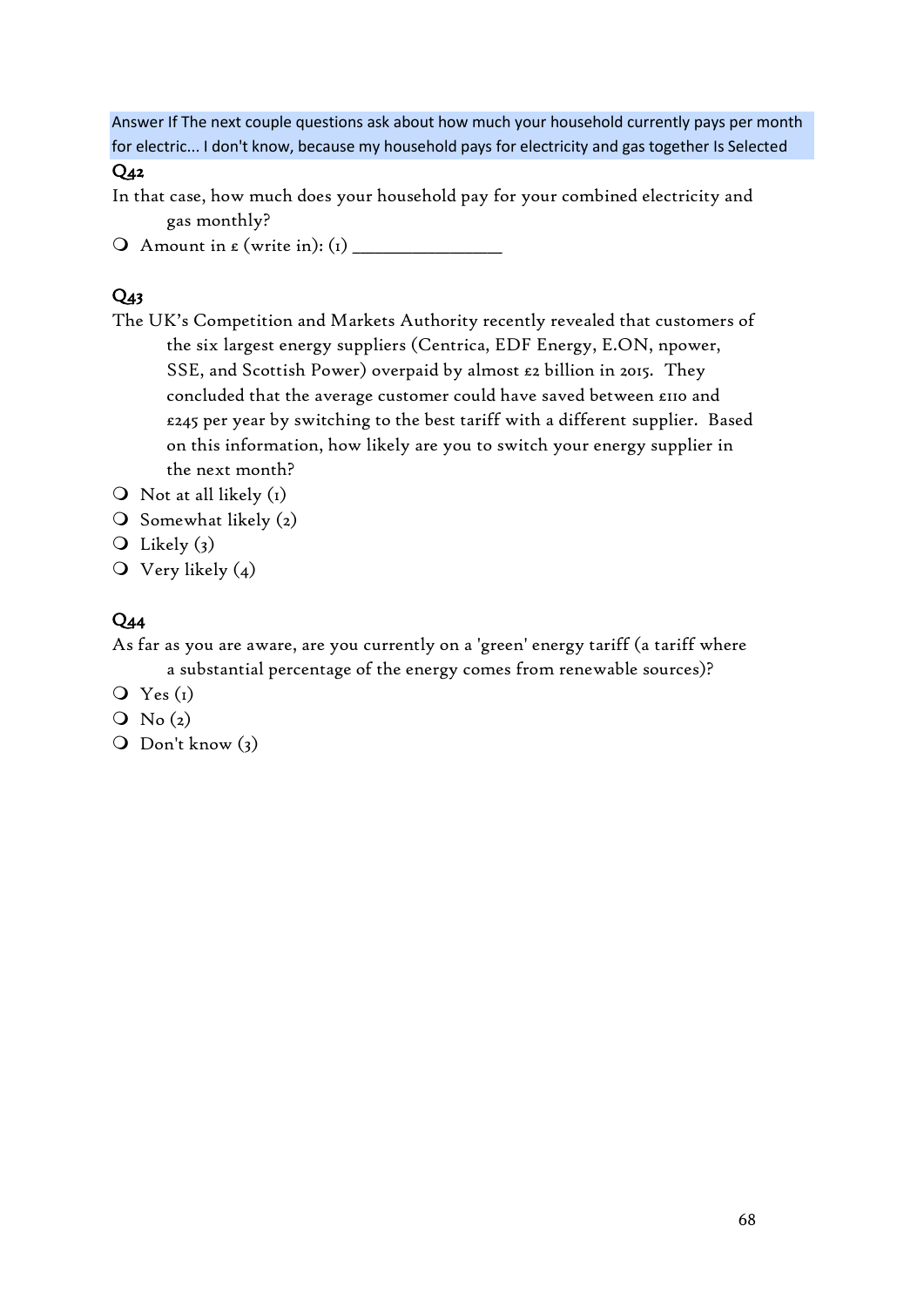Answer If The next couple questions ask about how much your household currently pays per month for electric... I don't know, because my household pays for electricity and gas together Is Selected

**Q42**

In that case, how much does your household pay for your combined electricity and gas monthly?

- Amount in £ (write in): (1) ________________

**Q43**

The UK's Competition and Markets Authority recently revealed that customers of the six largest energy suppliers (Centrica, EDF Energy, E.ON, npower, SSE, and Scottish Power) overpaid by almost £2 billion in 2015. They concluded that the average customer could have saved between £110 and £245 per year by switching to the best tariff with a different supplier. Based on this information, how likely are you to switch your energy supplier in the next month?

- Not at all likely (1)
- Somewhat likely (2)
- Likely (3)
- Very likely (4)

**Q44**

As far as you are aware, are you currently on a 'green' energy tariff (a tariff where a substantial percentage of the energy comes from renewable sources)?

- Yes (1)
- No (2)
- Don't know (3)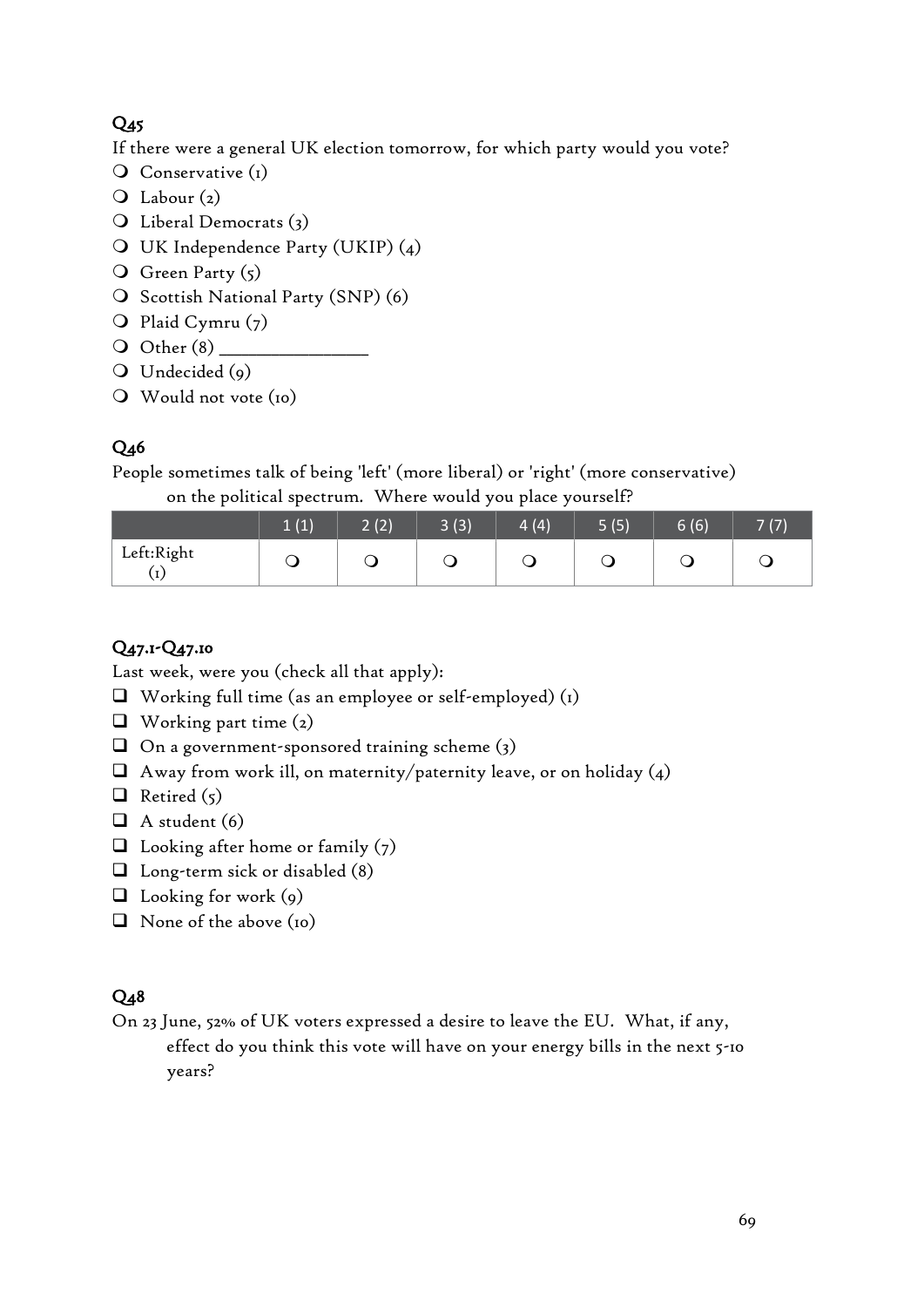## Q45

If there were a general UK election tomorrow, for which party would you vote?

- ❍ Conservative (1)
- ❍ Labour (2)
- ❍ Liberal Democrats (3)
- ❍ UK Independence Party (UKIP) (4)
- ❍ Green Party (5)
- ❍ Scottish National Party (SNP) (6)
- ❍ Plaid Cymru (7)
- ❍ Other (8) ____________________
- ❍ Undecided (9)
- ❍ Would not vote (10)

## Q46

People sometimes talk of being 'left' (more liberal) or 'right' (more conservative) on the political spectrum. Where would you place yourself?

| | 1 (1) | 2 (2) | 3 (3) | 4 (4) | 5 (5) | 6 (6) | 7 (7) |
|---|---|---|---|---|---|---|---|
| Left:Right (1) | ❍ | ❍ | ❍ | ❍ | ❍ | ❍ | ❍ |

## Q47.1-Q47.10

Last week, were you (check all that apply):

- ❑ Working full time (as an employee or self-employed) (1)
- ❑ Working part time (2)
- ❑ On a government-sponsored training scheme (3)
- ❑ Away from work ill, on maternity/paternity leave, or on holiday (4)
- ❑ Retired (5)
- ❑ A student (6)
- ❑ Looking after home or family (7)
- ❑ Long-term sick or disabled (8)
- ❑ Looking for work (9)
- ❑ None of the above (10)

## Q48

On 23 June, 52% of UK voters expressed a desire to leave the EU. What, if any, effect do you think this vote will have on your energy bills in the next 5-10 years?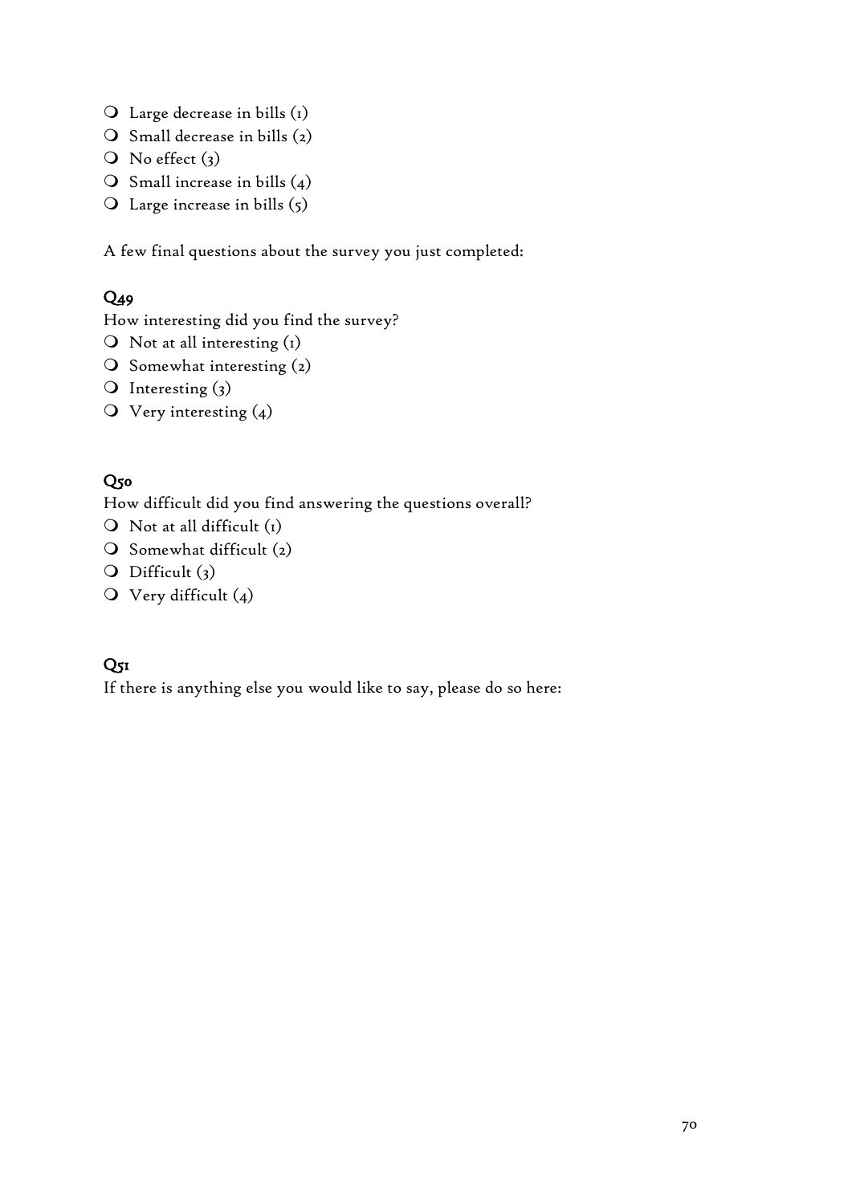- Large decrease in bills (1)
- Small decrease in bills (2)
- No effect (3)
- Small increase in bills (4)
- Large increase in bills (5)

A few final questions about the survey you just completed:

### Q49

How interesting did you find the survey?

- Not at all interesting (1)
- Somewhat interesting (2)
- Interesting (3)
- Very interesting (4)

### Q50

How difficult did you find answering the questions overall?

- Not at all difficult (1)
- Somewhat difficult (2)
- Difficult (3)
- Very difficult (4)

### Q51

If there is anything else you would like to say, please do so here: